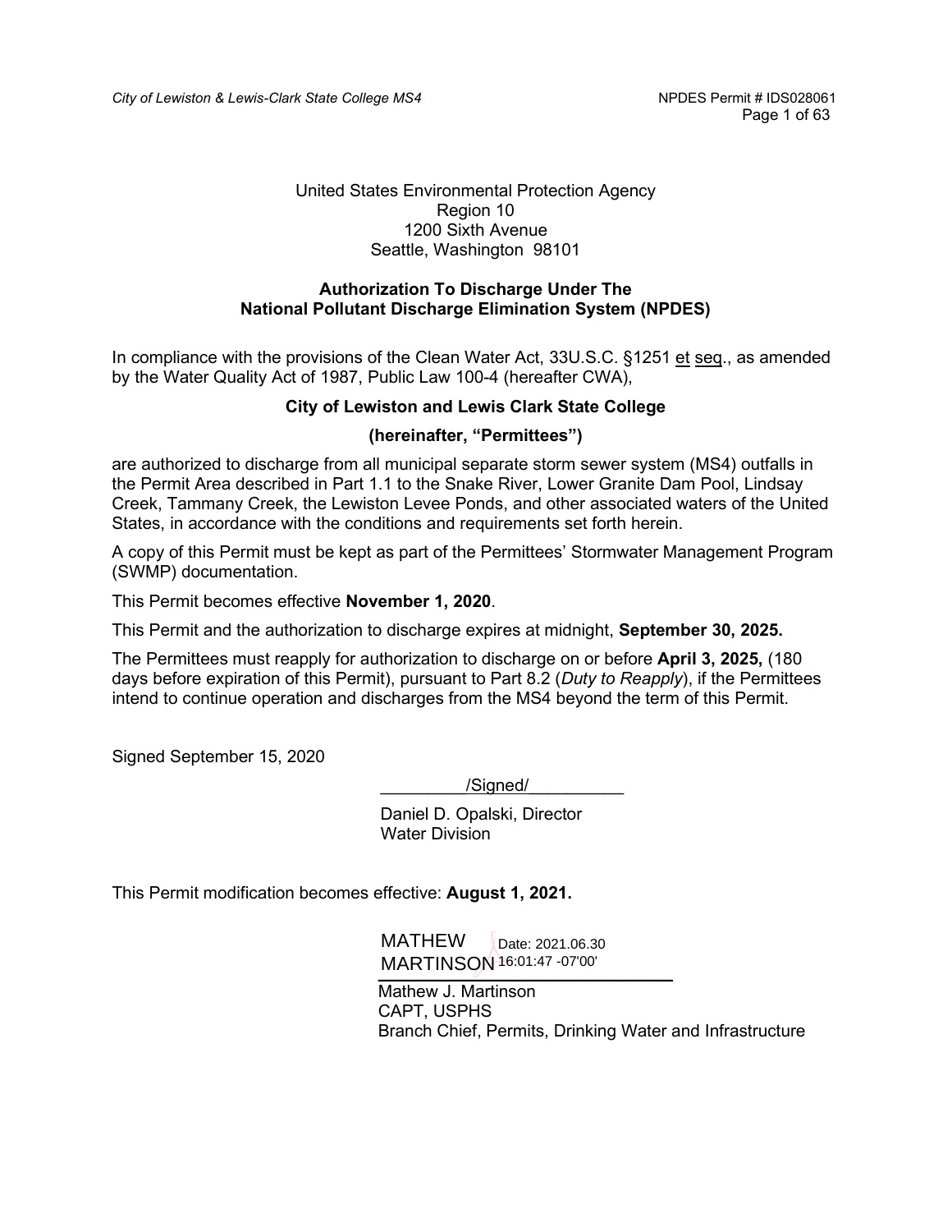United States Environmental Protection Agency
Region 10
1200 Sixth Avenue
Seattle, Washington 98101

**Authorization To Discharge Under The National Pollutant Discharge Elimination System (NPDES)**

In compliance with the provisions of the Clean Water Act, 33U.S.C. §1251 et seq., as amended by the Water Quality Act of 1987, Public Law 100-4 (hereafter CWA),

**City of Lewiston and Lewis Clark State College**

**(hereinafter, "Permittees")**

are authorized to discharge from all municipal separate storm sewer system (MS4) outfalls in the Permit Area described in Part 1.1 to the Snake River, Lower Granite Dam Pool, Lindsay Creek, Tammany Creek, the Lewiston Levee Ponds, and other associated waters of the United States, in accordance with the conditions and requirements set forth herein.

A copy of this Permit must be kept as part of the Permittees' Stormwater Management Program (SWMP) documentation.

This Permit becomes effective **November 1, 2020**.

This Permit and the authorization to discharge expires at midnight, **September 30, 2025.**

The Permittees must reapply for authorization to discharge on or before **April 3, 2025,** (180 days before expiration of this Permit), pursuant to Part 8.2 (*Duty to Reapply*), if the Permittees intend to continue operation and discharges from the MS4 beyond the term of this Permit.

Signed September 15, 2020

/Signed/

Daniel D. Opalski, Director
Water Division

This Permit modification becomes effective: **August 1, 2021.**

MATHEW MARTINSON Date: 2021.06.30 16:01:47 -07'00'

Mathew J. Martinson
CAPT, USPHS
Branch Chief, Permits, Drinking Water and Infrastructure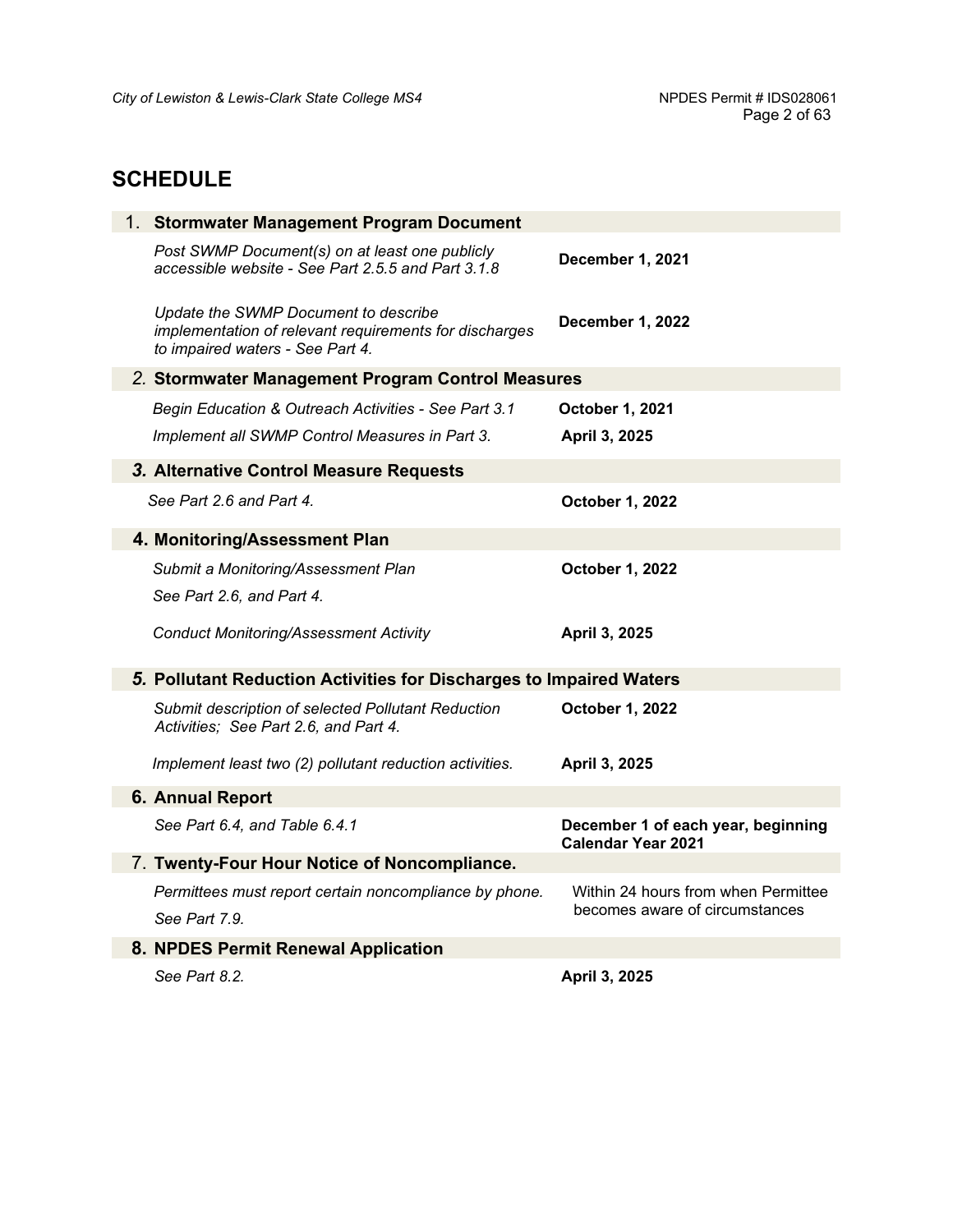## SCHEDULE

| | |
|---|---|
| **1. Stormwater Management Program Document** | |
| *Post SWMP Document(s) on at least one publicly accessible website - See Part 2.5.5 and Part 3.1.8* | **December 1, 2021** |
| *Update the SWMP Document to describe implementation of relevant requirements for discharges to impaired waters - See Part 4.* | **December 1, 2022** |
| **2. Stormwater Management Program Control Measures** | |
| *Begin Education & Outreach Activities - See Part 3.1* | **October 1, 2021** |
| *Implement all SWMP Control Measures in Part 3.* | **April 3, 2025** |
| **3. Alternative Control Measure Requests** | |
| *See Part 2.6 and Part 4.* | **October 1, 2022** |
| **4. Monitoring/Assessment Plan** | |
| *Submit a Monitoring/Assessment Plan* <br> *See Part 2.6, and Part 4.* | **October 1, 2022** |
| *Conduct Monitoring/Assessment Activity* | **April 3, 2025** |
| **5. Pollutant Reduction Activities for Discharges to Impaired Waters** | |
| *Submit description of selected Pollutant Reduction Activities; See Part 2.6, and Part 4.* | **October 1, 2022** |
| *Implement least two (2) pollutant reduction activities.* | **April 3, 2025** |
| **6. Annual Report** | |
| *See Part 6.4, and Table 6.4.1* | **December 1 of each year, beginning Calendar Year 2021** |
| **7. Twenty-Four Hour Notice of Noncompliance.** | |
| *Permittees must report certain noncompliance by phone.* <br> *See Part 7.9.* | Within 24 hours from when Permittee becomes aware of circumstances |
| **8. NPDES Permit Renewal Application** | |
| *See Part 8.2.* | **April 3, 2025** |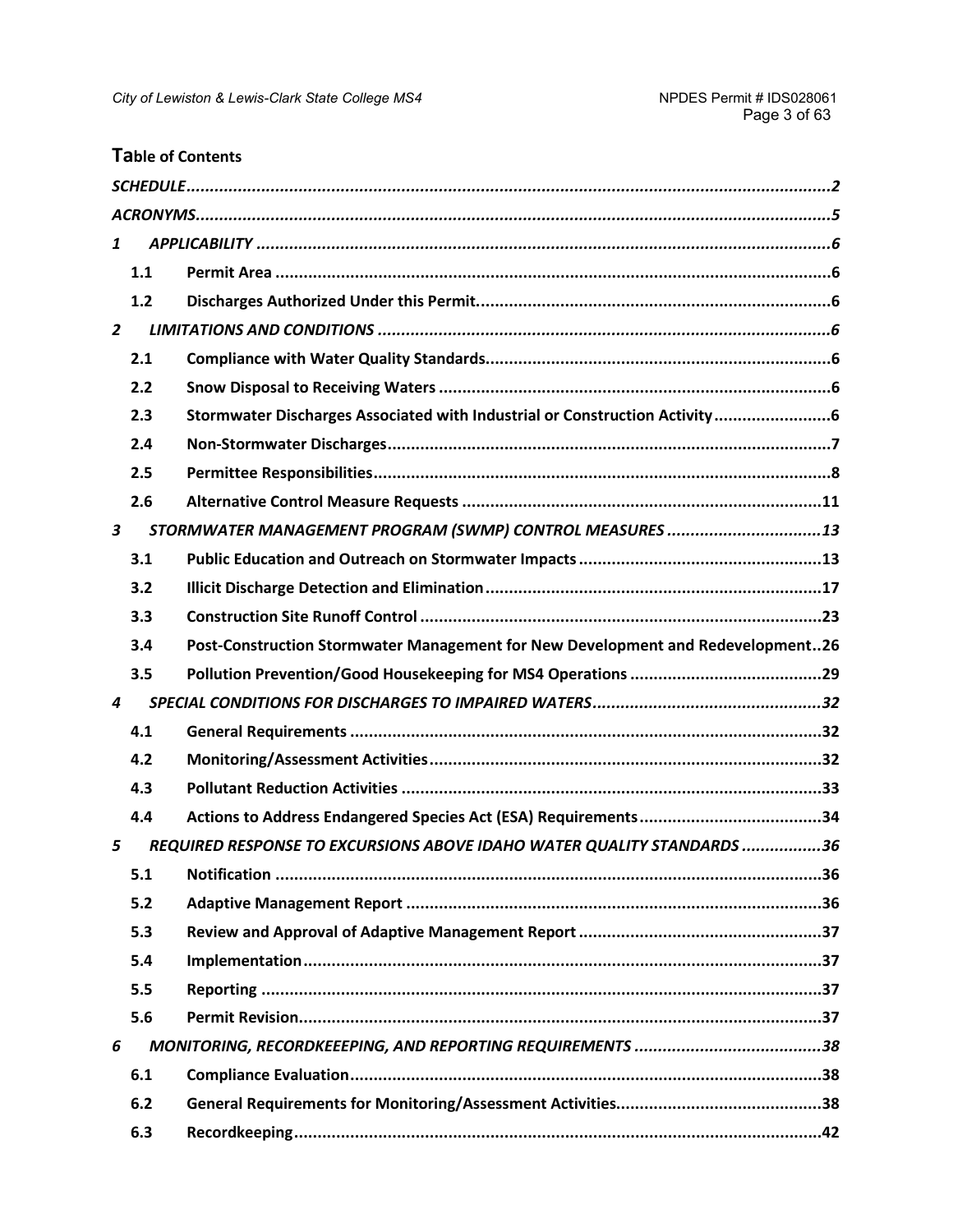**Table of Contents**

| | | |
|---|---|---|
| *SCHEDULE* | | 2 |
| *ACRONYMS* | | 5 |
| *1* | *APPLICABILITY* | 6 |
| 1.1 | Permit Area | 6 |
| 1.2 | Discharges Authorized Under this Permit | 6 |
| *2* | *LIMITATIONS AND CONDITIONS* | 6 |
| 2.1 | Compliance with Water Quality Standards | 6 |
| 2.2 | Snow Disposal to Receiving Waters | 6 |
| 2.3 | Stormwater Discharges Associated with Industrial or Construction Activity | 6 |
| 2.4 | Non-Stormwater Discharges | 7 |
| 2.5 | Permittee Responsibilities | 8 |
| 2.6 | Alternative Control Measure Requests | 11 |
| *3* | *STORMWATER MANAGEMENT PROGRAM (SWMP) CONTROL MEASURES* | 13 |
| 3.1 | Public Education and Outreach on Stormwater Impacts | 13 |
| 3.2 | Illicit Discharge Detection and Elimination | 17 |
| 3.3 | Construction Site Runoff Control | 23 |
| 3.4 | Post-Construction Stormwater Management for New Development and Redevelopment | 26 |
| 3.5 | Pollution Prevention/Good Housekeeping for MS4 Operations | 29 |
| *4* | *SPECIAL CONDITIONS FOR DISCHARGES TO IMPAIRED WATERS* | 32 |
| 4.1 | General Requirements | 32 |
| 4.2 | Monitoring/Assessment Activities | 32 |
| 4.3 | Pollutant Reduction Activities | 33 |
| 4.4 | Actions to Address Endangered Species Act (ESA) Requirements | 34 |
| *5* | *REQUIRED RESPONSE TO EXCURSIONS ABOVE IDAHO WATER QUALITY STANDARDS* | 36 |
| 5.1 | Notification | 36 |
| 5.2 | Adaptive Management Report | 36 |
| 5.3 | Review and Approval of Adaptive Management Report | 37 |
| 5.4 | Implementation | 37 |
| 5.5 | Reporting | 37 |
| 5.6 | Permit Revision | 37 |
| *6* | *MONITORING, RECORDKEEEPING, AND REPORTING REQUIREMENTS* | 38 |
| 6.1 | Compliance Evaluation | 38 |
| 6.2 | General Requirements for Monitoring/Assessment Activities | 38 |
| 6.3 | Recordkeeping | 42 |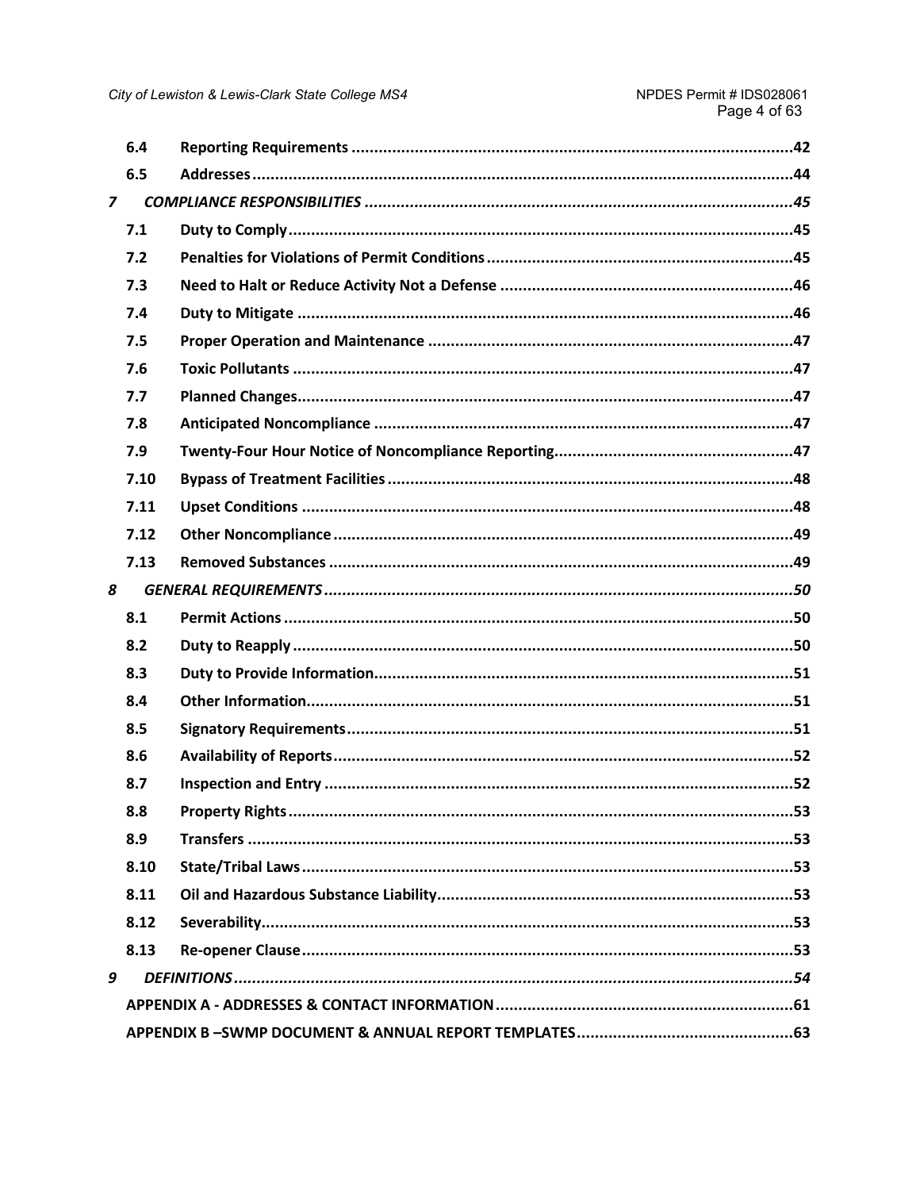| | | |
|---|---|---|
| 6.4 | **Reporting Requirements** | 42 |
| 6.5 | **Addresses** | 44 |
| ***7*** | ***COMPLIANCE RESPONSIBILITIES*** | ***45*** |
| 7.1 | **Duty to Comply** | 45 |
| 7.2 | **Penalties for Violations of Permit Conditions** | 45 |
| 7.3 | **Need to Halt or Reduce Activity Not a Defense** | 46 |
| 7.4 | **Duty to Mitigate** | 46 |
| 7.5 | **Proper Operation and Maintenance** | 47 |
| 7.6 | **Toxic Pollutants** | 47 |
| 7.7 | **Planned Changes** | 47 |
| 7.8 | **Anticipated Noncompliance** | 47 |
| 7.9 | **Twenty-Four Hour Notice of Noncompliance Reporting** | 47 |
| 7.10 | **Bypass of Treatment Facilities** | 48 |
| 7.11 | **Upset Conditions** | 48 |
| 7.12 | **Other Noncompliance** | 49 |
| 7.13 | **Removed Substances** | 49 |
| ***8*** | ***GENERAL REQUIREMENTS*** | ***50*** |
| 8.1 | **Permit Actions** | 50 |
| 8.2 | **Duty to Reapply** | 50 |
| 8.3 | **Duty to Provide Information** | 51 |
| 8.4 | **Other Information** | 51 |
| 8.5 | **Signatory Requirements** | 51 |
| 8.6 | **Availability of Reports** | 52 |
| 8.7 | **Inspection and Entry** | 52 |
| 8.8 | **Property Rights** | 53 |
| 8.9 | **Transfers** | 53 |
| 8.10 | **State/Tribal Laws** | 53 |
| 8.11 | **Oil and Hazardous Substance Liability** | 53 |
| 8.12 | **Severability** | 53 |
| 8.13 | **Re-opener Clause** | 53 |
| ***9*** | ***DEFINITIONS*** | ***54*** |
| | **APPENDIX A - ADDRESSES & CONTACT INFORMATION** | 61 |
| | **APPENDIX B –SWMP DOCUMENT & ANNUAL REPORT TEMPLATES** | 63 |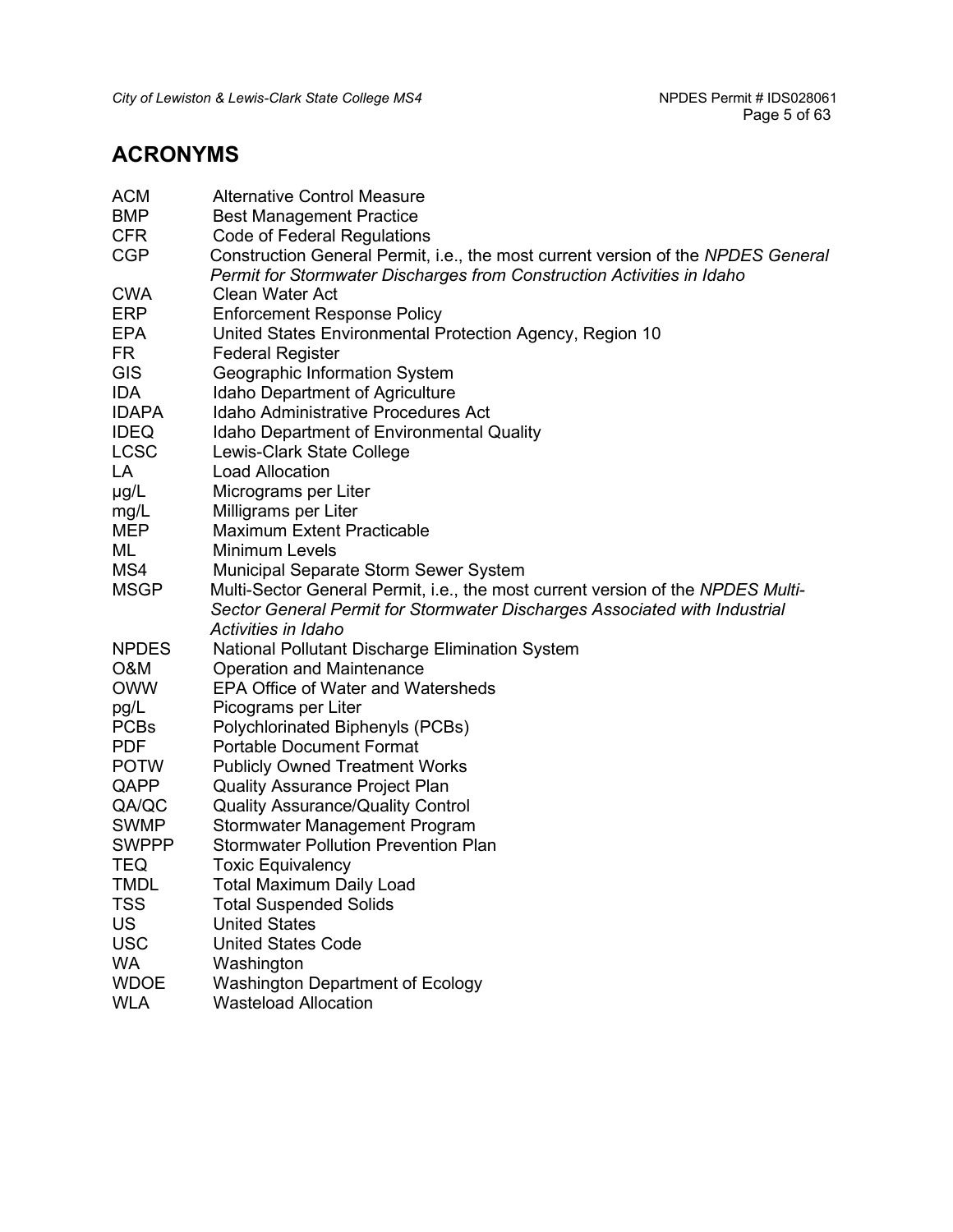## ACRONYMS

| | |
|---|---|
| ACM | Alternative Control Measure |
| BMP | Best Management Practice |
| CFR | Code of Federal Regulations |
| CGP | Construction General Permit, i.e., the most current version of the *NPDES General Permit for Stormwater Discharges from Construction Activities in Idaho* |
| CWA | Clean Water Act |
| ERP | Enforcement Response Policy |
| EPA | United States Environmental Protection Agency, Region 10 |
| FR | Federal Register |
| GIS | Geographic Information System |
| IDA | Idaho Department of Agriculture |
| IDAPA | Idaho Administrative Procedures Act |
| IDEQ | Idaho Department of Environmental Quality |
| LCSC | Lewis-Clark State College |
| LA | Load Allocation |
| µg/L | Micrograms per Liter |
| mg/L | Milligrams per Liter |
| MEP | Maximum Extent Practicable |
| ML | Minimum Levels |
| MS4 | Municipal Separate Storm Sewer System |
| MSGP | Multi-Sector General Permit, i.e., the most current version of the *NPDES Multi-Sector General Permit for Stormwater Discharges Associated with Industrial Activities in Idaho* |
| NPDES | National Pollutant Discharge Elimination System |
| O&M | Operation and Maintenance |
| OWW | EPA Office of Water and Watersheds |
| pg/L | Picograms per Liter |
| PCBs | Polychlorinated Biphenyls (PCBs) |
| PDF | Portable Document Format |
| POTW | Publicly Owned Treatment Works |
| QAPP | Quality Assurance Project Plan |
| QA/QC | Quality Assurance/Quality Control |
| SWMP | Stormwater Management Program |
| SWPPP | Stormwater Pollution Prevention Plan |
| TEQ | Toxic Equivalency |
| TMDL | Total Maximum Daily Load |
| TSS | Total Suspended Solids |
| US | United States |
| USC | United States Code |
| WA | Washington |
| WDOE | Washington Department of Ecology |
| WLA | Wasteload Allocation |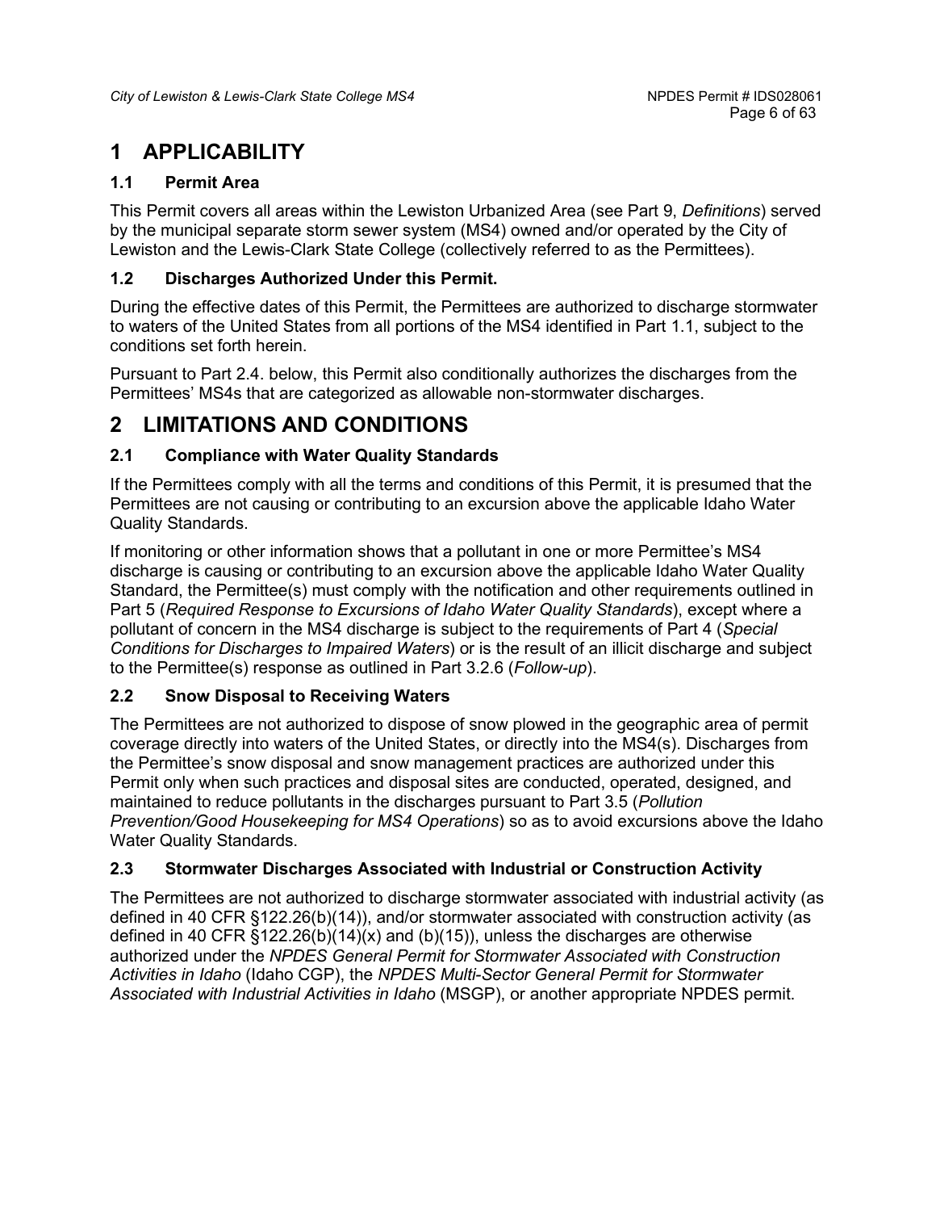# 1 APPLICABILITY

## 1.1 Permit Area

This Permit covers all areas within the Lewiston Urbanized Area (see Part 9, *Definitions*) served by the municipal separate storm sewer system (MS4) owned and/or operated by the City of Lewiston and the Lewis-Clark State College (collectively referred to as the Permittees).

## 1.2 Discharges Authorized Under this Permit.

During the effective dates of this Permit, the Permittees are authorized to discharge stormwater to waters of the United States from all portions of the MS4 identified in Part 1.1, subject to the conditions set forth herein.

Pursuant to Part 2.4. below, this Permit also conditionally authorizes the discharges from the Permittees' MS4s that are categorized as allowable non-stormwater discharges.

# 2 LIMITATIONS AND CONDITIONS

## 2.1 Compliance with Water Quality Standards

If the Permittees comply with all the terms and conditions of this Permit, it is presumed that the Permittees are not causing or contributing to an excursion above the applicable Idaho Water Quality Standards.

If monitoring or other information shows that a pollutant in one or more Permittee's MS4 discharge is causing or contributing to an excursion above the applicable Idaho Water Quality Standard, the Permittee(s) must comply with the notification and other requirements outlined in Part 5 (*Required Response to Excursions of Idaho Water Quality Standards*), except where a pollutant of concern in the MS4 discharge is subject to the requirements of Part 4 (*Special Conditions for Discharges to Impaired Waters*) or is the result of an illicit discharge and subject to the Permittee(s) response as outlined in Part 3.2.6 (*Follow-up*).

## 2.2 Snow Disposal to Receiving Waters

The Permittees are not authorized to dispose of snow plowed in the geographic area of permit coverage directly into waters of the United States, or directly into the MS4(s). Discharges from the Permittee's snow disposal and snow management practices are authorized under this Permit only when such practices and disposal sites are conducted, operated, designed, and maintained to reduce pollutants in the discharges pursuant to Part 3.5 (*Pollution Prevention/Good Housekeeping for MS4 Operations*) so as to avoid excursions above the Idaho Water Quality Standards.

## 2.3 Stormwater Discharges Associated with Industrial or Construction Activity

The Permittees are not authorized to discharge stormwater associated with industrial activity (as defined in 40 CFR §122.26(b)(14)), and/or stormwater associated with construction activity (as defined in 40 CFR §122.26(b)(14)(x) and (b)(15)), unless the discharges are otherwise authorized under the *NPDES General Permit for Stormwater Associated with Construction Activities in Idaho* (Idaho CGP), the *NPDES Multi-Sector General Permit for Stormwater Associated with Industrial Activities in Idaho* (MSGP), or another appropriate NPDES permit.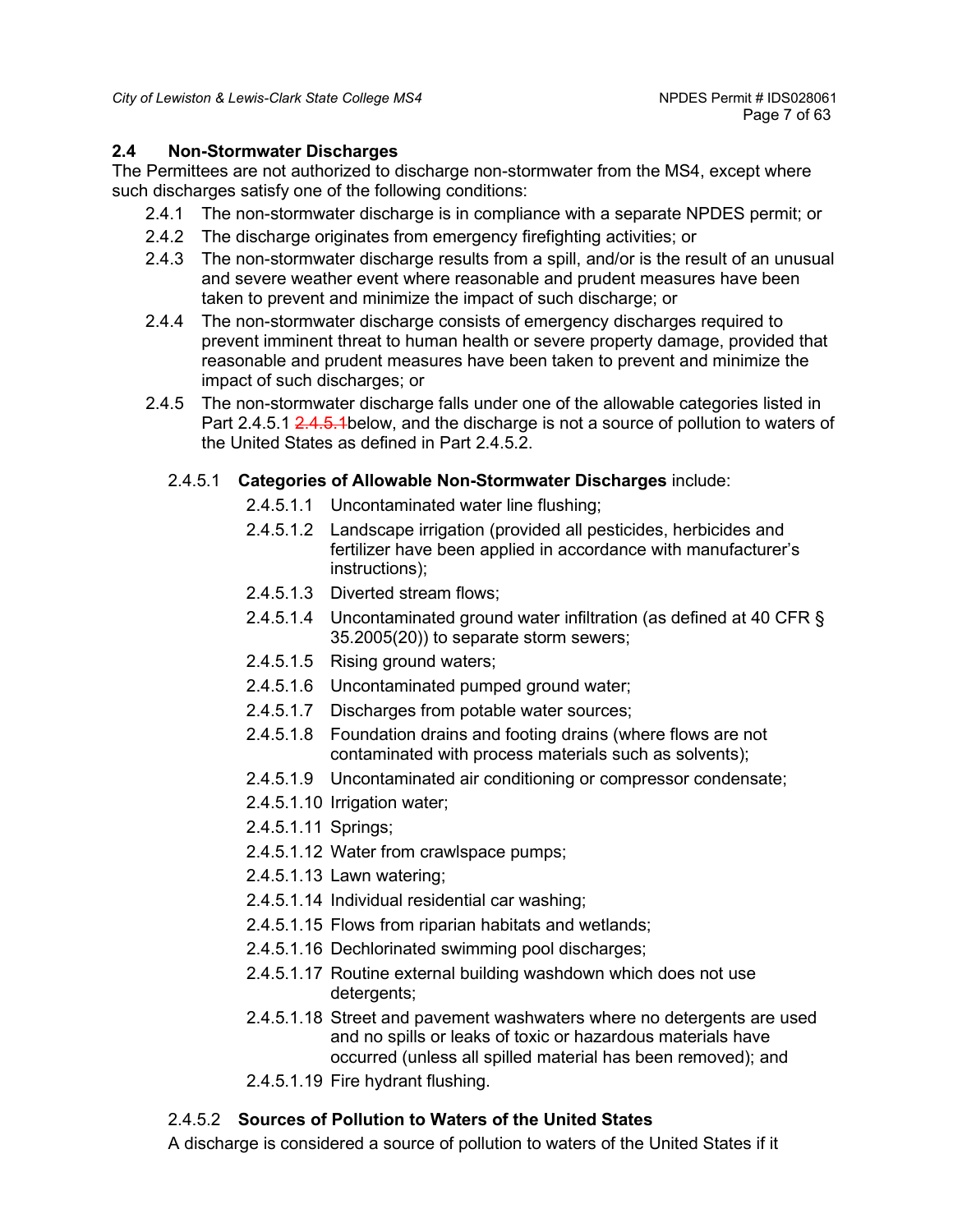## 2.4 Non-Stormwater Discharges

The Permittees are not authorized to discharge non-stormwater from the MS4, except where such discharges satisfy one of the following conditions:

2.4.1 The non-stormwater discharge is in compliance with a separate NPDES permit; or

2.4.2 The discharge originates from emergency firefighting activities; or

2.4.3 The non-stormwater discharge results from a spill, and/or is the result of an unusual and severe weather event where reasonable and prudent measures have been taken to prevent and minimize the impact of such discharge; or

2.4.4 The non-stormwater discharge consists of emergency discharges required to prevent imminent threat to human health or severe property damage, provided that reasonable and prudent measures have been taken to prevent and minimize the impact of such discharges; or

2.4.5 The non-stormwater discharge falls under one of the allowable categories listed in Part 2.4.5.1 ~~2.4.5.1~~below, and the discharge is not a source of pollution to waters of the United States as defined in Part 2.4.5.2.

2.4.5.1 **Categories of Allowable Non-Stormwater Discharges** include:

2.4.5.1.1 Uncontaminated water line flushing;

2.4.5.1.2 Landscape irrigation (provided all pesticides, herbicides and fertilizer have been applied in accordance with manufacturer's instructions);

2.4.5.1.3 Diverted stream flows;

2.4.5.1.4 Uncontaminated ground water infiltration (as defined at 40 CFR § 35.2005(20)) to separate storm sewers;

2.4.5.1.5 Rising ground waters;

2.4.5.1.6 Uncontaminated pumped ground water;

2.4.5.1.7 Discharges from potable water sources;

2.4.5.1.8 Foundation drains and footing drains (where flows are not contaminated with process materials such as solvents);

2.4.5.1.9 Uncontaminated air conditioning or compressor condensate;

2.4.5.1.10 Irrigation water;

2.4.5.1.11 Springs;

2.4.5.1.12 Water from crawlspace pumps;

2.4.5.1.13 Lawn watering;

2.4.5.1.14 Individual residential car washing;

2.4.5.1.15 Flows from riparian habitats and wetlands;

2.4.5.1.16 Dechlorinated swimming pool discharges;

2.4.5.1.17 Routine external building washdown which does not use detergents;

2.4.5.1.18 Street and pavement washwaters where no detergents are used and no spills or leaks of toxic or hazardous materials have occurred (unless all spilled material has been removed); and

2.4.5.1.19 Fire hydrant flushing.

2.4.5.2 **Sources of Pollution to Waters of the United States**

A discharge is considered a source of pollution to waters of the United States if it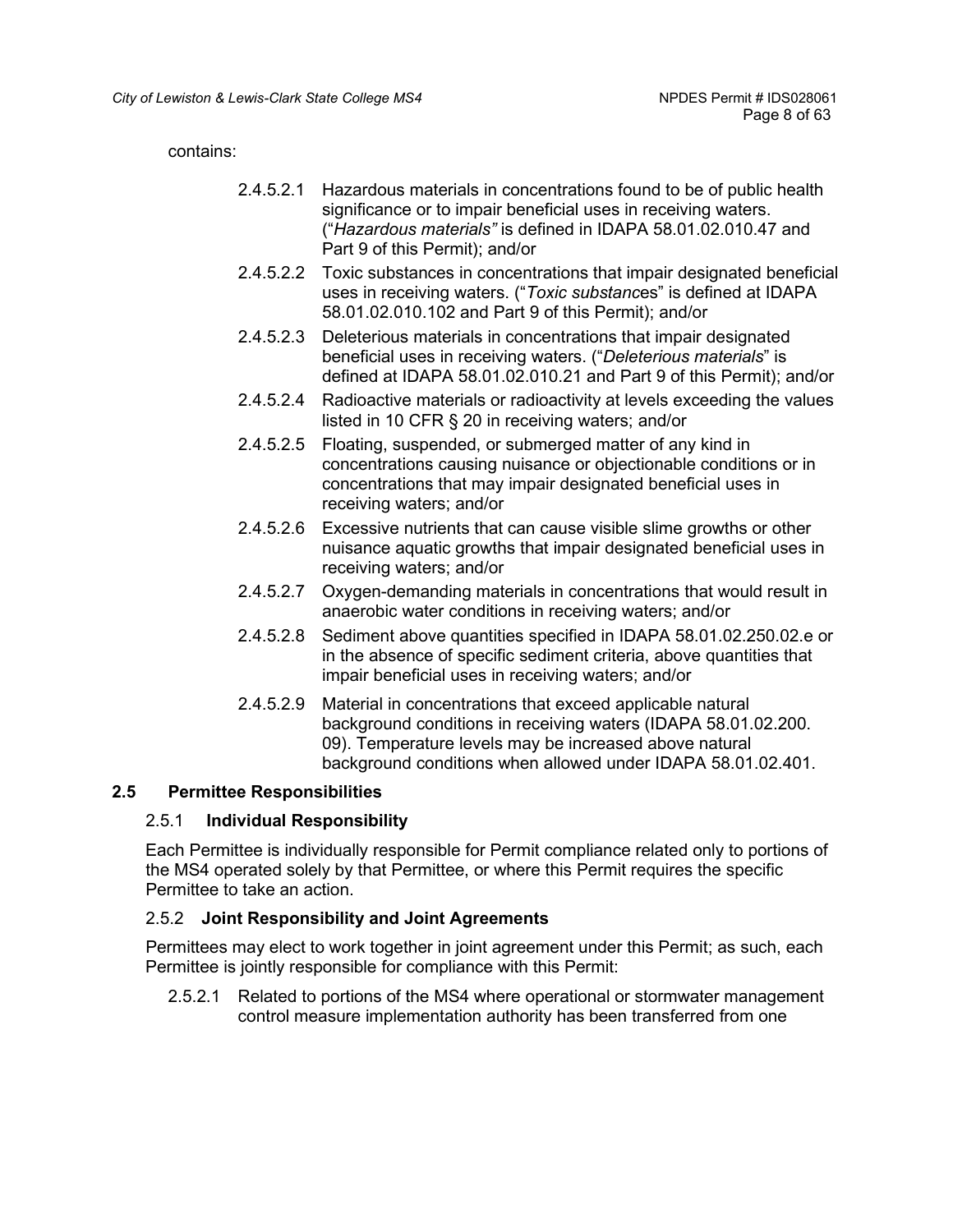contains:

- 2.4.5.2.1 Hazardous materials in concentrations found to be of public health significance or to impair beneficial uses in receiving waters. ("*Hazardous materials"* is defined in IDAPA 58.01.02.010.47 and Part 9 of this Permit); and/or
- 2.4.5.2.2 Toxic substances in concentrations that impair designated beneficial uses in receiving waters. ("*Toxic substanc*es" is defined at IDAPA 58.01.02.010.102 and Part 9 of this Permit); and/or
- 2.4.5.2.3 Deleterious materials in concentrations that impair designated beneficial uses in receiving waters. ("*Deleterious materials*" is defined at IDAPA 58.01.02.010.21 and Part 9 of this Permit); and/or
- 2.4.5.2.4 Radioactive materials or radioactivity at levels exceeding the values listed in 10 CFR § 20 in receiving waters; and/or
- 2.4.5.2.5 Floating, suspended, or submerged matter of any kind in concentrations causing nuisance or objectionable conditions or in concentrations that may impair designated beneficial uses in receiving waters; and/or
- 2.4.5.2.6 Excessive nutrients that can cause visible slime growths or other nuisance aquatic growths that impair designated beneficial uses in receiving waters; and/or
- 2.4.5.2.7 Oxygen-demanding materials in concentrations that would result in anaerobic water conditions in receiving waters; and/or
- 2.4.5.2.8 Sediment above quantities specified in IDAPA 58.01.02.250.02.e or in the absence of specific sediment criteria, above quantities that impair beneficial uses in receiving waters; and/or
- 2.4.5.2.9 Material in concentrations that exceed applicable natural background conditions in receiving waters (IDAPA 58.01.02.200. 09). Temperature levels may be increased above natural background conditions when allowed under IDAPA 58.01.02.401.

## 2.5 Permittee Responsibilities

### 2.5.1 Individual Responsibility

Each Permittee is individually responsible for Permit compliance related only to portions of the MS4 operated solely by that Permittee, or where this Permit requires the specific Permittee to take an action.

### 2.5.2 Joint Responsibility and Joint Agreements

Permittees may elect to work together in joint agreement under this Permit; as such, each Permittee is jointly responsible for compliance with this Permit:

- 2.5.2.1 Related to portions of the MS4 where operational or stormwater management control measure implementation authority has been transferred from one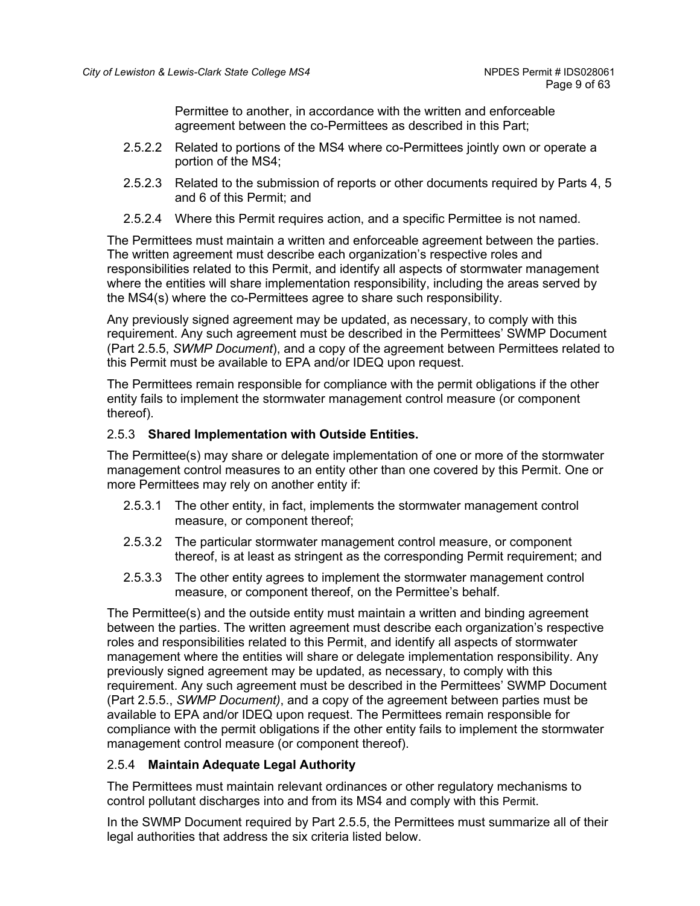Permittee to another, in accordance with the written and enforceable agreement between the co-Permittees as described in this Part;

2.5.2.2 Related to portions of the MS4 where co-Permittees jointly own or operate a portion of the MS4;

2.5.2.3 Related to the submission of reports or other documents required by Parts 4, 5 and 6 of this Permit; and

2.5.2.4 Where this Permit requires action, and a specific Permittee is not named.

The Permittees must maintain a written and enforceable agreement between the parties. The written agreement must describe each organization's respective roles and responsibilities related to this Permit, and identify all aspects of stormwater management where the entities will share implementation responsibility, including the areas served by the MS4(s) where the co-Permittees agree to share such responsibility.

Any previously signed agreement may be updated, as necessary, to comply with this requirement. Any such agreement must be described in the Permittees' SWMP Document (Part 2.5.5, *SWMP Document*), and a copy of the agreement between Permittees related to this Permit must be available to EPA and/or IDEQ upon request.

The Permittees remain responsible for compliance with the permit obligations if the other entity fails to implement the stormwater management control measure (or component thereof).

### 2.5.3 **Shared Implementation with Outside Entities.**

The Permittee(s) may share or delegate implementation of one or more of the stormwater management control measures to an entity other than one covered by this Permit. One or more Permittees may rely on another entity if:

2.5.3.1 The other entity, in fact, implements the stormwater management control measure, or component thereof;

2.5.3.2 The particular stormwater management control measure, or component thereof, is at least as stringent as the corresponding Permit requirement; and

2.5.3.3 The other entity agrees to implement the stormwater management control measure, or component thereof, on the Permittee's behalf.

The Permittee(s) and the outside entity must maintain a written and binding agreement between the parties. The written agreement must describe each organization's respective roles and responsibilities related to this Permit, and identify all aspects of stormwater management where the entities will share or delegate implementation responsibility. Any previously signed agreement may be updated, as necessary, to comply with this requirement. Any such agreement must be described in the Permittees' SWMP Document (Part 2.5.5., *SWMP Document)*, and a copy of the agreement between parties must be available to EPA and/or IDEQ upon request. The Permittees remain responsible for compliance with the permit obligations if the other entity fails to implement the stormwater management control measure (or component thereof).

### 2.5.4 **Maintain Adequate Legal Authority**

The Permittees must maintain relevant ordinances or other regulatory mechanisms to control pollutant discharges into and from its MS4 and comply with this Permit.

In the SWMP Document required by Part 2.5.5, the Permittees must summarize all of their legal authorities that address the six criteria listed below.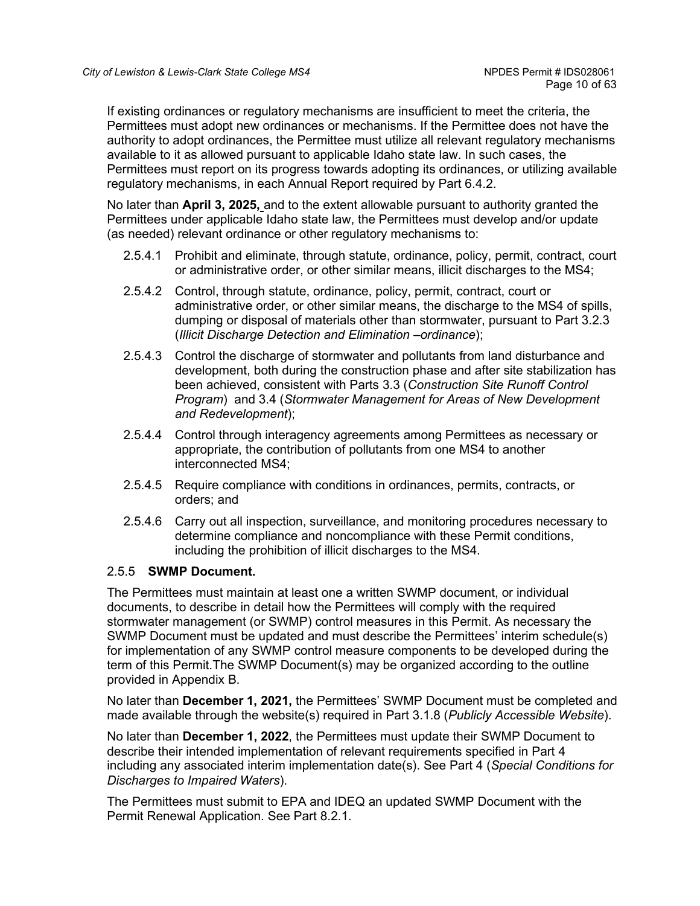If existing ordinances or regulatory mechanisms are insufficient to meet the criteria, the Permittees must adopt new ordinances or mechanisms. If the Permittee does not have the authority to adopt ordinances, the Permittee must utilize all relevant regulatory mechanisms available to it as allowed pursuant to applicable Idaho state law. In such cases, the Permittees must report on its progress towards adopting its ordinances, or utilizing available regulatory mechanisms, in each Annual Report required by Part 6.4.2.

No later than **April 3, 2025,** and to the extent allowable pursuant to authority granted the Permittees under applicable Idaho state law, the Permittees must develop and/or update (as needed) relevant ordinance or other regulatory mechanisms to:

2.5.4.1 Prohibit and eliminate, through statute, ordinance, policy, permit, contract, court or administrative order, or other similar means, illicit discharges to the MS4;

2.5.4.2 Control, through statute, ordinance, policy, permit, contract, court or administrative order, or other similar means, the discharge to the MS4 of spills, dumping or disposal of materials other than stormwater, pursuant to Part 3.2.3 (*Illicit Discharge Detection and Elimination –ordinance*);

2.5.4.3 Control the discharge of stormwater and pollutants from land disturbance and development, both during the construction phase and after site stabilization has been achieved, consistent with Parts 3.3 (*Construction Site Runoff Control Program*) and 3.4 (*Stormwater Management for Areas of New Development and Redevelopment*);

2.5.4.4 Control through interagency agreements among Permittees as necessary or appropriate, the contribution of pollutants from one MS4 to another interconnected MS4;

2.5.4.5 Require compliance with conditions in ordinances, permits, contracts, or orders; and

2.5.4.6 Carry out all inspection, surveillance, and monitoring procedures necessary to determine compliance and noncompliance with these Permit conditions, including the prohibition of illicit discharges to the MS4.

### 2.5.5 **SWMP Document.**

The Permittees must maintain at least one a written SWMP document, or individual documents, to describe in detail how the Permittees will comply with the required stormwater management (or SWMP) control measures in this Permit. As necessary the SWMP Document must be updated and must describe the Permittees' interim schedule(s) for implementation of any SWMP control measure components to be developed during the term of this Permit.The SWMP Document(s) may be organized according to the outline provided in Appendix B.

No later than **December 1, 2021,** the Permittees' SWMP Document must be completed and made available through the website(s) required in Part 3.1.8 (*Publicly Accessible Website*).

No later than **December 1, 2022**, the Permittees must update their SWMP Document to describe their intended implementation of relevant requirements specified in Part 4 including any associated interim implementation date(s). See Part 4 (*Special Conditions for Discharges to Impaired Waters*).

The Permittees must submit to EPA and IDEQ an updated SWMP Document with the Permit Renewal Application. See Part 8.2.1.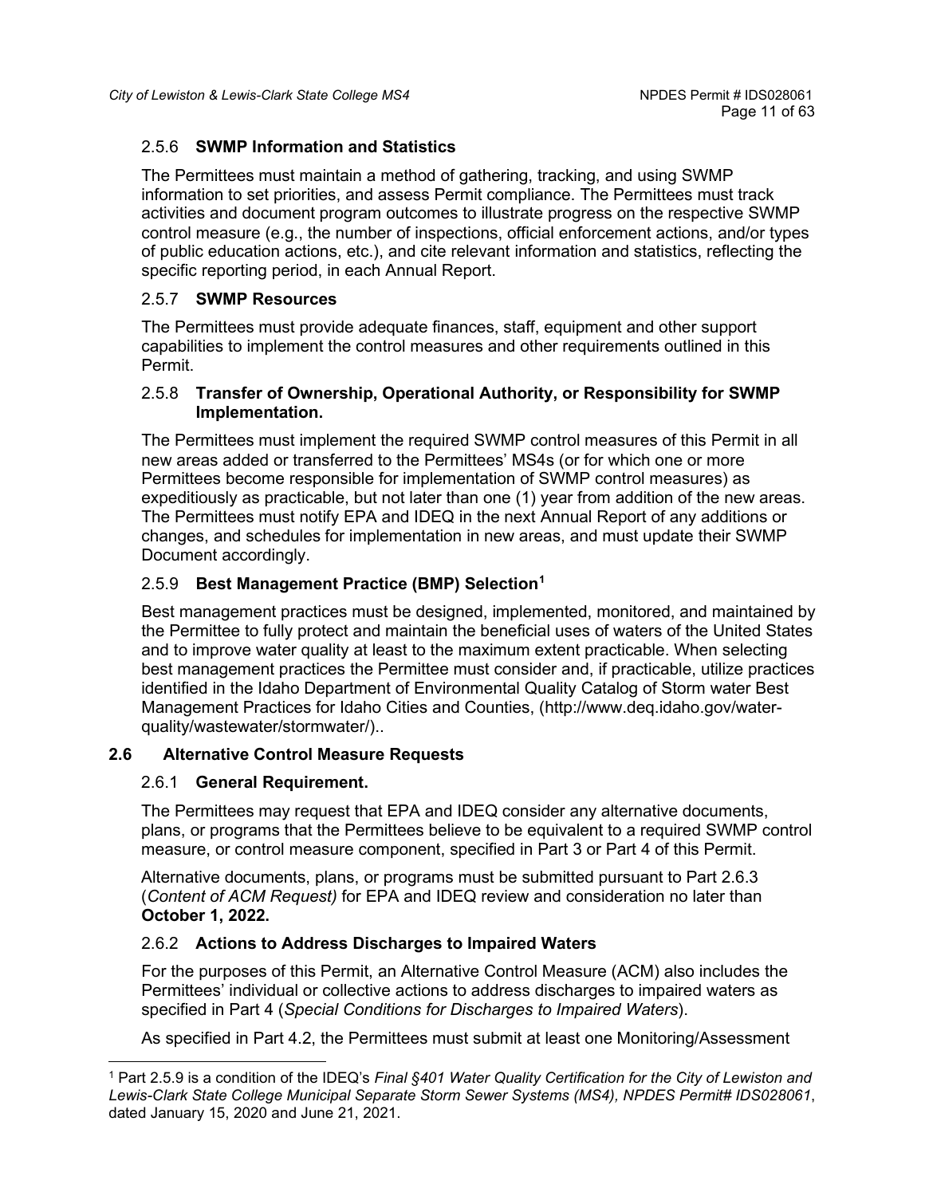### 2.5.6 **SWMP Information and Statistics**

The Permittees must maintain a method of gathering, tracking, and using SWMP information to set priorities, and assess Permit compliance. The Permittees must track activities and document program outcomes to illustrate progress on the respective SWMP control measure (e.g., the number of inspections, official enforcement actions, and/or types of public education actions, etc.), and cite relevant information and statistics, reflecting the specific reporting period, in each Annual Report.

### 2.5.7 **SWMP Resources**

The Permittees must provide adequate finances, staff, equipment and other support capabilities to implement the control measures and other requirements outlined in this Permit.

### 2.5.8 **Transfer of Ownership, Operational Authority, or Responsibility for SWMP Implementation.**

The Permittees must implement the required SWMP control measures of this Permit in all new areas added or transferred to the Permittees' MS4s (or for which one or more Permittees become responsible for implementation of SWMP control measures) as expeditiously as practicable, but not later than one (1) year from addition of the new areas. The Permittees must notify EPA and IDEQ in the next Annual Report of any additions or changes, and schedules for implementation in new areas, and must update their SWMP Document accordingly.

### 2.5.9 **Best Management Practice (BMP) Selection**[1]

Best management practices must be designed, implemented, monitored, and maintained by the Permittee to fully protect and maintain the beneficial uses of waters of the United States and to improve water quality at least to the maximum extent practicable. When selecting best management practices the Permittee must consider and, if practicable, utilize practices identified in the Idaho Department of Environmental Quality Catalog of Storm water Best Management Practices for Idaho Cities and Counties, (http://www.deq.idaho.gov/water-quality/wastewater/stormwater/)..

## 2.6 Alternative Control Measure Requests

### 2.6.1 **General Requirement.**

The Permittees may request that EPA and IDEQ consider any alternative documents, plans, or programs that the Permittees believe to be equivalent to a required SWMP control measure, or control measure component, specified in Part 3 or Part 4 of this Permit.

Alternative documents, plans, or programs must be submitted pursuant to Part 2.6.3 (*Content of ACM Request)* for EPA and IDEQ review and consideration no later than **October 1, 2022.**

### 2.6.2 **Actions to Address Discharges to Impaired Waters**

For the purposes of this Permit, an Alternative Control Measure (ACM) also includes the Permittees' individual or collective actions to address discharges to impaired waters as specified in Part 4 (*Special Conditions for Discharges to Impaired Waters*).

As specified in Part 4.2, the Permittees must submit at least one Monitoring/Assessment

---

[1] Part 2.5.9 is a condition of the IDEQ's *Final §401 Water Quality Certification for the City of Lewiston and Lewis-Clark State College Municipal Separate Storm Sewer Systems (MS4), NPDES Permit# IDS028061*, dated January 15, 2020 and June 21, 2021.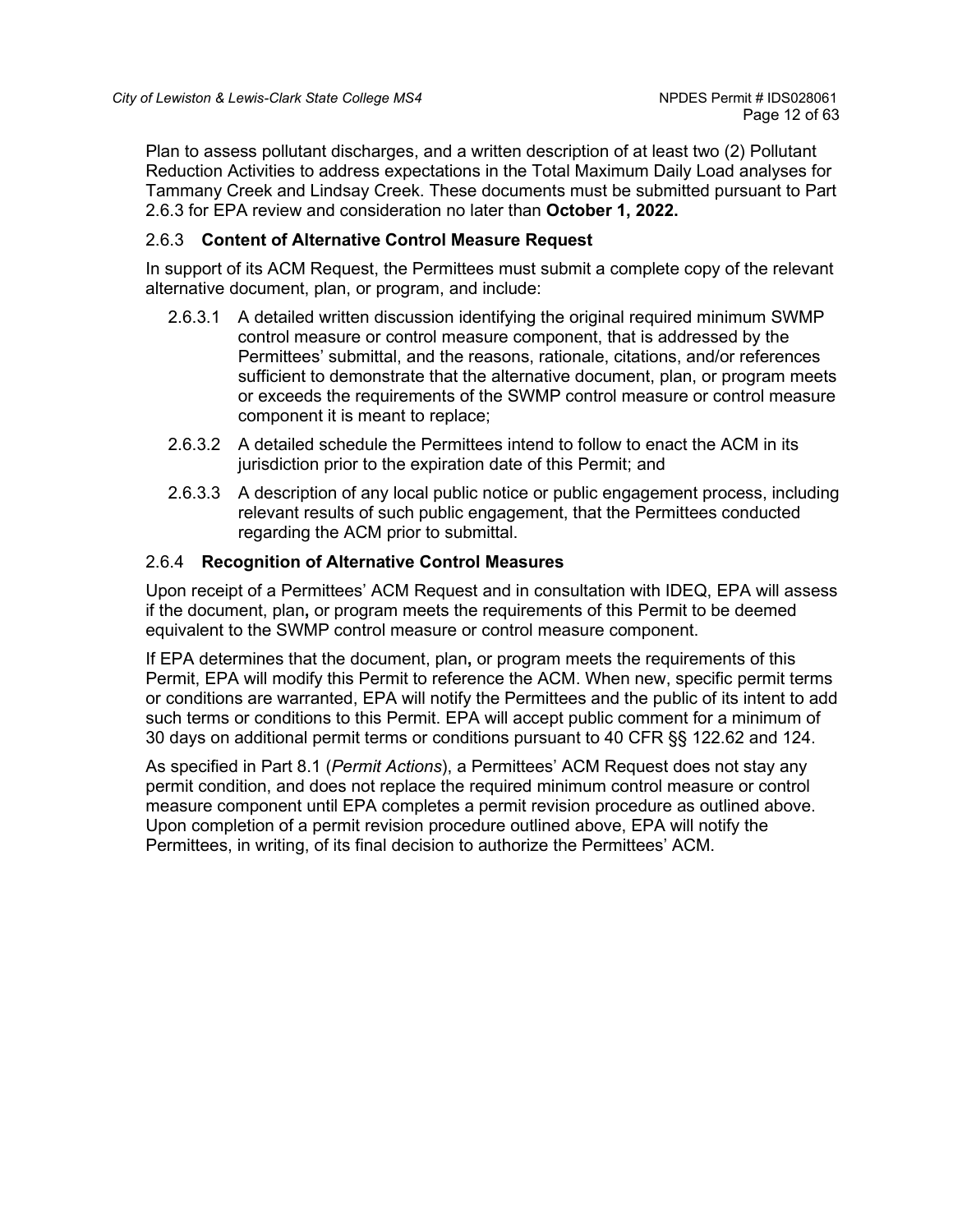Plan to assess pollutant discharges, and a written description of at least two (2) Pollutant Reduction Activities to address expectations in the Total Maximum Daily Load analyses for Tammany Creek and Lindsay Creek. These documents must be submitted pursuant to Part 2.6.3 for EPA review and consideration no later than **October 1, 2022.**

### 2.6.3 **Content of Alternative Control Measure Request**

In support of its ACM Request, the Permittees must submit a complete copy of the relevant alternative document, plan, or program, and include:

- 2.6.3.1 A detailed written discussion identifying the original required minimum SWMP control measure or control measure component, that is addressed by the Permittees' submittal, and the reasons, rationale, citations, and/or references sufficient to demonstrate that the alternative document, plan, or program meets or exceeds the requirements of the SWMP control measure or control measure component it is meant to replace;
- 2.6.3.2 A detailed schedule the Permittees intend to follow to enact the ACM in its jurisdiction prior to the expiration date of this Permit; and
- 2.6.3.3 A description of any local public notice or public engagement process, including relevant results of such public engagement, that the Permittees conducted regarding the ACM prior to submittal.

### 2.6.4 **Recognition of Alternative Control Measures**

Upon receipt of a Permittees' ACM Request and in consultation with IDEQ, EPA will assess if the document, plan, or program meets the requirements of this Permit to be deemed equivalent to the SWMP control measure or control measure component.

If EPA determines that the document, plan, or program meets the requirements of this Permit, EPA will modify this Permit to reference the ACM. When new, specific permit terms or conditions are warranted, EPA will notify the Permittees and the public of its intent to add such terms or conditions to this Permit. EPA will accept public comment for a minimum of 30 days on additional permit terms or conditions pursuant to 40 CFR §§ 122.62 and 124.

As specified in Part 8.1 (*Permit Actions*), a Permittees' ACM Request does not stay any permit condition, and does not replace the required minimum control measure or control measure component until EPA completes a permit revision procedure as outlined above. Upon completion of a permit revision procedure outlined above, EPA will notify the Permittees, in writing, of its final decision to authorize the Permittees' ACM.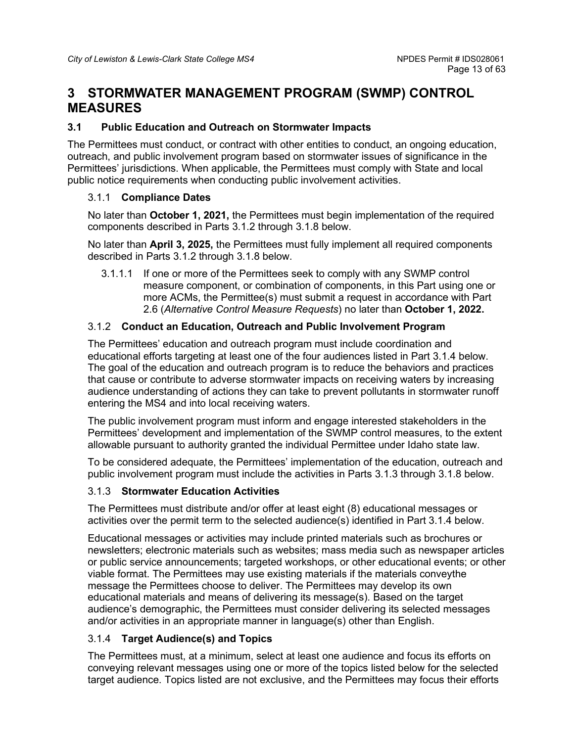# 3 STORMWATER MANAGEMENT PROGRAM (SWMP) CONTROL MEASURES

## 3.1 Public Education and Outreach on Stormwater Impacts

The Permittees must conduct, or contract with other entities to conduct, an ongoing education, outreach, and public involvement program based on stormwater issues of significance in the Permittees' jurisdictions. When applicable, the Permittees must comply with State and local public notice requirements when conducting public involvement activities.

### 3.1.1 Compliance Dates

No later than **October 1, 2021,** the Permittees must begin implementation of the required components described in Parts 3.1.2 through 3.1.8 below.

No later than **April 3, 2025,** the Permittees must fully implement all required components described in Parts 3.1.2 through 3.1.8 below.

3.1.1.1 If one or more of the Permittees seek to comply with any SWMP control measure component, or combination of components, in this Part using one or more ACMs, the Permittee(s) must submit a request in accordance with Part 2.6 (*Alternative Control Measure Requests*) no later than **October 1, 2022.**

### 3.1.2 Conduct an Education, Outreach and Public Involvement Program

The Permittees' education and outreach program must include coordination and educational efforts targeting at least one of the four audiences listed in Part 3.1.4 below. The goal of the education and outreach program is to reduce the behaviors and practices that cause or contribute to adverse stormwater impacts on receiving waters by increasing audience understanding of actions they can take to prevent pollutants in stormwater runoff entering the MS4 and into local receiving waters.

The public involvement program must inform and engage interested stakeholders in the Permittees' development and implementation of the SWMP control measures, to the extent allowable pursuant to authority granted the individual Permittee under Idaho state law.

To be considered adequate, the Permittees' implementation of the education, outreach and public involvement program must include the activities in Parts 3.1.3 through 3.1.8 below.

### 3.1.3 Stormwater Education Activities

The Permittees must distribute and/or offer at least eight (8) educational messages or activities over the permit term to the selected audience(s) identified in Part 3.1.4 below.

Educational messages or activities may include printed materials such as brochures or newsletters; electronic materials such as websites; mass media such as newspaper articles or public service announcements; targeted workshops, or other educational events; or other viable format. The Permittees may use existing materials if the materials conveythe message the Permittees choose to deliver. The Permittees may develop its own educational materials and means of delivering its message(s). Based on the target audience's demographic, the Permittees must consider delivering its selected messages and/or activities in an appropriate manner in language(s) other than English.

### 3.1.4 Target Audience(s) and Topics

The Permittees must, at a minimum, select at least one audience and focus its efforts on conveying relevant messages using one or more of the topics listed below for the selected target audience. Topics listed are not exclusive, and the Permittees may focus their efforts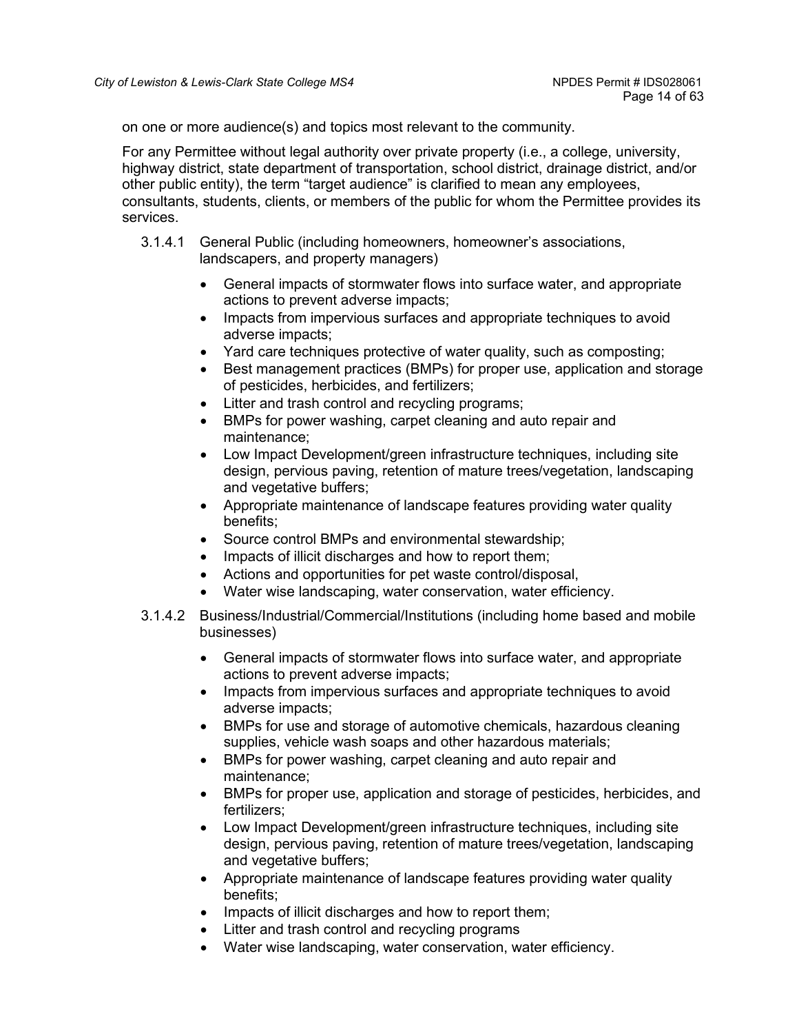on one or more audience(s) and topics most relevant to the community.

For any Permittee without legal authority over private property (i.e., a college, university, highway district, state department of transportation, school district, drainage district, and/or other public entity), the term "target audience" is clarified to mean any employees, consultants, students, clients, or members of the public for whom the Permittee provides its services.

3.1.4.1 General Public (including homeowners, homeowner's associations, landscapers, and property managers)

- General impacts of stormwater flows into surface water, and appropriate actions to prevent adverse impacts;
- Impacts from impervious surfaces and appropriate techniques to avoid adverse impacts;
- Yard care techniques protective of water quality, such as composting;
- Best management practices (BMPs) for proper use, application and storage of pesticides, herbicides, and fertilizers;
- Litter and trash control and recycling programs;
- BMPs for power washing, carpet cleaning and auto repair and maintenance;
- Low Impact Development/green infrastructure techniques, including site design, pervious paving, retention of mature trees/vegetation, landscaping and vegetative buffers;
- Appropriate maintenance of landscape features providing water quality benefits;
- Source control BMPs and environmental stewardship;
- Impacts of illicit discharges and how to report them;
- Actions and opportunities for pet waste control/disposal,
- Water wise landscaping, water conservation, water efficiency.

3.1.4.2 Business/Industrial/Commercial/Institutions (including home based and mobile businesses)

- General impacts of stormwater flows into surface water, and appropriate actions to prevent adverse impacts;
- Impacts from impervious surfaces and appropriate techniques to avoid adverse impacts;
- BMPs for use and storage of automotive chemicals, hazardous cleaning supplies, vehicle wash soaps and other hazardous materials;
- BMPs for power washing, carpet cleaning and auto repair and maintenance;
- BMPs for proper use, application and storage of pesticides, herbicides, and fertilizers;
- Low Impact Development/green infrastructure techniques, including site design, pervious paving, retention of mature trees/vegetation, landscaping and vegetative buffers;
- Appropriate maintenance of landscape features providing water quality benefits;
- Impacts of illicit discharges and how to report them;
- Litter and trash control and recycling programs
- Water wise landscaping, water conservation, water efficiency.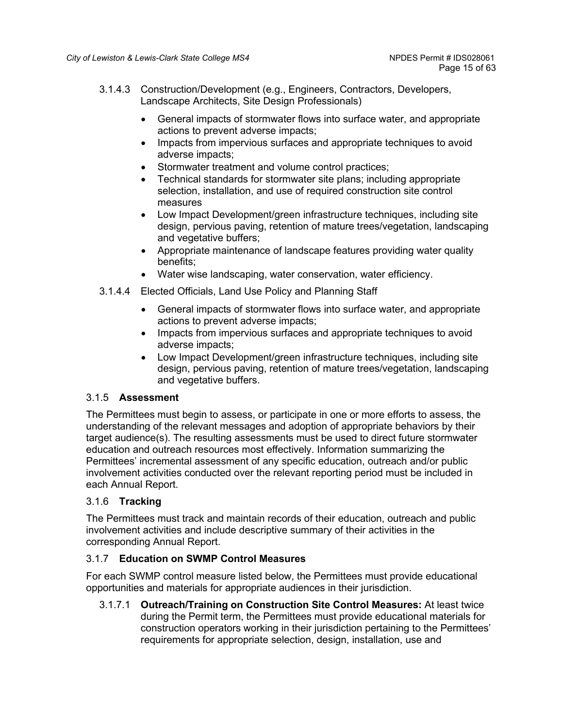3.1.4.3 Construction/Development (e.g., Engineers, Contractors, Developers, Landscape Architects, Site Design Professionals)

- General impacts of stormwater flows into surface water, and appropriate actions to prevent adverse impacts;
- Impacts from impervious surfaces and appropriate techniques to avoid adverse impacts;
- Stormwater treatment and volume control practices;
- Technical standards for stormwater site plans; including appropriate selection, installation, and use of required construction site control measures
- Low Impact Development/green infrastructure techniques, including site design, pervious paving, retention of mature trees/vegetation, landscaping and vegetative buffers;
- Appropriate maintenance of landscape features providing water quality benefits;
- Water wise landscaping, water conservation, water efficiency.

3.1.4.4 Elected Officials, Land Use Policy and Planning Staff

- General impacts of stormwater flows into surface water, and appropriate actions to prevent adverse impacts;
- Impacts from impervious surfaces and appropriate techniques to avoid adverse impacts;
- Low Impact Development/green infrastructure techniques, including site design, pervious paving, retention of mature trees/vegetation, landscaping and vegetative buffers.

### 3.1.5 **Assessment**

The Permittees must begin to assess, or participate in one or more efforts to assess, the understanding of the relevant messages and adoption of appropriate behaviors by their target audience(s). The resulting assessments must be used to direct future stormwater education and outreach resources most effectively. Information summarizing the Permittees' incremental assessment of any specific education, outreach and/or public involvement activities conducted over the relevant reporting period must be included in each Annual Report.

### 3.1.6 **Tracking**

The Permittees must track and maintain records of their education, outreach and public involvement activities and include descriptive summary of their activities in the corresponding Annual Report.

### 3.1.7 **Education on SWMP Control Measures**

For each SWMP control measure listed below, the Permittees must provide educational opportunities and materials for appropriate audiences in their jurisdiction.

3.1.7.1 **Outreach/Training on Construction Site Control Measures:** At least twice during the Permit term, the Permittees must provide educational materials for construction operators working in their jurisdiction pertaining to the Permittees' requirements for appropriate selection, design, installation, use and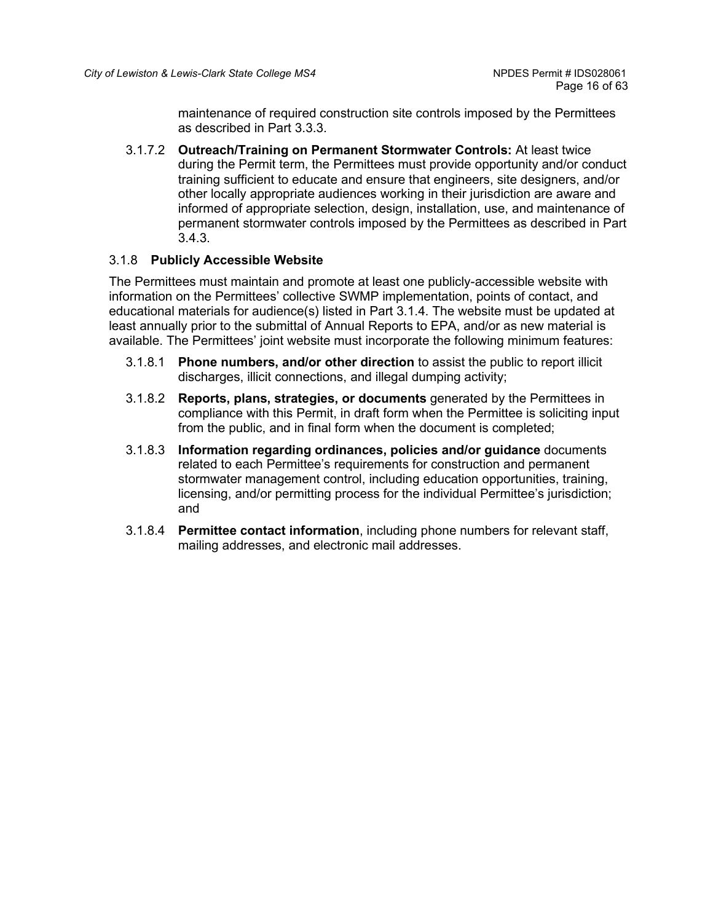maintenance of required construction site controls imposed by the Permittees as described in Part 3.3.3.

3.1.7.2 **Outreach/Training on Permanent Stormwater Controls:** At least twice during the Permit term, the Permittees must provide opportunity and/or conduct training sufficient to educate and ensure that engineers, site designers, and/or other locally appropriate audiences working in their jurisdiction are aware and informed of appropriate selection, design, installation, use, and maintenance of permanent stormwater controls imposed by the Permittees as described in Part 3.4.3.

### 3.1.8 **Publicly Accessible Website**

The Permittees must maintain and promote at least one publicly-accessible website with information on the Permittees' collective SWMP implementation, points of contact, and educational materials for audience(s) listed in Part 3.1.4. The website must be updated at least annually prior to the submittal of Annual Reports to EPA, and/or as new material is available. The Permittees' joint website must incorporate the following minimum features:

3.1.8.1 **Phone numbers, and/or other direction** to assist the public to report illicit discharges, illicit connections, and illegal dumping activity;

3.1.8.2 **Reports, plans, strategies, or documents** generated by the Permittees in compliance with this Permit, in draft form when the Permittee is soliciting input from the public, and in final form when the document is completed;

3.1.8.3 **Information regarding ordinances, policies and/or guidance** documents related to each Permittee's requirements for construction and permanent stormwater management control, including education opportunities, training, licensing, and/or permitting process for the individual Permittee's jurisdiction; and

3.1.8.4 **Permittee contact information**, including phone numbers for relevant staff, mailing addresses, and electronic mail addresses.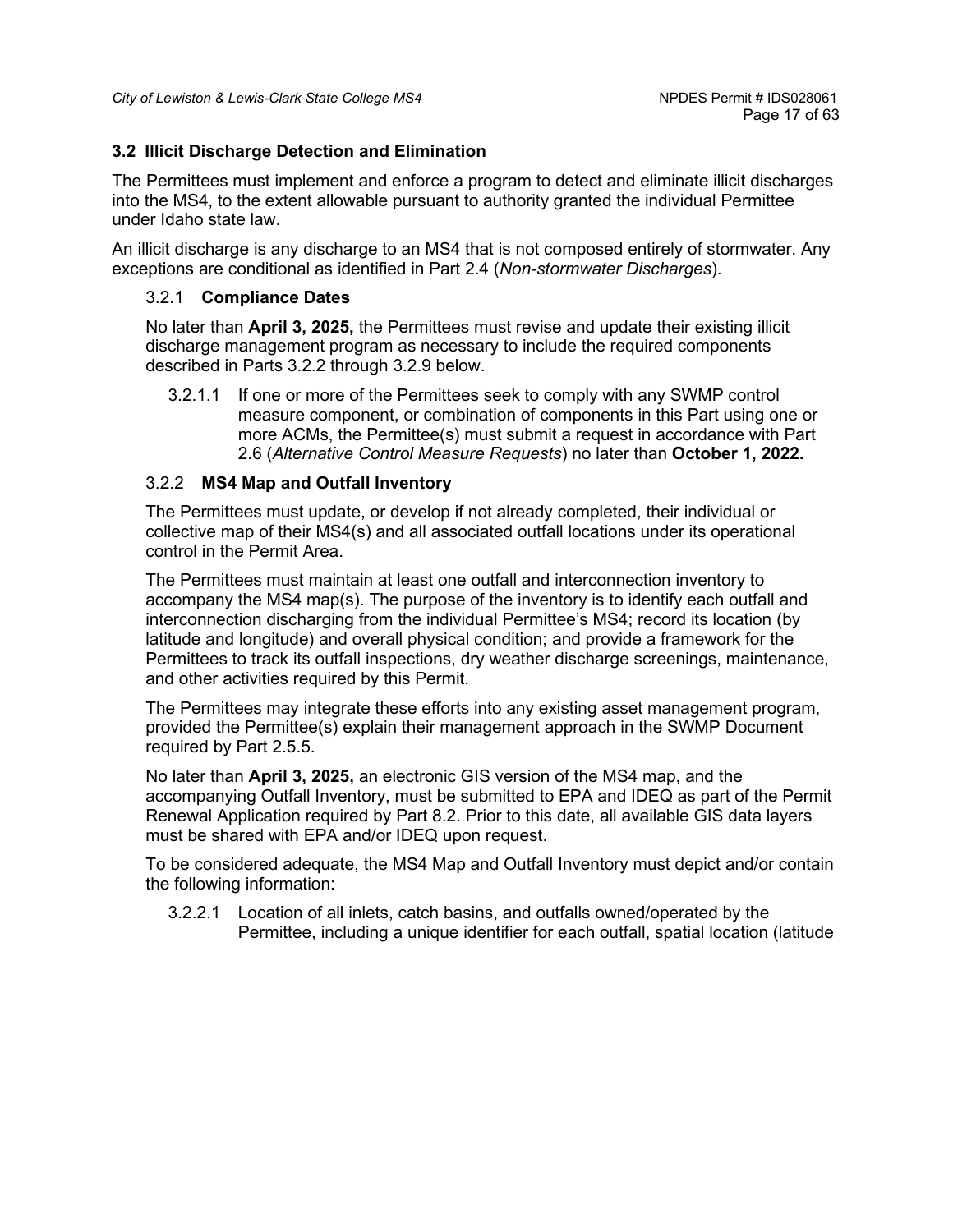## 3.2 Illicit Discharge Detection and Elimination

The Permittees must implement and enforce a program to detect and eliminate illicit discharges into the MS4, to the extent allowable pursuant to authority granted the individual Permittee under Idaho state law.

An illicit discharge is any discharge to an MS4 that is not composed entirely of stormwater. Any exceptions are conditional as identified in Part 2.4 (*Non-stormwater Discharges*).

### 3.2.1 Compliance Dates

No later than **April 3, 2025,** the Permittees must revise and update their existing illicit discharge management program as necessary to include the required components described in Parts 3.2.2 through 3.2.9 below.

3.2.1.1 If one or more of the Permittees seek to comply with any SWMP control measure component, or combination of components in this Part using one or more ACMs, the Permittee(s) must submit a request in accordance with Part 2.6 (*Alternative Control Measure Requests*) no later than **October 1, 2022.**

### 3.2.2 MS4 Map and Outfall Inventory

The Permittees must update, or develop if not already completed, their individual or collective map of their MS4(s) and all associated outfall locations under its operational control in the Permit Area.

The Permittees must maintain at least one outfall and interconnection inventory to accompany the MS4 map(s). The purpose of the inventory is to identify each outfall and interconnection discharging from the individual Permittee's MS4; record its location (by latitude and longitude) and overall physical condition; and provide a framework for the Permittees to track its outfall inspections, dry weather discharge screenings, maintenance, and other activities required by this Permit.

The Permittees may integrate these efforts into any existing asset management program, provided the Permittee(s) explain their management approach in the SWMP Document required by Part 2.5.5.

No later than **April 3, 2025,** an electronic GIS version of the MS4 map, and the accompanying Outfall Inventory, must be submitted to EPA and IDEQ as part of the Permit Renewal Application required by Part 8.2. Prior to this date, all available GIS data layers must be shared with EPA and/or IDEQ upon request.

To be considered adequate, the MS4 Map and Outfall Inventory must depict and/or contain the following information:

3.2.2.1 Location of all inlets, catch basins, and outfalls owned/operated by the Permittee, including a unique identifier for each outfall, spatial location (latitude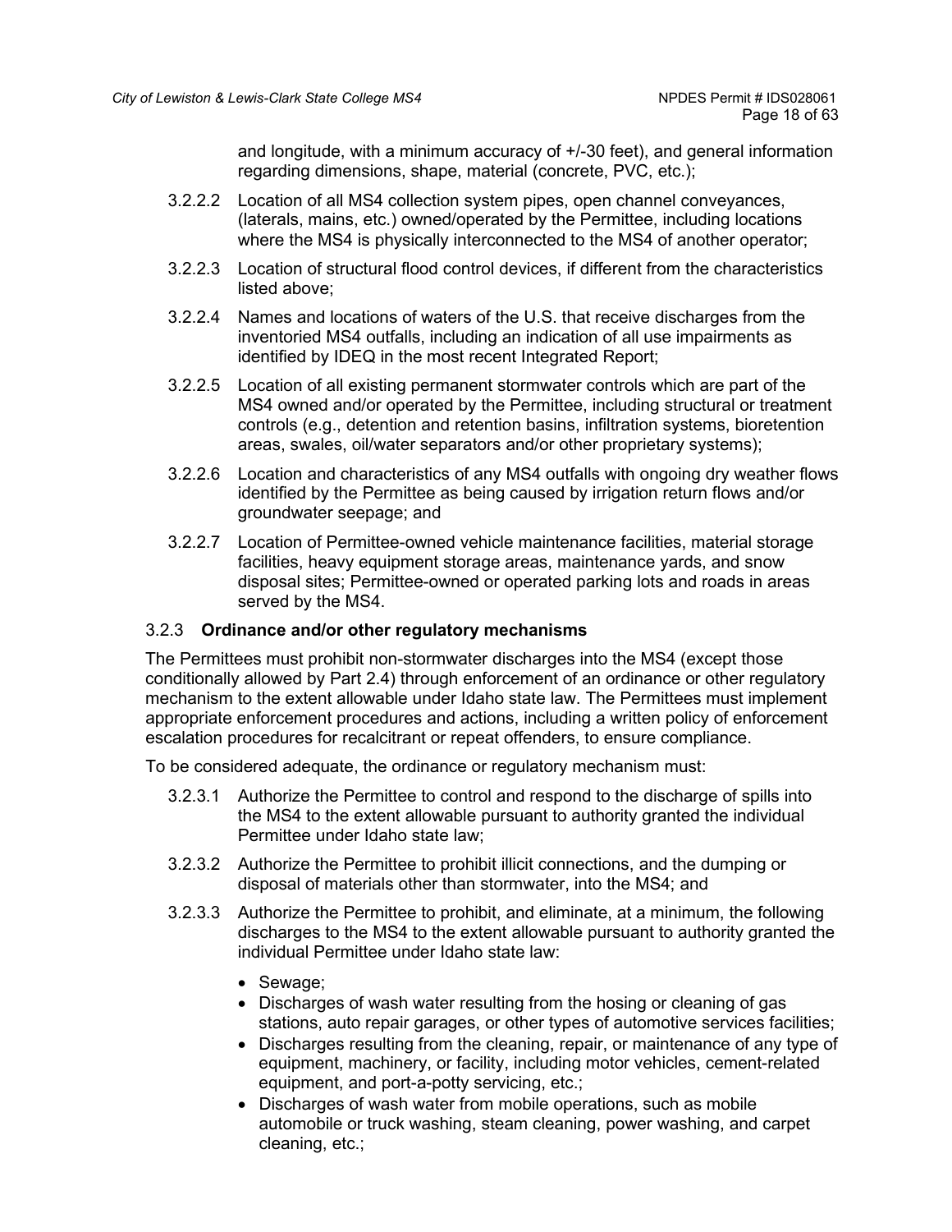and longitude, with a minimum accuracy of +/-30 feet), and general information regarding dimensions, shape, material (concrete, PVC, etc.);

3.2.2.2 Location of all MS4 collection system pipes, open channel conveyances, (laterals, mains, etc.) owned/operated by the Permittee, including locations where the MS4 is physically interconnected to the MS4 of another operator;

3.2.2.3 Location of structural flood control devices, if different from the characteristics listed above;

3.2.2.4 Names and locations of waters of the U.S. that receive discharges from the inventoried MS4 outfalls, including an indication of all use impairments as identified by IDEQ in the most recent Integrated Report;

3.2.2.5 Location of all existing permanent stormwater controls which are part of the MS4 owned and/or operated by the Permittee, including structural or treatment controls (e.g., detention and retention basins, infiltration systems, bioretention areas, swales, oil/water separators and/or other proprietary systems);

3.2.2.6 Location and characteristics of any MS4 outfalls with ongoing dry weather flows identified by the Permittee as being caused by irrigation return flows and/or groundwater seepage; and

3.2.2.7 Location of Permittee-owned vehicle maintenance facilities, material storage facilities, heavy equipment storage areas, maintenance yards, and snow disposal sites; Permittee-owned or operated parking lots and roads in areas served by the MS4.

### 3.2.3 **Ordinance and/or other regulatory mechanisms**

The Permittees must prohibit non-stormwater discharges into the MS4 (except those conditionally allowed by Part 2.4) through enforcement of an ordinance or other regulatory mechanism to the extent allowable under Idaho state law. The Permittees must implement appropriate enforcement procedures and actions, including a written policy of enforcement escalation procedures for recalcitrant or repeat offenders, to ensure compliance.

To be considered adequate, the ordinance or regulatory mechanism must:

3.2.3.1 Authorize the Permittee to control and respond to the discharge of spills into the MS4 to the extent allowable pursuant to authority granted the individual Permittee under Idaho state law;

3.2.3.2 Authorize the Permittee to prohibit illicit connections, and the dumping or disposal of materials other than stormwater, into the MS4; and

3.2.3.3 Authorize the Permittee to prohibit, and eliminate, at a minimum, the following discharges to the MS4 to the extent allowable pursuant to authority granted the individual Permittee under Idaho state law:

- Sewage;
- Discharges of wash water resulting from the hosing or cleaning of gas stations, auto repair garages, or other types of automotive services facilities;
- Discharges resulting from the cleaning, repair, or maintenance of any type of equipment, machinery, or facility, including motor vehicles, cement-related equipment, and port-a-potty servicing, etc.;
- Discharges of wash water from mobile operations, such as mobile automobile or truck washing, steam cleaning, power washing, and carpet cleaning, etc.;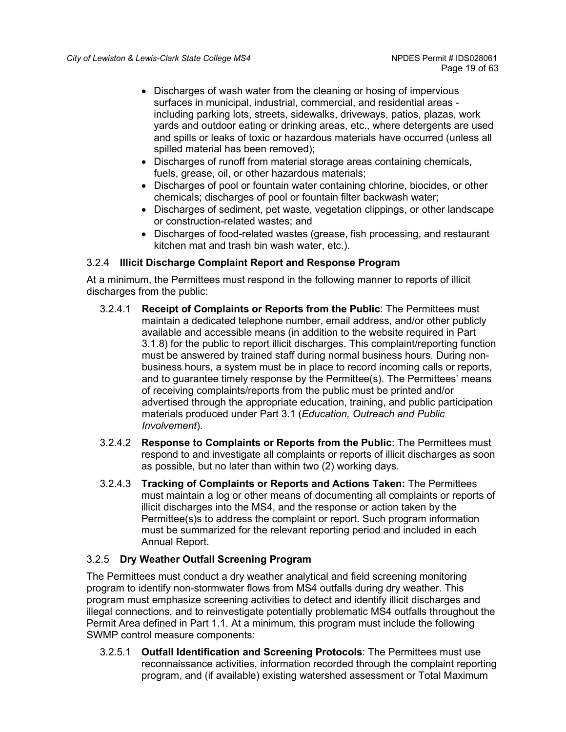- Discharges of wash water from the cleaning or hosing of impervious surfaces in municipal, industrial, commercial, and residential areas - including parking lots, streets, sidewalks, driveways, patios, plazas, work yards and outdoor eating or drinking areas, etc., where detergents are used and spills or leaks of toxic or hazardous materials have occurred (unless all spilled material has been removed);
- Discharges of runoff from material storage areas containing chemicals, fuels, grease, oil, or other hazardous materials;
- Discharges of pool or fountain water containing chlorine, biocides, or other chemicals; discharges of pool or fountain filter backwash water;
- Discharges of sediment, pet waste, vegetation clippings, or other landscape or construction-related wastes; and
- Discharges of food-related wastes (grease, fish processing, and restaurant kitchen mat and trash bin wash water, etc.).

### 3.2.4 **Illicit Discharge Complaint Report and Response Program**

At a minimum, the Permittees must respond in the following manner to reports of illicit discharges from the public:

3.2.4.1 **Receipt of Complaints or Reports from the Public**: The Permittees must maintain a dedicated telephone number, email address, and/or other publicly available and accessible means (in addition to the website required in Part 3.1.8) for the public to report illicit discharges. This complaint/reporting function must be answered by trained staff during normal business hours. During non-business hours, a system must be in place to record incoming calls or reports, and to guarantee timely response by the Permittee(s). The Permittees' means of receiving complaints/reports from the public must be printed and/or advertised through the appropriate education, training, and public participation materials produced under Part 3.1 (*Education, Outreach and Public Involvement*).

3.2.4.2 **Response to Complaints or Reports from the Public**: The Permittees must respond to and investigate all complaints or reports of illicit discharges as soon as possible, but no later than within two (2) working days.

3.2.4.3 **Tracking of Complaints or Reports and Actions Taken:** The Permittees must maintain a log or other means of documenting all complaints or reports of illicit discharges into the MS4, and the response or action taken by the Permittee(s)s to address the complaint or report. Such program information must be summarized for the relevant reporting period and included in each Annual Report.

### 3.2.5 **Dry Weather Outfall Screening Program**

The Permittees must conduct a dry weather analytical and field screening monitoring program to identify non-stormwater flows from MS4 outfalls during dry weather. This program must emphasize screening activities to detect and identify illicit discharges and illegal connections, and to reinvestigate potentially problematic MS4 outfalls throughout the Permit Area defined in Part 1.1. At a minimum, this program must include the following SWMP control measure components:

3.2.5.1 **Outfall Identification and Screening Protocols**: The Permittees must use reconnaissance activities, information recorded through the complaint reporting program, and (if available) existing watershed assessment or Total Maximum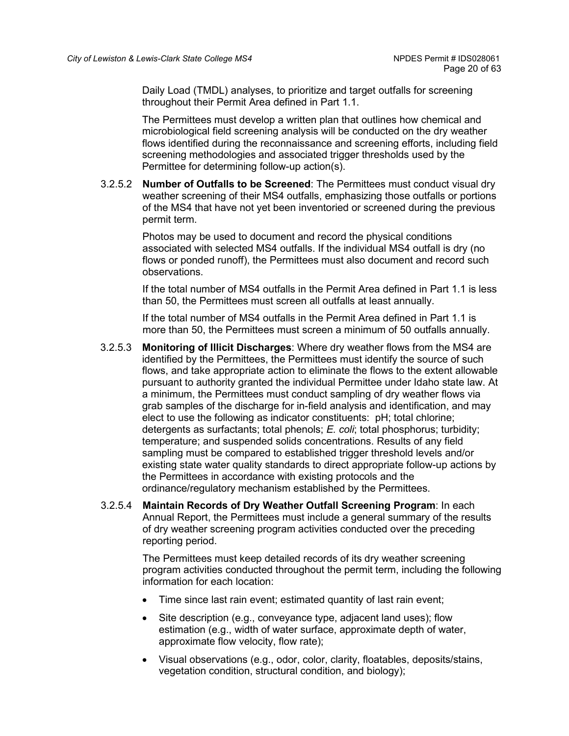Daily Load (TMDL) analyses, to prioritize and target outfalls for screening throughout their Permit Area defined in Part 1.1.

The Permittees must develop a written plan that outlines how chemical and microbiological field screening analysis will be conducted on the dry weather flows identified during the reconnaissance and screening efforts, including field screening methodologies and associated trigger thresholds used by the Permittee for determining follow-up action(s).

3.2.5.2 **Number of Outfalls to be Screened**: The Permittees must conduct visual dry weather screening of their MS4 outfalls, emphasizing those outfalls or portions of the MS4 that have not yet been inventoried or screened during the previous permit term.

Photos may be used to document and record the physical conditions associated with selected MS4 outfalls. If the individual MS4 outfall is dry (no flows or ponded runoff), the Permittees must also document and record such observations.

If the total number of MS4 outfalls in the Permit Area defined in Part 1.1 is less than 50, the Permittees must screen all outfalls at least annually.

If the total number of MS4 outfalls in the Permit Area defined in Part 1.1 is more than 50, the Permittees must screen a minimum of 50 outfalls annually.

3.2.5.3 **Monitoring of Illicit Discharges**: Where dry weather flows from the MS4 are identified by the Permittees, the Permittees must identify the source of such flows, and take appropriate action to eliminate the flows to the extent allowable pursuant to authority granted the individual Permittee under Idaho state law. At a minimum, the Permittees must conduct sampling of dry weather flows via grab samples of the discharge for in-field analysis and identification, and may elect to use the following as indicator constituents: pH; total chlorine; detergents as surfactants; total phenols; *E. coli*; total phosphorus; turbidity; temperature; and suspended solids concentrations. Results of any field sampling must be compared to established trigger threshold levels and/or existing state water quality standards to direct appropriate follow-up actions by the Permittees in accordance with existing protocols and the ordinance/regulatory mechanism established by the Permittees.

3.2.5.4 **Maintain Records of Dry Weather Outfall Screening Program**: In each Annual Report, the Permittees must include a general summary of the results of dry weather screening program activities conducted over the preceding reporting period.

The Permittees must keep detailed records of its dry weather screening program activities conducted throughout the permit term, including the following information for each location:

- Time since last rain event; estimated quantity of last rain event;
- Site description (e.g., conveyance type, adjacent land uses); flow estimation (e.g., width of water surface, approximate depth of water, approximate flow velocity, flow rate);
- Visual observations (e.g., odor, color, clarity, floatables, deposits/stains, vegetation condition, structural condition, and biology);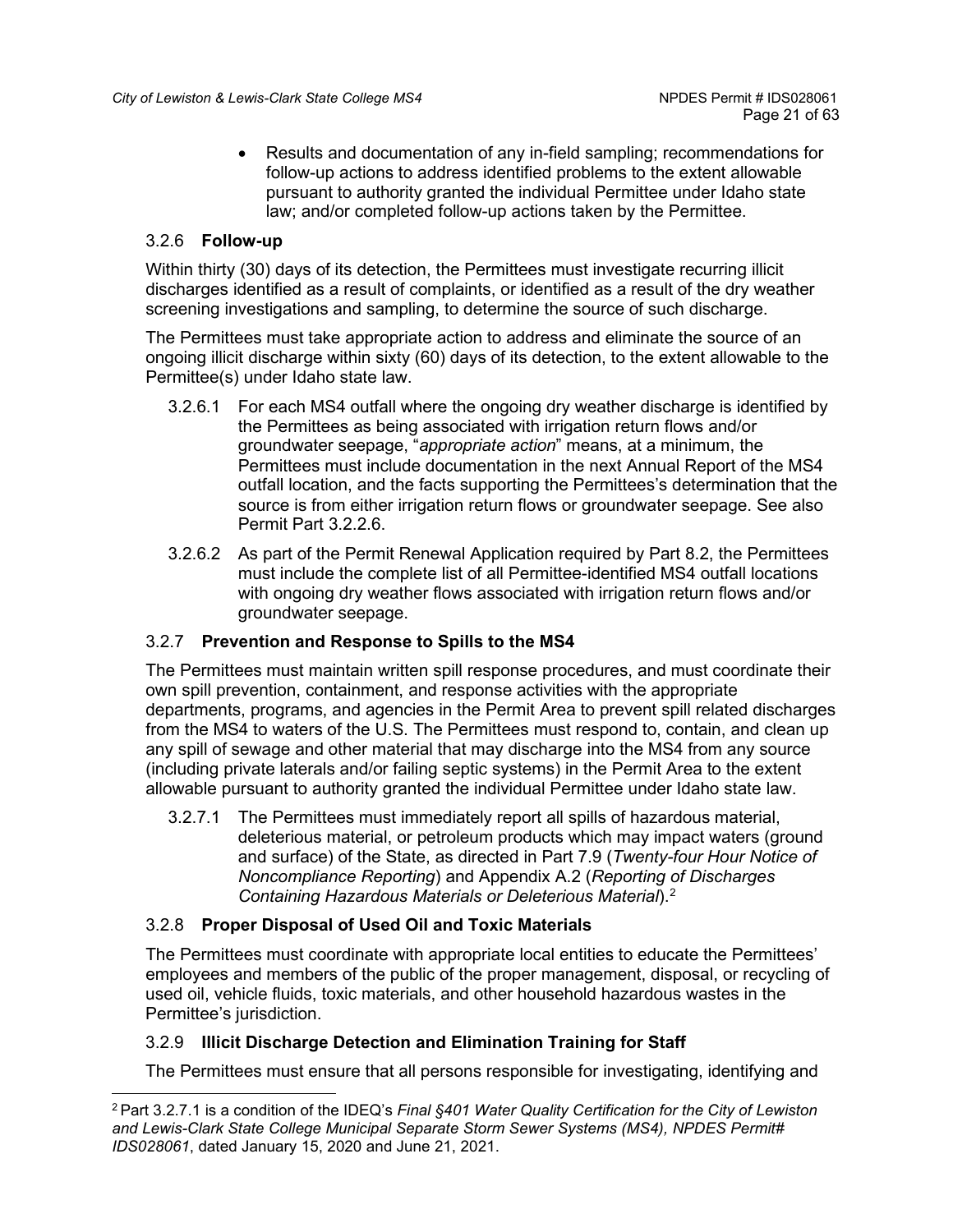- Results and documentation of any in-field sampling; recommendations for follow-up actions to address identified problems to the extent allowable pursuant to authority granted the individual Permittee under Idaho state law; and/or completed follow-up actions taken by the Permittee.

### 3.2.6 **Follow-up**

Within thirty (30) days of its detection, the Permittees must investigate recurring illicit discharges identified as a result of complaints, or identified as a result of the dry weather screening investigations and sampling, to determine the source of such discharge.

The Permittees must take appropriate action to address and eliminate the source of an ongoing illicit discharge within sixty (60) days of its detection, to the extent allowable to the Permittee(s) under Idaho state law.

3.2.6.1 For each MS4 outfall where the ongoing dry weather discharge is identified by the Permittees as being associated with irrigation return flows and/or groundwater seepage, "*appropriate action*" means, at a minimum, the Permittees must include documentation in the next Annual Report of the MS4 outfall location, and the facts supporting the Permittees's determination that the source is from either irrigation return flows or groundwater seepage. See also Permit Part 3.2.2.6.

3.2.6.2 As part of the Permit Renewal Application required by Part 8.2, the Permittees must include the complete list of all Permittee-identified MS4 outfall locations with ongoing dry weather flows associated with irrigation return flows and/or groundwater seepage.

### 3.2.7 **Prevention and Response to Spills to the MS4**

The Permittees must maintain written spill response procedures, and must coordinate their own spill prevention, containment, and response activities with the appropriate departments, programs, and agencies in the Permit Area to prevent spill related discharges from the MS4 to waters of the U.S. The Permittees must respond to, contain, and clean up any spill of sewage and other material that may discharge into the MS4 from any source (including private laterals and/or failing septic systems) in the Permit Area to the extent allowable pursuant to authority granted the individual Permittee under Idaho state law.

3.2.7.1 The Permittees must immediately report all spills of hazardous material, deleterious material, or petroleum products which may impact waters (ground and surface) of the State, as directed in Part 7.9 (*Twenty-four Hour Notice of Noncompliance Reporting*) and Appendix A.2 (*Reporting of Discharges Containing Hazardous Materials or Deleterious Material*).[2]

### 3.2.8 **Proper Disposal of Used Oil and Toxic Materials**

The Permittees must coordinate with appropriate local entities to educate the Permittees' employees and members of the public of the proper management, disposal, or recycling of used oil, vehicle fluids, toxic materials, and other household hazardous wastes in the Permittee's jurisdiction.

### 3.2.9 **Illicit Discharge Detection and Elimination Training for Staff**

The Permittees must ensure that all persons responsible for investigating, identifying and

---

[2] Part 3.2.7.1 is a condition of the IDEQ's *Final §401 Water Quality Certification for the City of Lewiston and Lewis-Clark State College Municipal Separate Storm Sewer Systems (MS4), NPDES Permit# IDS028061*, dated January 15, 2020 and June 21, 2021.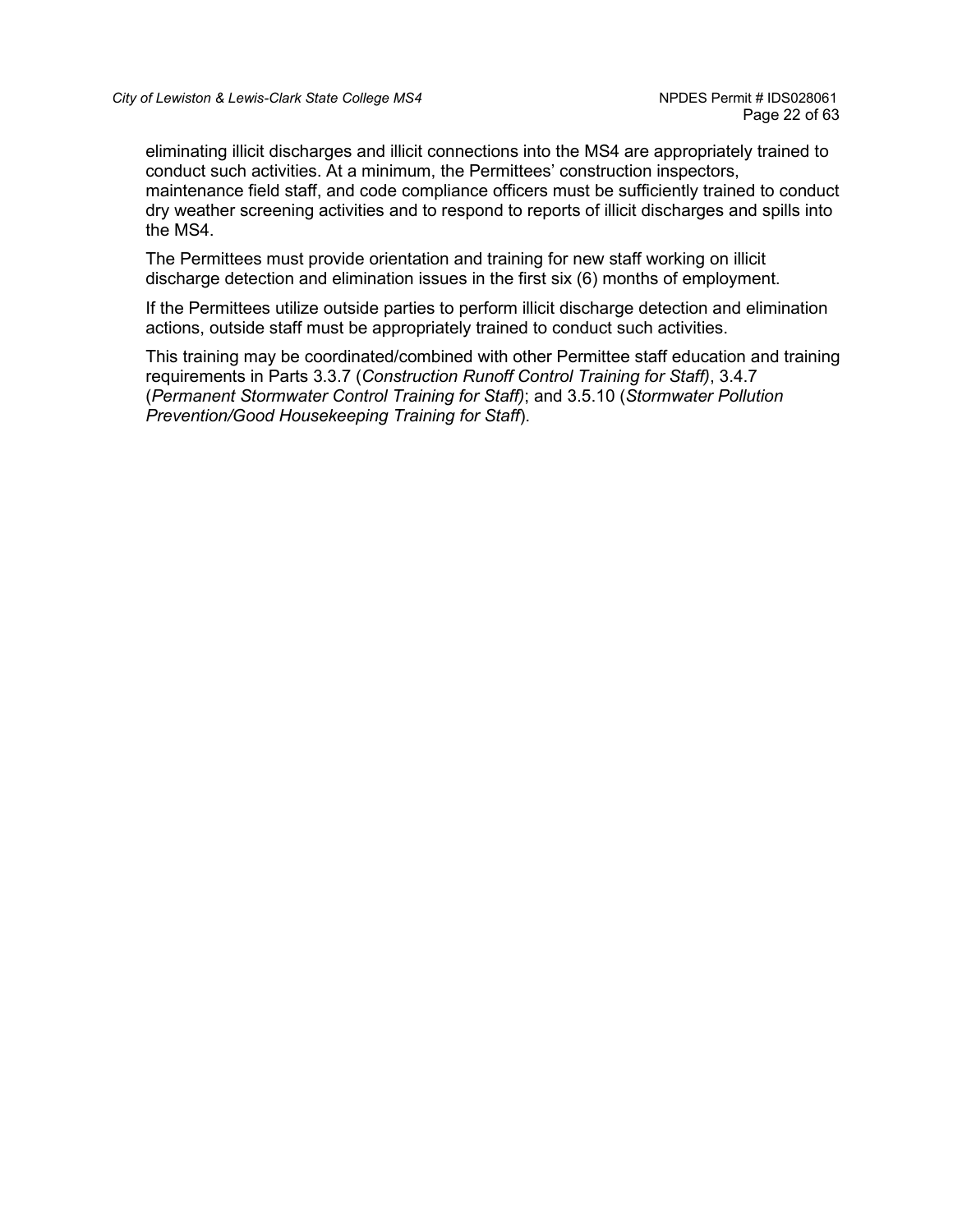eliminating illicit discharges and illicit connections into the MS4 are appropriately trained to conduct such activities. At a minimum, the Permittees' construction inspectors, maintenance field staff, and code compliance officers must be sufficiently trained to conduct dry weather screening activities and to respond to reports of illicit discharges and spills into the MS4.

The Permittees must provide orientation and training for new staff working on illicit discharge detection and elimination issues in the first six (6) months of employment.

If the Permittees utilize outside parties to perform illicit discharge detection and elimination actions, outside staff must be appropriately trained to conduct such activities.

This training may be coordinated/combined with other Permittee staff education and training requirements in Parts 3.3.7 (*Construction Runoff Control Training for Staff)*, 3.4.7 (*Permanent Stormwater Control Training for Staff)*; and 3.5.10 (*Stormwater Pollution Prevention/Good Housekeeping Training for Staff*).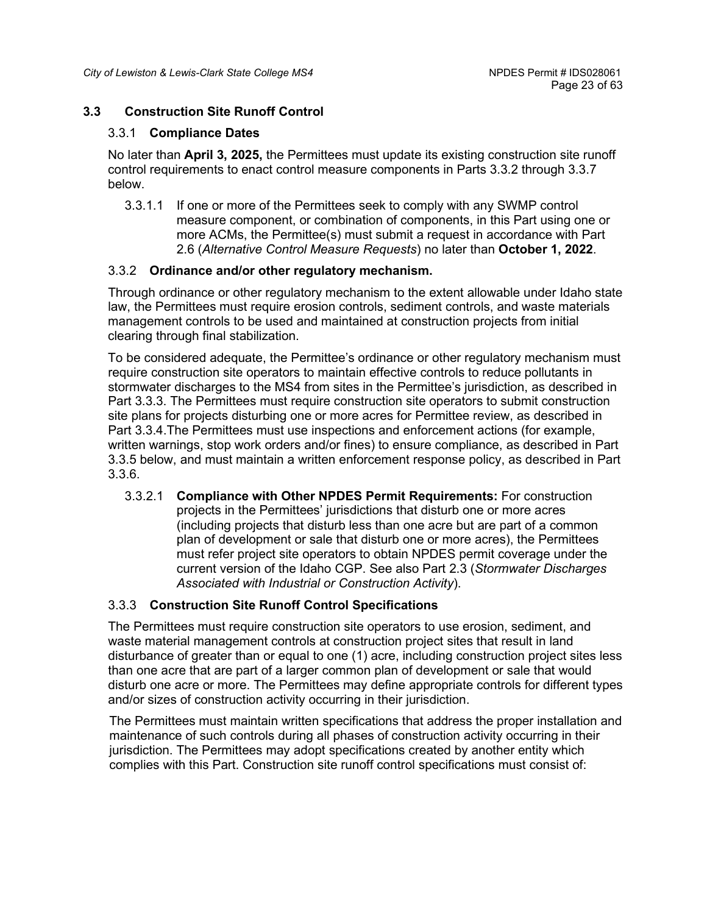## 3.3 Construction Site Runoff Control

### 3.3.1 **Compliance Dates**

No later than **April 3, 2025,** the Permittees must update its existing construction site runoff control requirements to enact control measure components in Parts 3.3.2 through 3.3.7 below.

3.3.1.1 If one or more of the Permittees seek to comply with any SWMP control measure component, or combination of components, in this Part using one or more ACMs, the Permittee(s) must submit a request in accordance with Part 2.6 (*Alternative Control Measure Requests*) no later than **October 1, 2022**.

### 3.3.2 **Ordinance and/or other regulatory mechanism.**

Through ordinance or other regulatory mechanism to the extent allowable under Idaho state law, the Permittees must require erosion controls, sediment controls, and waste materials management controls to be used and maintained at construction projects from initial clearing through final stabilization.

To be considered adequate, the Permittee's ordinance or other regulatory mechanism must require construction site operators to maintain effective controls to reduce pollutants in stormwater discharges to the MS4 from sites in the Permittee's jurisdiction, as described in Part 3.3.3. The Permittees must require construction site operators to submit construction site plans for projects disturbing one or more acres for Permittee review, as described in Part 3.3.4.The Permittees must use inspections and enforcement actions (for example, written warnings, stop work orders and/or fines) to ensure compliance, as described in Part 3.3.5 below, and must maintain a written enforcement response policy, as described in Part 3.3.6.

3.3.2.1 **Compliance with Other NPDES Permit Requirements:** For construction projects in the Permittees' jurisdictions that disturb one or more acres (including projects that disturb less than one acre but are part of a common plan of development or sale that disturb one or more acres), the Permittees must refer project site operators to obtain NPDES permit coverage under the current version of the Idaho CGP. See also Part 2.3 (*Stormwater Discharges Associated with Industrial or Construction Activity*).

### 3.3.3 **Construction Site Runoff Control Specifications**

The Permittees must require construction site operators to use erosion, sediment, and waste material management controls at construction project sites that result in land disturbance of greater than or equal to one (1) acre, including construction project sites less than one acre that are part of a larger common plan of development or sale that would disturb one acre or more. The Permittees may define appropriate controls for different types and/or sizes of construction activity occurring in their jurisdiction.

The Permittees must maintain written specifications that address the proper installation and maintenance of such controls during all phases of construction activity occurring in their jurisdiction. The Permittees may adopt specifications created by another entity which complies with this Part. Construction site runoff control specifications must consist of: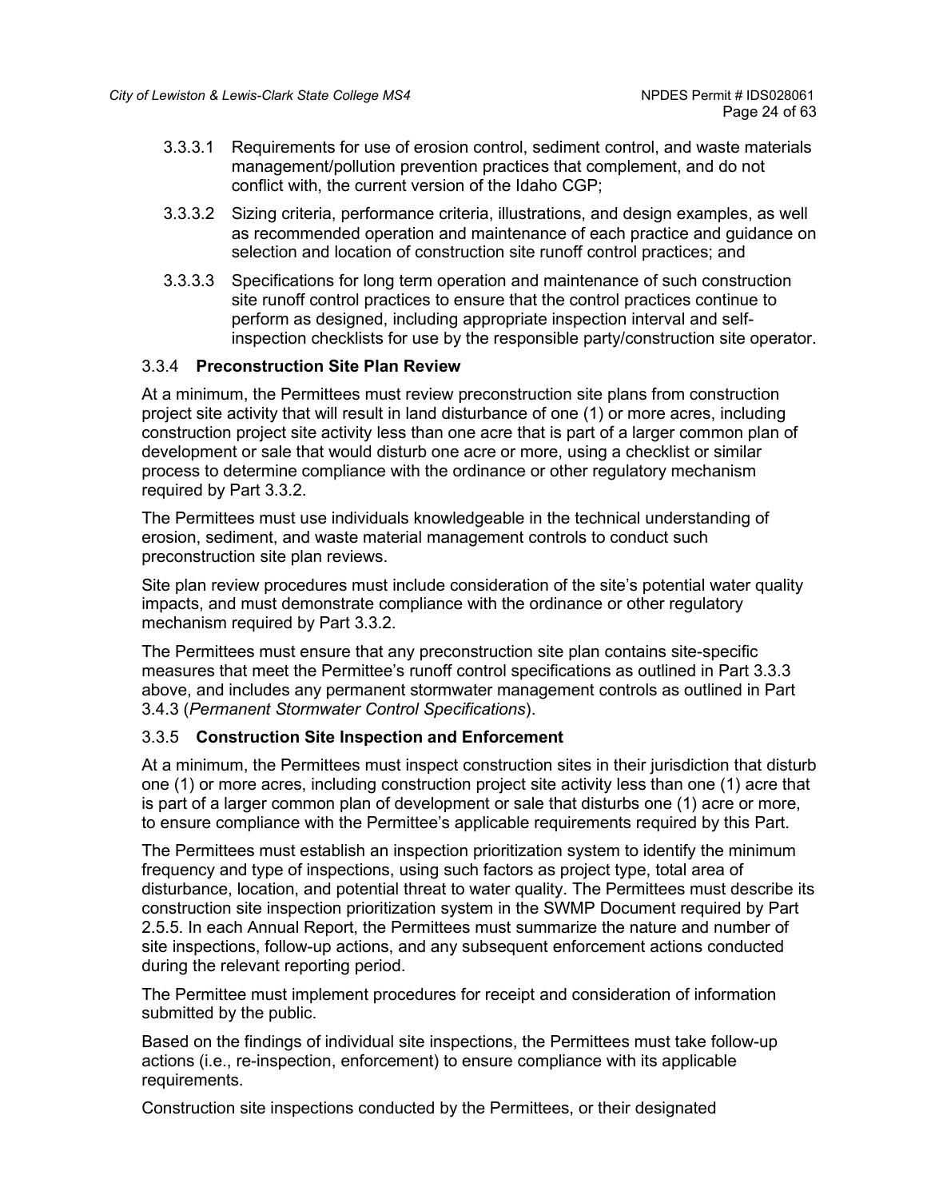3.3.3.1 Requirements for use of erosion control, sediment control, and waste materials management/pollution prevention practices that complement, and do not conflict with, the current version of the Idaho CGP;

3.3.3.2 Sizing criteria, performance criteria, illustrations, and design examples, as well as recommended operation and maintenance of each practice and guidance on selection and location of construction site runoff control practices; and

3.3.3.3 Specifications for long term operation and maintenance of such construction site runoff control practices to ensure that the control practices continue to perform as designed, including appropriate inspection interval and self-inspection checklists for use by the responsible party/construction site operator.

### 3.3.4 **Preconstruction Site Plan Review**

At a minimum, the Permittees must review preconstruction site plans from construction project site activity that will result in land disturbance of one (1) or more acres, including construction project site activity less than one acre that is part of a larger common plan of development or sale that would disturb one acre or more, using a checklist or similar process to determine compliance with the ordinance or other regulatory mechanism required by Part 3.3.2.

The Permittees must use individuals knowledgeable in the technical understanding of erosion, sediment, and waste material management controls to conduct such preconstruction site plan reviews.

Site plan review procedures must include consideration of the site's potential water quality impacts, and must demonstrate compliance with the ordinance or other regulatory mechanism required by Part 3.3.2.

The Permittees must ensure that any preconstruction site plan contains site-specific measures that meet the Permittee's runoff control specifications as outlined in Part 3.3.3 above, and includes any permanent stormwater management controls as outlined in Part 3.4.3 (*Permanent Stormwater Control Specifications*).

### 3.3.5 **Construction Site Inspection and Enforcement**

At a minimum, the Permittees must inspect construction sites in their jurisdiction that disturb one (1) or more acres, including construction project site activity less than one (1) acre that is part of a larger common plan of development or sale that disturbs one (1) acre or more, to ensure compliance with the Permittee's applicable requirements required by this Part.

The Permittees must establish an inspection prioritization system to identify the minimum frequency and type of inspections, using such factors as project type, total area of disturbance, location, and potential threat to water quality. The Permittees must describe its construction site inspection prioritization system in the SWMP Document required by Part 2.5.5. In each Annual Report, the Permittees must summarize the nature and number of site inspections, follow-up actions, and any subsequent enforcement actions conducted during the relevant reporting period.

The Permittee must implement procedures for receipt and consideration of information submitted by the public.

Based on the findings of individual site inspections, the Permittees must take follow-up actions (i.e., re-inspection, enforcement) to ensure compliance with its applicable requirements.

Construction site inspections conducted by the Permittees, or their designated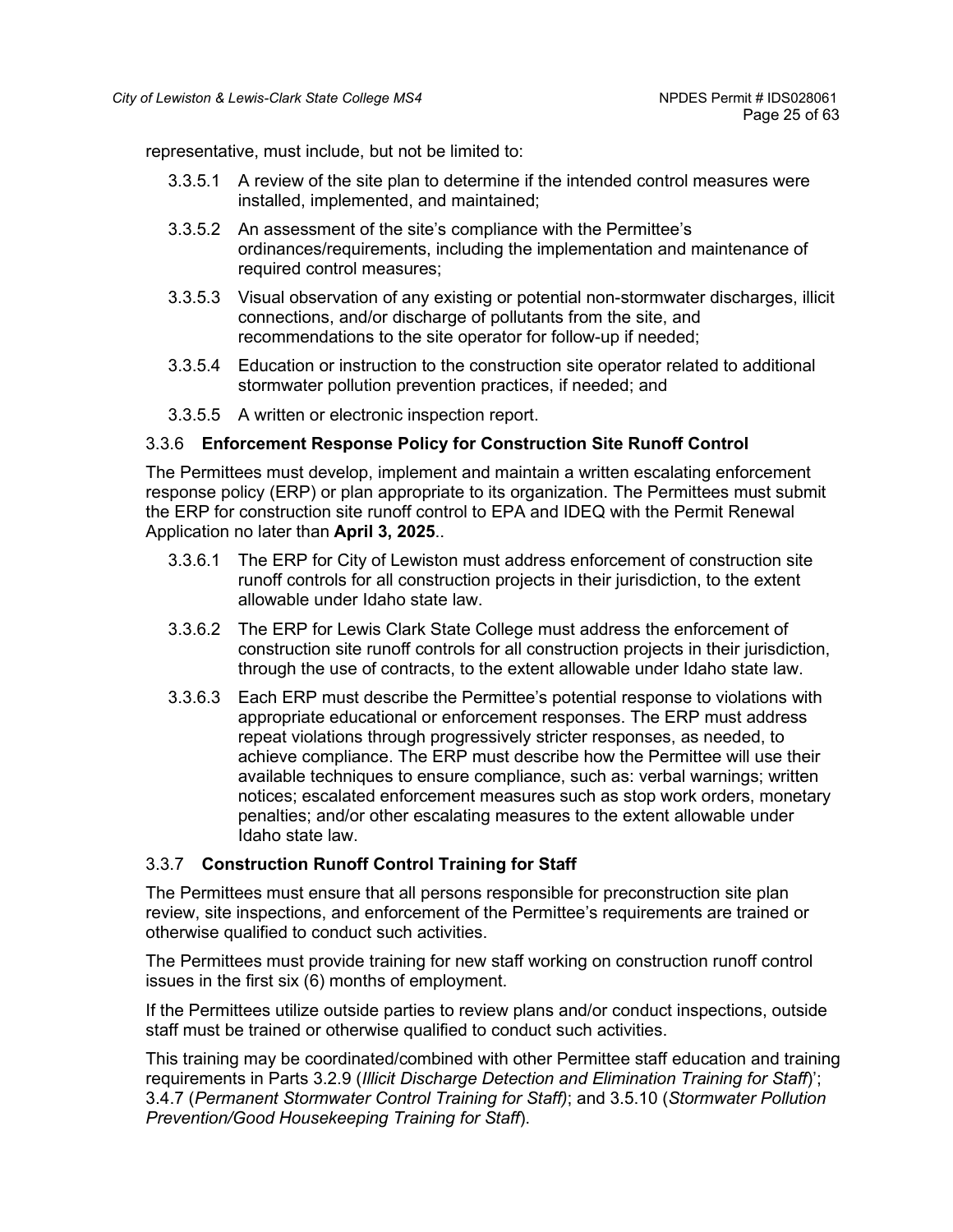representative, must include, but not be limited to:

- 3.3.5.1 A review of the site plan to determine if the intended control measures were installed, implemented, and maintained;
- 3.3.5.2 An assessment of the site's compliance with the Permittee's ordinances/requirements, including the implementation and maintenance of required control measures;
- 3.3.5.3 Visual observation of any existing or potential non-stormwater discharges, illicit connections, and/or discharge of pollutants from the site, and recommendations to the site operator for follow-up if needed;
- 3.3.5.4 Education or instruction to the construction site operator related to additional stormwater pollution prevention practices, if needed; and
- 3.3.5.5 A written or electronic inspection report.

### 3.3.6 Enforcement Response Policy for Construction Site Runoff Control

The Permittees must develop, implement and maintain a written escalating enforcement response policy (ERP) or plan appropriate to its organization. The Permittees must submit the ERP for construction site runoff control to EPA and IDEQ with the Permit Renewal Application no later than **April 3, 2025**..

- 3.3.6.1 The ERP for City of Lewiston must address enforcement of construction site runoff controls for all construction projects in their jurisdiction, to the extent allowable under Idaho state law.
- 3.3.6.2 The ERP for Lewis Clark State College must address the enforcement of construction site runoff controls for all construction projects in their jurisdiction, through the use of contracts, to the extent allowable under Idaho state law.
- 3.3.6.3 Each ERP must describe the Permittee's potential response to violations with appropriate educational or enforcement responses. The ERP must address repeat violations through progressively stricter responses, as needed, to achieve compliance. The ERP must describe how the Permittee will use their available techniques to ensure compliance, such as: verbal warnings; written notices; escalated enforcement measures such as stop work orders, monetary penalties; and/or other escalating measures to the extent allowable under Idaho state law.

### 3.3.7 Construction Runoff Control Training for Staff

The Permittees must ensure that all persons responsible for preconstruction site plan review, site inspections, and enforcement of the Permittee's requirements are trained or otherwise qualified to conduct such activities.

The Permittees must provide training for new staff working on construction runoff control issues in the first six (6) months of employment.

If the Permittees utilize outside parties to review plans and/or conduct inspections, outside staff must be trained or otherwise qualified to conduct such activities.

This training may be coordinated/combined with other Permittee staff education and training requirements in Parts 3.2.9 (*Illicit Discharge Detection and Elimination Training for Staff*)'; 3.4.7 (*Permanent Stormwater Control Training for Staff)*; and 3.5.10 (*Stormwater Pollution Prevention/Good Housekeeping Training for Staff*).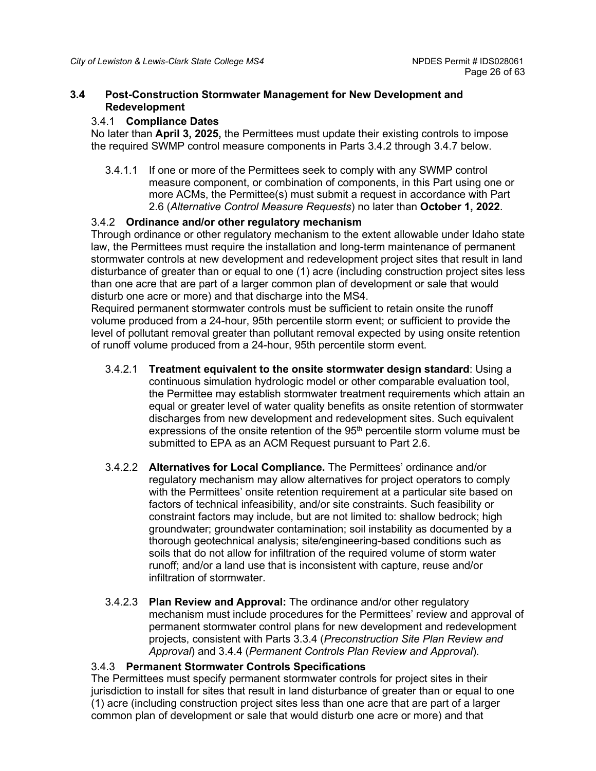## 3.4 Post-Construction Stormwater Management for New Development and Redevelopment

### 3.4.1 Compliance Dates

No later than **April 3, 2025,** the Permittees must update their existing controls to impose the required SWMP control measure components in Parts 3.4.2 through 3.4.7 below.

3.4.1.1 If one or more of the Permittees seek to comply with any SWMP control measure component, or combination of components, in this Part using one or more ACMs, the Permittee(s) must submit a request in accordance with Part 2.6 (*Alternative Control Measure Requests*) no later than **October 1, 2022**.

### 3.4.2 Ordinance and/or other regulatory mechanism

Through ordinance or other regulatory mechanism to the extent allowable under Idaho state law, the Permittees must require the installation and long-term maintenance of permanent stormwater controls at new development and redevelopment project sites that result in land disturbance of greater than or equal to one (1) acre (including construction project sites less than one acre that are part of a larger common plan of development or sale that would disturb one acre or more) and that discharge into the MS4.

Required permanent stormwater controls must be sufficient to retain onsite the runoff volume produced from a 24-hour, 95th percentile storm event; or sufficient to provide the level of pollutant removal greater than pollutant removal expected by using onsite retention of runoff volume produced from a 24-hour, 95th percentile storm event.

3.4.2.1 **Treatment equivalent to the onsite stormwater design standard**: Using a continuous simulation hydrologic model or other comparable evaluation tool, the Permittee may establish stormwater treatment requirements which attain an equal or greater level of water quality benefits as onsite retention of stormwater discharges from new development and redevelopment sites. Such equivalent expressions of the onsite retention of the 95th percentile storm volume must be submitted to EPA as an ACM Request pursuant to Part 2.6.

3.4.2.2 **Alternatives for Local Compliance.** The Permittees' ordinance and/or regulatory mechanism may allow alternatives for project operators to comply with the Permittees' onsite retention requirement at a particular site based on factors of technical infeasibility, and/or site constraints. Such feasibility or constraint factors may include, but are not limited to: shallow bedrock; high groundwater; groundwater contamination; soil instability as documented by a thorough geotechnical analysis; site/engineering-based conditions such as soils that do not allow for infiltration of the required volume of storm water runoff; and/or a land use that is inconsistent with capture, reuse and/or infiltration of stormwater.

3.4.2.3 **Plan Review and Approval:** The ordinance and/or other regulatory mechanism must include procedures for the Permittees' review and approval of permanent stormwater control plans for new development and redevelopment projects, consistent with Parts 3.3.4 (*Preconstruction Site Plan Review and Approval*) and 3.4.4 (*Permanent Controls Plan Review and Approval*).

### 3.4.3 Permanent Stormwater Controls Specifications

The Permittees must specify permanent stormwater controls for project sites in their jurisdiction to install for sites that result in land disturbance of greater than or equal to one (1) acre (including construction project sites less than one acre that are part of a larger common plan of development or sale that would disturb one acre or more) and that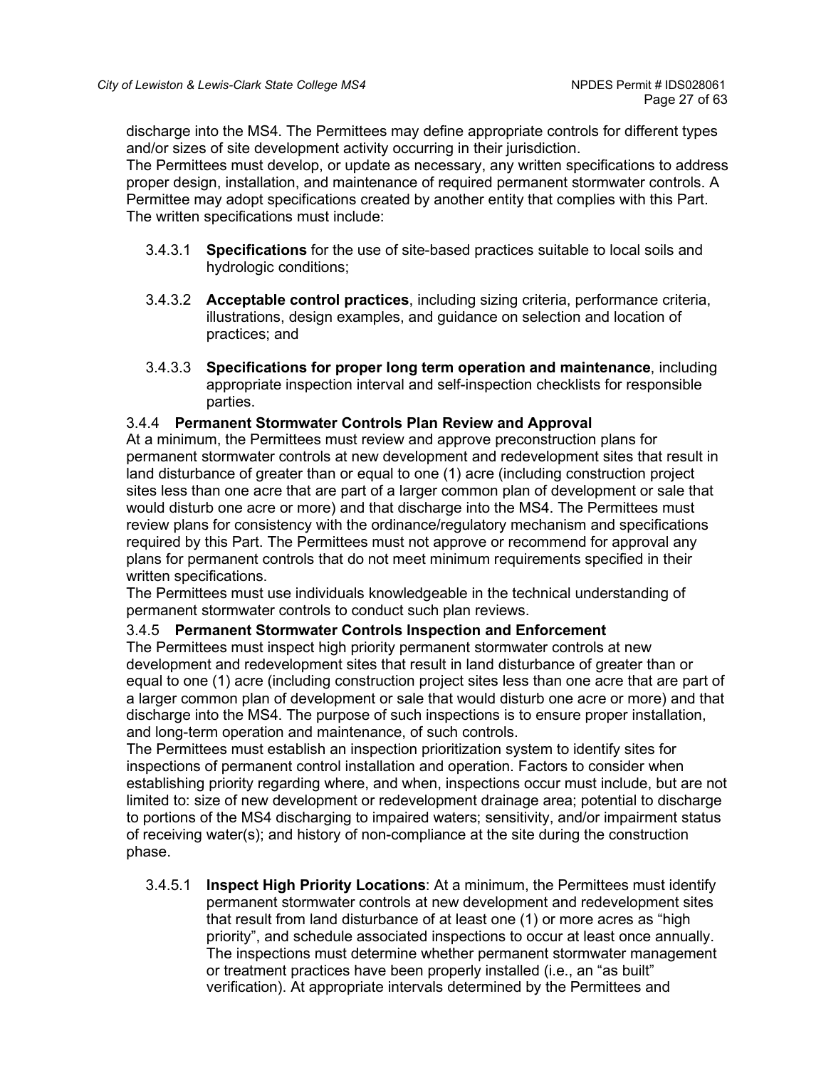discharge into the MS4. The Permittees may define appropriate controls for different types and/or sizes of site development activity occurring in their jurisdiction.
The Permittees must develop, or update as necessary, any written specifications to address proper design, installation, and maintenance of required permanent stormwater controls. A Permittee may adopt specifications created by another entity that complies with this Part. The written specifications must include:

3.4.3.1 **Specifications** for the use of site-based practices suitable to local soils and hydrologic conditions;

3.4.3.2 **Acceptable control practices**, including sizing criteria, performance criteria, illustrations, design examples, and guidance on selection and location of practices; and

3.4.3.3 **Specifications for proper long term operation and maintenance**, including appropriate inspection interval and self-inspection checklists for responsible parties.

### 3.4.4 Permanent Stormwater Controls Plan Review and Approval

At a minimum, the Permittees must review and approve preconstruction plans for permanent stormwater controls at new development and redevelopment sites that result in land disturbance of greater than or equal to one (1) acre (including construction project sites less than one acre that are part of a larger common plan of development or sale that would disturb one acre or more) and that discharge into the MS4. The Permittees must review plans for consistency with the ordinance/regulatory mechanism and specifications required by this Part. The Permittees must not approve or recommend for approval any plans for permanent controls that do not meet minimum requirements specified in their written specifications.
The Permittees must use individuals knowledgeable in the technical understanding of permanent stormwater controls to conduct such plan reviews.

### 3.4.5 Permanent Stormwater Controls Inspection and Enforcement

The Permittees must inspect high priority permanent stormwater controls at new development and redevelopment sites that result in land disturbance of greater than or equal to one (1) acre (including construction project sites less than one acre that are part of a larger common plan of development or sale that would disturb one acre or more) and that discharge into the MS4. The purpose of such inspections is to ensure proper installation, and long-term operation and maintenance, of such controls.
The Permittees must establish an inspection prioritization system to identify sites for inspections of permanent control installation and operation. Factors to consider when establishing priority regarding where, and when, inspections occur must include, but are not limited to: size of new development or redevelopment drainage area; potential to discharge to portions of the MS4 discharging to impaired waters; sensitivity, and/or impairment status of receiving water(s); and history of non-compliance at the site during the construction phase.

3.4.5.1 **Inspect High Priority Locations**: At a minimum, the Permittees must identify permanent stormwater controls at new development and redevelopment sites that result from land disturbance of at least one (1) or more acres as “high priority”, and schedule associated inspections to occur at least once annually. The inspections must determine whether permanent stormwater management or treatment practices have been properly installed (i.e., an “as built” verification). At appropriate intervals determined by the Permittees and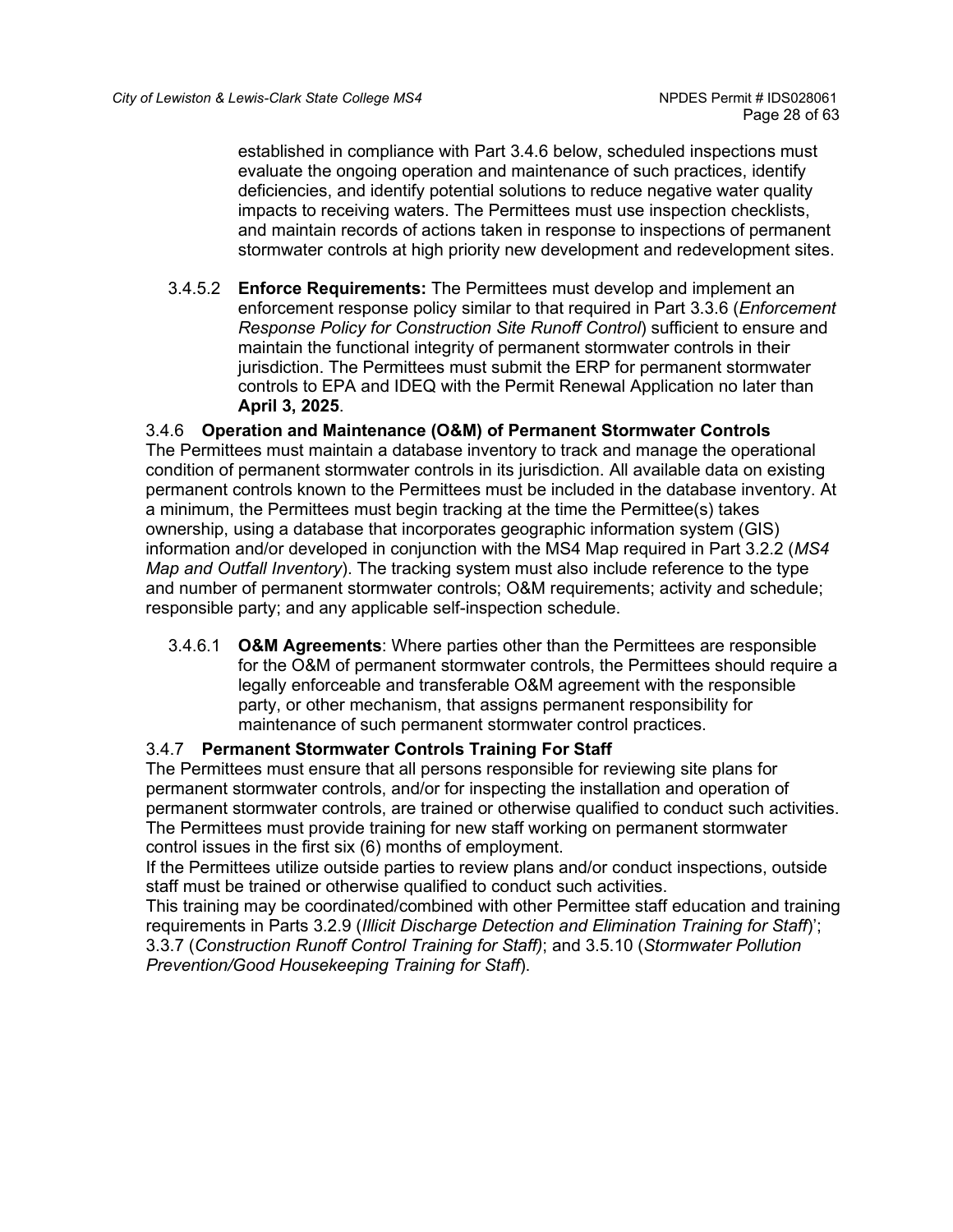established in compliance with Part 3.4.6 below, scheduled inspections must evaluate the ongoing operation and maintenance of such practices, identify deficiencies, and identify potential solutions to reduce negative water quality impacts to receiving waters. The Permittees must use inspection checklists, and maintain records of actions taken in response to inspections of permanent stormwater controls at high priority new development and redevelopment sites.

3.4.5.2 **Enforce Requirements:** The Permittees must develop and implement an enforcement response policy similar to that required in Part 3.3.6 (*Enforcement Response Policy for Construction Site Runoff Control*) sufficient to ensure and maintain the functional integrity of permanent stormwater controls in their jurisdiction. The Permittees must submit the ERP for permanent stormwater controls to EPA and IDEQ with the Permit Renewal Application no later than **April 3, 2025**.

### 3.4.6 Operation and Maintenance (O&M) of Permanent Stormwater Controls

The Permittees must maintain a database inventory to track and manage the operational condition of permanent stormwater controls in its jurisdiction. All available data on existing permanent controls known to the Permittees must be included in the database inventory. At a minimum, the Permittees must begin tracking at the time the Permittee(s) takes ownership, using a database that incorporates geographic information system (GIS) information and/or developed in conjunction with the MS4 Map required in Part 3.2.2 (*MS4 Map and Outfall Inventory*). The tracking system must also include reference to the type and number of permanent stormwater controls; O&M requirements; activity and schedule; responsible party; and any applicable self-inspection schedule.

3.4.6.1 **O&M Agreements**: Where parties other than the Permittees are responsible for the O&M of permanent stormwater controls, the Permittees should require a legally enforceable and transferable O&M agreement with the responsible party, or other mechanism, that assigns permanent responsibility for maintenance of such permanent stormwater control practices.

### 3.4.7 Permanent Stormwater Controls Training For Staff

The Permittees must ensure that all persons responsible for reviewing site plans for permanent stormwater controls, and/or for inspecting the installation and operation of permanent stormwater controls, are trained or otherwise qualified to conduct such activities. The Permittees must provide training for new staff working on permanent stormwater control issues in the first six (6) months of employment.

If the Permittees utilize outside parties to review plans and/or conduct inspections, outside staff must be trained or otherwise qualified to conduct such activities.

This training may be coordinated/combined with other Permittee staff education and training requirements in Parts 3.2.9 (*Illicit Discharge Detection and Elimination Training for Staff*)'; 3.3.7 (*Construction Runoff Control Training for Staff)*; and 3.5.10 (*Stormwater Pollution Prevention/Good Housekeeping Training for Staff*).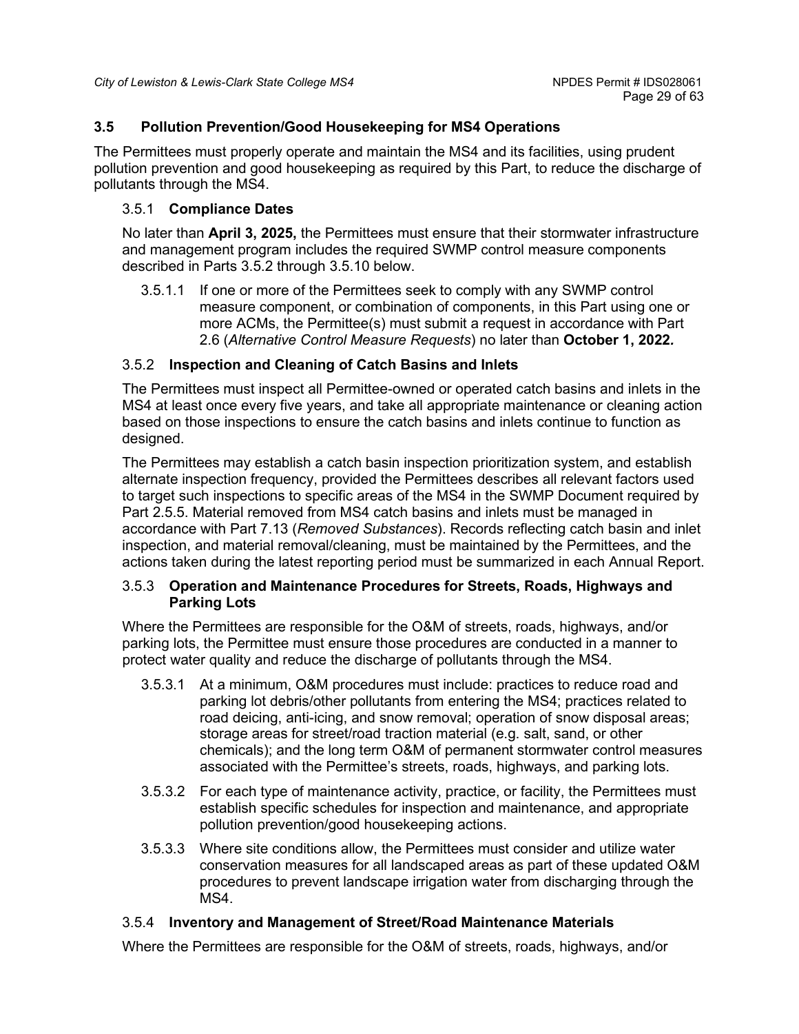## 3.5 Pollution Prevention/Good Housekeeping for MS4 Operations

The Permittees must properly operate and maintain the MS4 and its facilities, using prudent pollution prevention and good housekeeping as required by this Part, to reduce the discharge of pollutants through the MS4.

### 3.5.1 Compliance Dates

No later than **April 3, 2025,** the Permittees must ensure that their stormwater infrastructure and management program includes the required SWMP control measure components described in Parts 3.5.2 through 3.5.10 below.

3.5.1.1 If one or more of the Permittees seek to comply with any SWMP control measure component, or combination of components, in this Part using one or more ACMs, the Permittee(s) must submit a request in accordance with Part 2.6 (*Alternative Control Measure Requests*) no later than **October 1, 2022.**

### 3.5.2 Inspection and Cleaning of Catch Basins and Inlets

The Permittees must inspect all Permittee-owned or operated catch basins and inlets in the MS4 at least once every five years, and take all appropriate maintenance or cleaning action based on those inspections to ensure the catch basins and inlets continue to function as designed.

The Permittees may establish a catch basin inspection prioritization system, and establish alternate inspection frequency, provided the Permittees describes all relevant factors used to target such inspections to specific areas of the MS4 in the SWMP Document required by Part 2.5.5. Material removed from MS4 catch basins and inlets must be managed in accordance with Part 7.13 (*Removed Substances*). Records reflecting catch basin and inlet inspection, and material removal/cleaning, must be maintained by the Permittees, and the actions taken during the latest reporting period must be summarized in each Annual Report.

### 3.5.3 Operation and Maintenance Procedures for Streets, Roads, Highways and Parking Lots

Where the Permittees are responsible for the O&M of streets, roads, highways, and/or parking lots, the Permittee must ensure those procedures are conducted in a manner to protect water quality and reduce the discharge of pollutants through the MS4.

3.5.3.1 At a minimum, O&M procedures must include: practices to reduce road and parking lot debris/other pollutants from entering the MS4; practices related to road deicing, anti-icing, and snow removal; operation of snow disposal areas; storage areas for street/road traction material (e.g. salt, sand, or other chemicals); and the long term O&M of permanent stormwater control measures associated with the Permittee's streets, roads, highways, and parking lots.

3.5.3.2 For each type of maintenance activity, practice, or facility, the Permittees must establish specific schedules for inspection and maintenance, and appropriate pollution prevention/good housekeeping actions.

3.5.3.3 Where site conditions allow, the Permittees must consider and utilize water conservation measures for all landscaped areas as part of these updated O&M procedures to prevent landscape irrigation water from discharging through the MS4.

### 3.5.4 Inventory and Management of Street/Road Maintenance Materials

Where the Permittees are responsible for the O&M of streets, roads, highways, and/or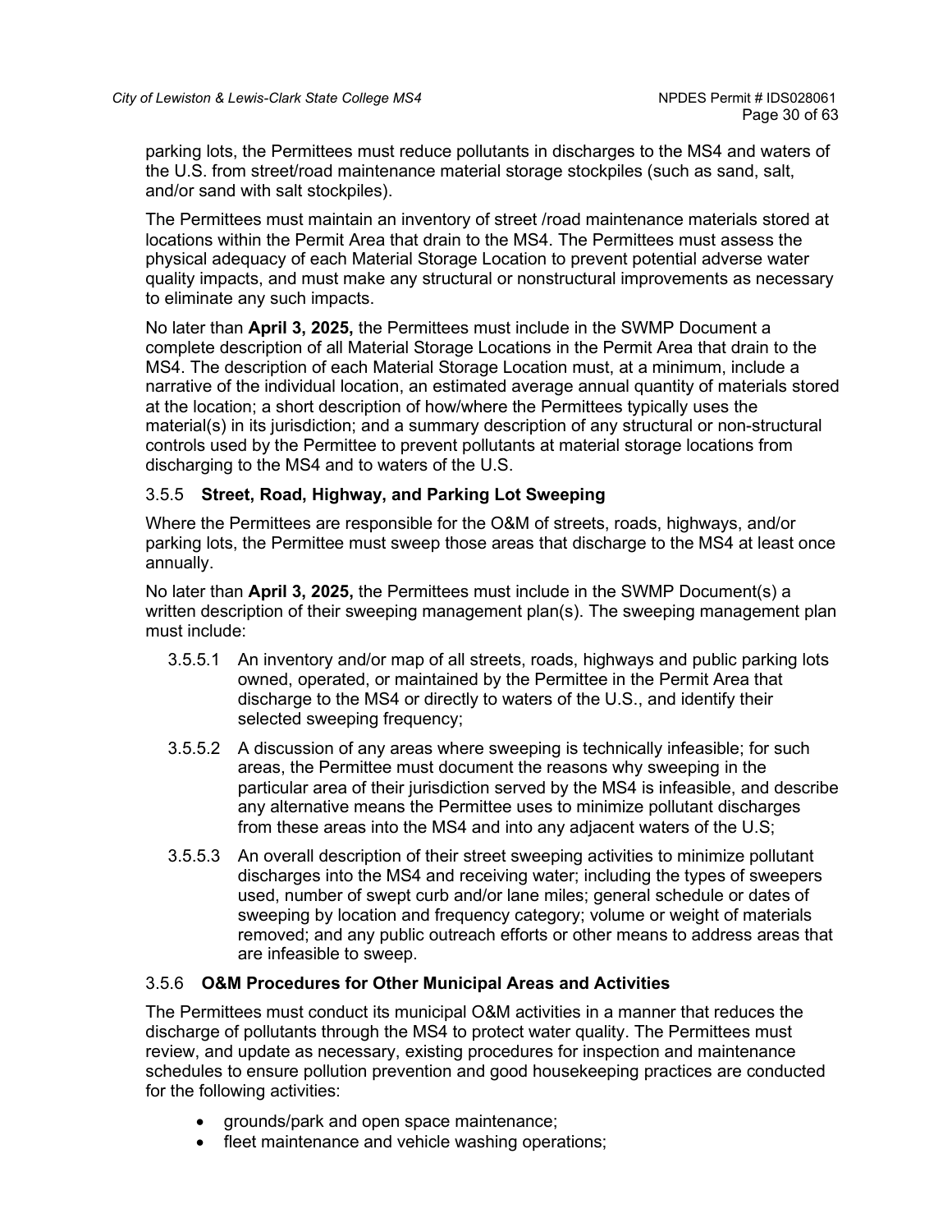parking lots, the Permittees must reduce pollutants in discharges to the MS4 and waters of the U.S. from street/road maintenance material storage stockpiles (such as sand, salt, and/or sand with salt stockpiles).

The Permittees must maintain an inventory of street /road maintenance materials stored at locations within the Permit Area that drain to the MS4. The Permittees must assess the physical adequacy of each Material Storage Location to prevent potential adverse water quality impacts, and must make any structural or nonstructural improvements as necessary to eliminate any such impacts.

No later than **April 3, 2025,** the Permittees must include in the SWMP Document a complete description of all Material Storage Locations in the Permit Area that drain to the MS4. The description of each Material Storage Location must, at a minimum, include a narrative of the individual location, an estimated average annual quantity of materials stored at the location; a short description of how/where the Permittees typically uses the material(s) in its jurisdiction; and a summary description of any structural or non-structural controls used by the Permittee to prevent pollutants at material storage locations from discharging to the MS4 and to waters of the U.S.

### 3.5.5 Street, Road, Highway, and Parking Lot Sweeping

Where the Permittees are responsible for the O&M of streets, roads, highways, and/or parking lots, the Permittee must sweep those areas that discharge to the MS4 at least once annually.

No later than **April 3, 2025,** the Permittees must include in the SWMP Document(s) a written description of their sweeping management plan(s). The sweeping management plan must include:

- 3.5.5.1 An inventory and/or map of all streets, roads, highways and public parking lots owned, operated, or maintained by the Permittee in the Permit Area that discharge to the MS4 or directly to waters of the U.S., and identify their selected sweeping frequency;
- 3.5.5.2 A discussion of any areas where sweeping is technically infeasible; for such areas, the Permittee must document the reasons why sweeping in the particular area of their jurisdiction served by the MS4 is infeasible, and describe any alternative means the Permittee uses to minimize pollutant discharges from these areas into the MS4 and into any adjacent waters of the U.S;
- 3.5.5.3 An overall description of their street sweeping activities to minimize pollutant discharges into the MS4 and receiving water; including the types of sweepers used, number of swept curb and/or lane miles; general schedule or dates of sweeping by location and frequency category; volume or weight of materials removed; and any public outreach efforts or other means to address areas that are infeasible to sweep.

### 3.5.6 O&M Procedures for Other Municipal Areas and Activities

The Permittees must conduct its municipal O&M activities in a manner that reduces the discharge of pollutants through the MS4 to protect water quality. The Permittees must review, and update as necessary, existing procedures for inspection and maintenance schedules to ensure pollution prevention and good housekeeping practices are conducted for the following activities:

- grounds/park and open space maintenance;
- fleet maintenance and vehicle washing operations;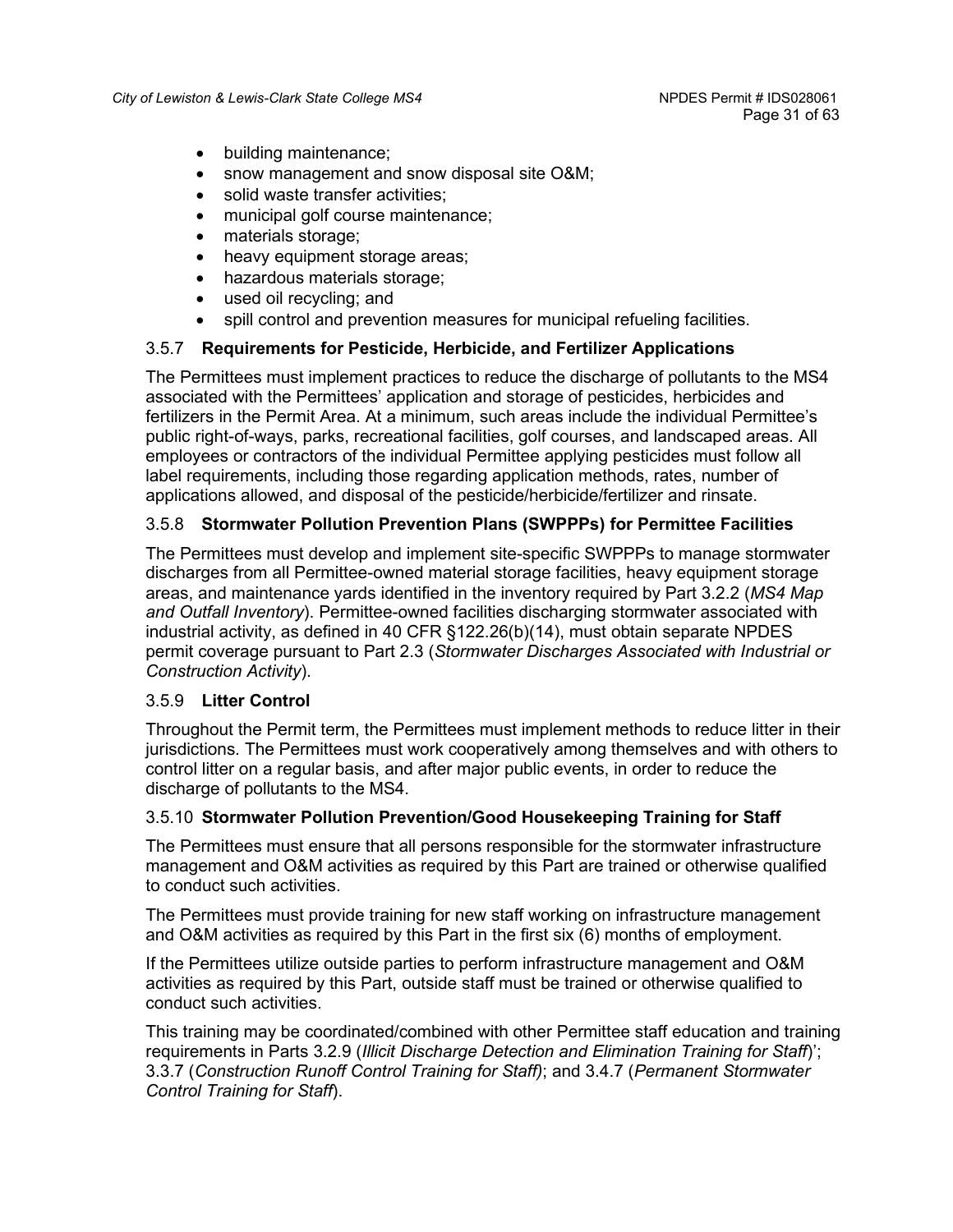- building maintenance;
- snow management and snow disposal site O&M;
- solid waste transfer activities;
- municipal golf course maintenance;
- materials storage;
- heavy equipment storage areas;
- hazardous materials storage;
- used oil recycling; and
- spill control and prevention measures for municipal refueling facilities.

### 3.5.7 **Requirements for Pesticide, Herbicide, and Fertilizer Applications**

The Permittees must implement practices to reduce the discharge of pollutants to the MS4 associated with the Permittees' application and storage of pesticides, herbicides and fertilizers in the Permit Area. At a minimum, such areas include the individual Permittee's public right-of-ways, parks, recreational facilities, golf courses, and landscaped areas. All employees or contractors of the individual Permittee applying pesticides must follow all label requirements, including those regarding application methods, rates, number of applications allowed, and disposal of the pesticide/herbicide/fertilizer and rinsate.

### 3.5.8 **Stormwater Pollution Prevention Plans (SWPPPs) for Permittee Facilities**

The Permittees must develop and implement site-specific SWPPPs to manage stormwater discharges from all Permittee-owned material storage facilities, heavy equipment storage areas, and maintenance yards identified in the inventory required by Part 3.2.2 (*MS4 Map and Outfall Inventory*). Permittee-owned facilities discharging stormwater associated with industrial activity, as defined in 40 CFR §122.26(b)(14), must obtain separate NPDES permit coverage pursuant to Part 2.3 (*Stormwater Discharges Associated with Industrial or Construction Activity*).

### 3.5.9 **Litter Control**

Throughout the Permit term, the Permittees must implement methods to reduce litter in their jurisdictions. The Permittees must work cooperatively among themselves and with others to control litter on a regular basis, and after major public events, in order to reduce the discharge of pollutants to the MS4.

### 3.5.10 **Stormwater Pollution Prevention/Good Housekeeping Training for Staff**

The Permittees must ensure that all persons responsible for the stormwater infrastructure management and O&M activities as required by this Part are trained or otherwise qualified to conduct such activities.

The Permittees must provide training for new staff working on infrastructure management and O&M activities as required by this Part in the first six (6) months of employment.

If the Permittees utilize outside parties to perform infrastructure management and O&M activities as required by this Part, outside staff must be trained or otherwise qualified to conduct such activities.

This training may be coordinated/combined with other Permittee staff education and training requirements in Parts 3.2.9 (*Illicit Discharge Detection and Elimination Training for Staff*)'; 3.3.7 (*Construction Runoff Control Training for Staff)*; and 3.4.7 (*Permanent Stormwater Control Training for Staff*).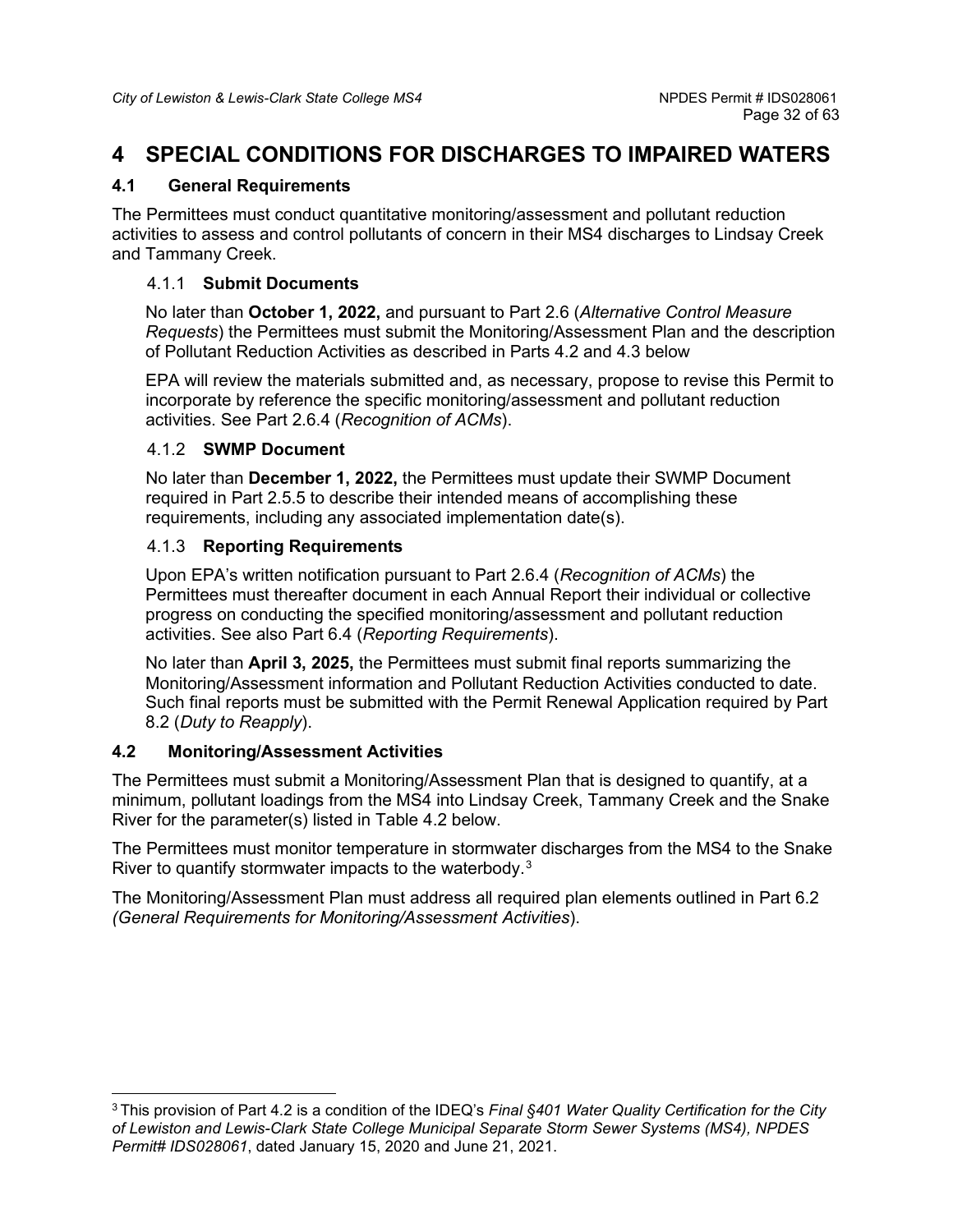# 4 SPECIAL CONDITIONS FOR DISCHARGES TO IMPAIRED WATERS

## 4.1 General Requirements

The Permittees must conduct quantitative monitoring/assessment and pollutant reduction activities to assess and control pollutants of concern in their MS4 discharges to Lindsay Creek and Tammany Creek.

### 4.1.1 Submit Documents

No later than **October 1, 2022,** and pursuant to Part 2.6 (*Alternative Control Measure Requests*) the Permittees must submit the Monitoring/Assessment Plan and the description of Pollutant Reduction Activities as described in Parts 4.2 and 4.3 below

EPA will review the materials submitted and, as necessary, propose to revise this Permit to incorporate by reference the specific monitoring/assessment and pollutant reduction activities. See Part 2.6.4 (*Recognition of ACMs*).

### 4.1.2 SWMP Document

No later than **December 1, 2022,** the Permittees must update their SWMP Document required in Part 2.5.5 to describe their intended means of accomplishing these requirements, including any associated implementation date(s).

### 4.1.3 Reporting Requirements

Upon EPA's written notification pursuant to Part 2.6.4 (*Recognition of ACMs*) the Permittees must thereafter document in each Annual Report their individual or collective progress on conducting the specified monitoring/assessment and pollutant reduction activities. See also Part 6.4 (*Reporting Requirements*).

No later than **April 3, 2025,** the Permittees must submit final reports summarizing the Monitoring/Assessment information and Pollutant Reduction Activities conducted to date. Such final reports must be submitted with the Permit Renewal Application required by Part 8.2 (*Duty to Reapply*).

## 4.2 Monitoring/Assessment Activities

The Permittees must submit a Monitoring/Assessment Plan that is designed to quantify, at a minimum, pollutant loadings from the MS4 into Lindsay Creek, Tammany Creek and the Snake River for the parameter(s) listed in Table 4.2 below.

The Permittees must monitor temperature in stormwater discharges from the MS4 to the Snake River to quantify stormwater impacts to the waterbody.[3]

The Monitoring/Assessment Plan must address all required plan elements outlined in Part 6.2 *(General Requirements for Monitoring/Assessment Activities*).

---

[3] This provision of Part 4.2 is a condition of the IDEQ's *Final §401 Water Quality Certification for the City of Lewiston and Lewis-Clark State College Municipal Separate Storm Sewer Systems (MS4), NPDES Permit# IDS028061*, dated January 15, 2020 and June 21, 2021.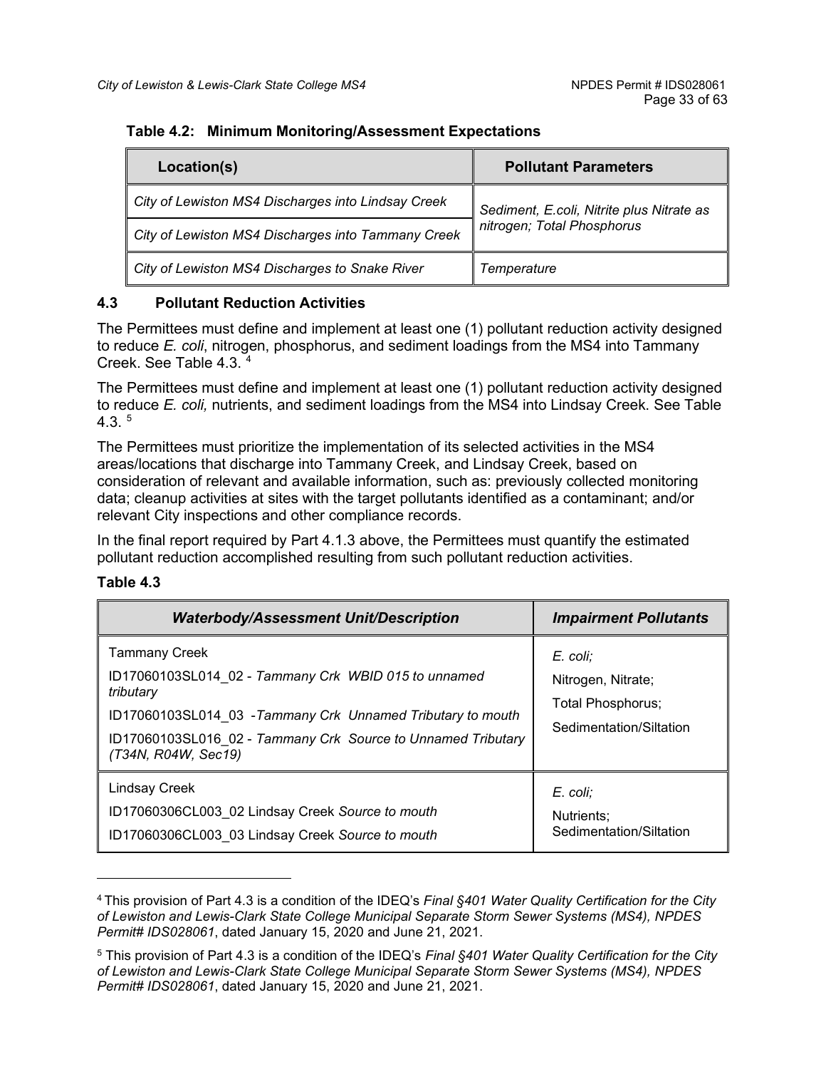**Table 4.2: Minimum Monitoring/Assessment Expectations**

| Location(s) | Pollutant Parameters |
|---|---|
| *City of Lewiston MS4 Discharges into Lindsay Creek* | *Sediment, E.coli, Nitrite plus Nitrate as nitrogen; Total Phosphorus* |
| *City of Lewiston MS4 Discharges into Tammany Creek* | |
| *City of Lewiston MS4 Discharges to Snake River* | *Temperature* |

### 4.3 Pollutant Reduction Activities

The Permittees must define and implement at least one (1) pollutant reduction activity designed to reduce *E. coli*, nitrogen, phosphorus, and sediment loadings from the MS4 into Tammany Creek. See Table 4.3. [4]

The Permittees must define and implement at least one (1) pollutant reduction activity designed to reduce *E. coli,* nutrients, and sediment loadings from the MS4 into Lindsay Creek. See Table 4.3. [5]

The Permittees must prioritize the implementation of its selected activities in the MS4 areas/locations that discharge into Tammany Creek, and Lindsay Creek, based on consideration of relevant and available information, such as: previously collected monitoring data; cleanup activities at sites with the target pollutants identified as a contaminant; and/or relevant City inspections and other compliance records.

In the final report required by Part 4.1.3 above, the Permittees must quantify the estimated pollutant reduction accomplished resulting from such pollutant reduction activities.

**Table 4.3**

| *Waterbody/Assessment Unit/Description* | *Impairment Pollutants* |
|---|---|
| Tammany Creek<br>ID17060103SL014_02 - *Tammany Crk WBID 015 to unnamed tributary*<br>ID17060103SL014_03 - *Tammany Crk Unnamed Tributary to mouth*<br>ID17060103SL016_02 - *Tammany Crk Source to Unnamed Tributary (T34N, R04W, Sec19)* | *E. coli;*<br>Nitrogen, Nitrate;<br>Total Phosphorus;<br>Sedimentation/Siltation |
| Lindsay Creek<br>ID17060306CL003_02 Lindsay Creek *Source to mouth*<br>ID17060306CL003_03 Lindsay Creek *Source to mouth* | *E. coli;*<br>Nutrients;<br>Sedimentation/Siltation |

---

[4] This provision of Part 4.3 is a condition of the IDEQ's *Final §401 Water Quality Certification for the City of Lewiston and Lewis-Clark State College Municipal Separate Storm Sewer Systems (MS4), NPDES Permit# IDS028061*, dated January 15, 2020 and June 21, 2021.

[5] This provision of Part 4.3 is a condition of the IDEQ's *Final §401 Water Quality Certification for the City of Lewiston and Lewis-Clark State College Municipal Separate Storm Sewer Systems (MS4), NPDES Permit# IDS028061*, dated January 15, 2020 and June 21, 2021.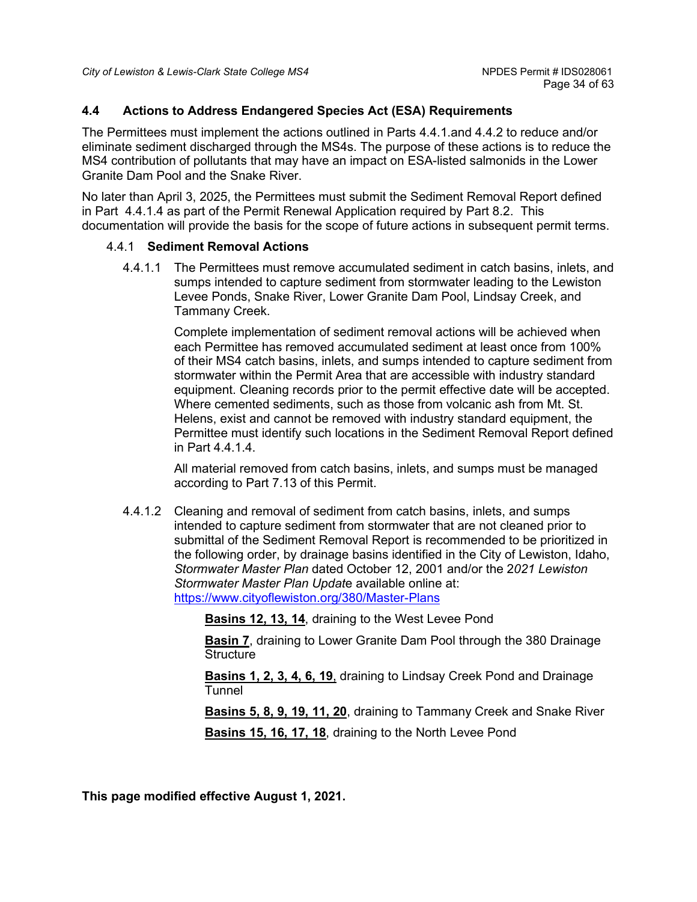## 4.4 Actions to Address Endangered Species Act (ESA) Requirements

The Permittees must implement the actions outlined in Parts 4.4.1.and 4.4.2 to reduce and/or eliminate sediment discharged through the MS4s. The purpose of these actions is to reduce the MS4 contribution of pollutants that may have an impact on ESA-listed salmonids in the Lower Granite Dam Pool and the Snake River.

No later than April 3, 2025, the Permittees must submit the Sediment Removal Report defined in Part 4.4.1.4 as part of the Permit Renewal Application required by Part 8.2. This documentation will provide the basis for the scope of future actions in subsequent permit terms.

### 4.4.1 Sediment Removal Actions

4.4.1.1 The Permittees must remove accumulated sediment in catch basins, inlets, and sumps intended to capture sediment from stormwater leading to the Lewiston Levee Ponds, Snake River, Lower Granite Dam Pool, Lindsay Creek, and Tammany Creek.

Complete implementation of sediment removal actions will be achieved when each Permittee has removed accumulated sediment at least once from 100% of their MS4 catch basins, inlets, and sumps intended to capture sediment from stormwater within the Permit Area that are accessible with industry standard equipment. Cleaning records prior to the permit effective date will be accepted. Where cemented sediments, such as those from volcanic ash from Mt. St. Helens, exist and cannot be removed with industry standard equipment, the Permittee must identify such locations in the Sediment Removal Report defined in Part 4.4.1.4.

All material removed from catch basins, inlets, and sumps must be managed according to Part 7.13 of this Permit.

4.4.1.2 Cleaning and removal of sediment from catch basins, inlets, and sumps intended to capture sediment from stormwater that are not cleaned prior to submittal of the Sediment Removal Report is recommended to be prioritized in the following order, by drainage basins identified in the City of Lewiston, Idaho, *Stormwater Master Plan* dated October 12, 2001 and/or the *2021 Lewiston Stormwater Master Plan Update* available online at: https://www.cityoflewiston.org/380/Master-Plans

**Basins 12, 13, 14**, draining to the West Levee Pond

**Basin 7**, draining to Lower Granite Dam Pool through the 380 Drainage Structure

**Basins 1, 2, 3, 4, 6, 19**, draining to Lindsay Creek Pond and Drainage Tunnel

**Basins 5, 8, 9, 19, 11, 20**, draining to Tammany Creek and Snake River

**Basins 15, 16, 17, 18**, draining to the North Levee Pond

**This page modified effective August 1, 2021.**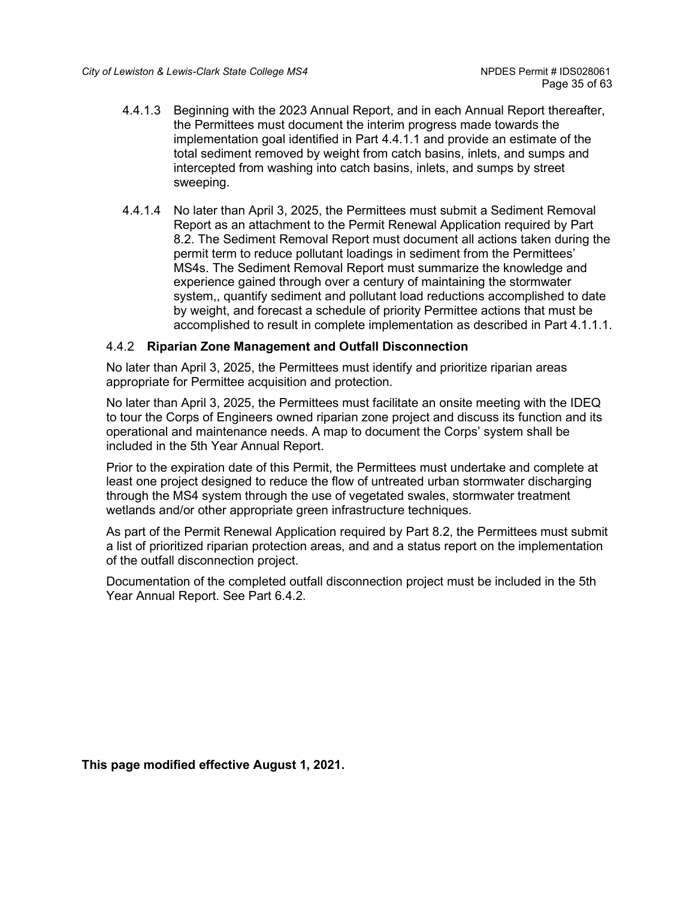4.4.1.3 Beginning with the 2023 Annual Report, and in each Annual Report thereafter, the Permittees must document the interim progress made towards the implementation goal identified in Part 4.4.1.1 and provide an estimate of the total sediment removed by weight from catch basins, inlets, and sumps and intercepted from washing into catch basins, inlets, and sumps by street sweeping.

4.4.1.4 No later than April 3, 2025, the Permittees must submit a Sediment Removal Report as an attachment to the Permit Renewal Application required by Part 8.2. The Sediment Removal Report must document all actions taken during the permit term to reduce pollutant loadings in sediment from the Permittees' MS4s. The Sediment Removal Report must summarize the knowledge and experience gained through over a century of maintaining the stormwater system,, quantify sediment and pollutant load reductions accomplished to date by weight, and forecast a schedule of priority Permittee actions that must be accomplished to result in complete implementation as described in Part 4.1.1.1.

### 4.4.2 **Riparian Zone Management and Outfall Disconnection**

No later than April 3, 2025, the Permittees must identify and prioritize riparian areas appropriate for Permittee acquisition and protection.

No later than April 3, 2025, the Permittees must facilitate an onsite meeting with the IDEQ to tour the Corps of Engineers owned riparian zone project and discuss its function and its operational and maintenance needs. A map to document the Corps' system shall be included in the 5th Year Annual Report.

Prior to the expiration date of this Permit, the Permittees must undertake and complete at least one project designed to reduce the flow of untreated urban stormwater discharging through the MS4 system through the use of vegetated swales, stormwater treatment wetlands and/or other appropriate green infrastructure techniques.

As part of the Permit Renewal Application required by Part 8.2, the Permittees must submit a list of prioritized riparian protection areas, and and a status report on the implementation of the outfall disconnection project.

Documentation of the completed outfall disconnection project must be included in the 5th Year Annual Report. See Part 6.4.2.

**This page modified effective August 1, 2021.**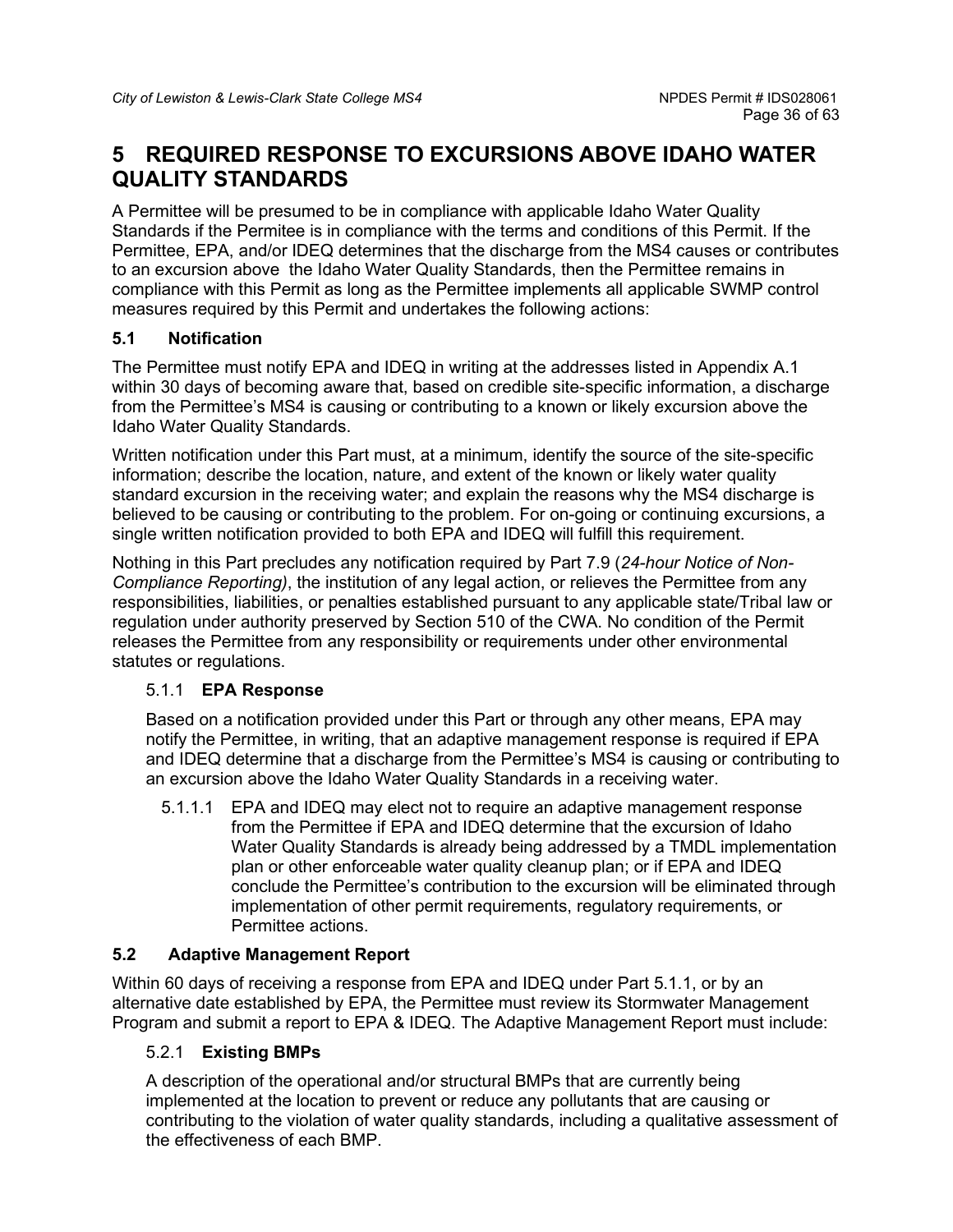# 5 REQUIRED RESPONSE TO EXCURSIONS ABOVE IDAHO WATER QUALITY STANDARDS

A Permittee will be presumed to be in compliance with applicable Idaho Water Quality Standards if the Permitee is in compliance with the terms and conditions of this Permit. If the Permittee, EPA, and/or IDEQ determines that the discharge from the MS4 causes or contributes to an excursion above the Idaho Water Quality Standards, then the Permittee remains in compliance with this Permit as long as the Permittee implements all applicable SWMP control measures required by this Permit and undertakes the following actions:

## 5.1 Notification

The Permittee must notify EPA and IDEQ in writing at the addresses listed in Appendix A.1 within 30 days of becoming aware that, based on credible site-specific information, a discharge from the Permittee's MS4 is causing or contributing to a known or likely excursion above the Idaho Water Quality Standards.

Written notification under this Part must, at a minimum, identify the source of the site-specific information; describe the location, nature, and extent of the known or likely water quality standard excursion in the receiving water; and explain the reasons why the MS4 discharge is believed to be causing or contributing to the problem. For on-going or continuing excursions, a single written notification provided to both EPA and IDEQ will fulfill this requirement.

Nothing in this Part precludes any notification required by Part 7.9 (*24-hour Notice of Non-Compliance Reporting)*, the institution of any legal action, or relieves the Permittee from any responsibilities, liabilities, or penalties established pursuant to any applicable state/Tribal law or regulation under authority preserved by Section 510 of the CWA. No condition of the Permit releases the Permittee from any responsibility or requirements under other environmental statutes or regulations.

### 5.1.1 **EPA Response**

Based on a notification provided under this Part or through any other means, EPA may notify the Permittee, in writing, that an adaptive management response is required if EPA and IDEQ determine that a discharge from the Permittee's MS4 is causing or contributing to an excursion above the Idaho Water Quality Standards in a receiving water.

5.1.1.1 EPA and IDEQ may elect not to require an adaptive management response from the Permittee if EPA and IDEQ determine that the excursion of Idaho Water Quality Standards is already being addressed by a TMDL implementation plan or other enforceable water quality cleanup plan; or if EPA and IDEQ conclude the Permittee's contribution to the excursion will be eliminated through implementation of other permit requirements, regulatory requirements, or Permittee actions.

## 5.2 Adaptive Management Report

Within 60 days of receiving a response from EPA and IDEQ under Part 5.1.1, or by an alternative date established by EPA, the Permittee must review its Stormwater Management Program and submit a report to EPA & IDEQ. The Adaptive Management Report must include:

### 5.2.1 **Existing BMPs**

A description of the operational and/or structural BMPs that are currently being implemented at the location to prevent or reduce any pollutants that are causing or contributing to the violation of water quality standards, including a qualitative assessment of the effectiveness of each BMP.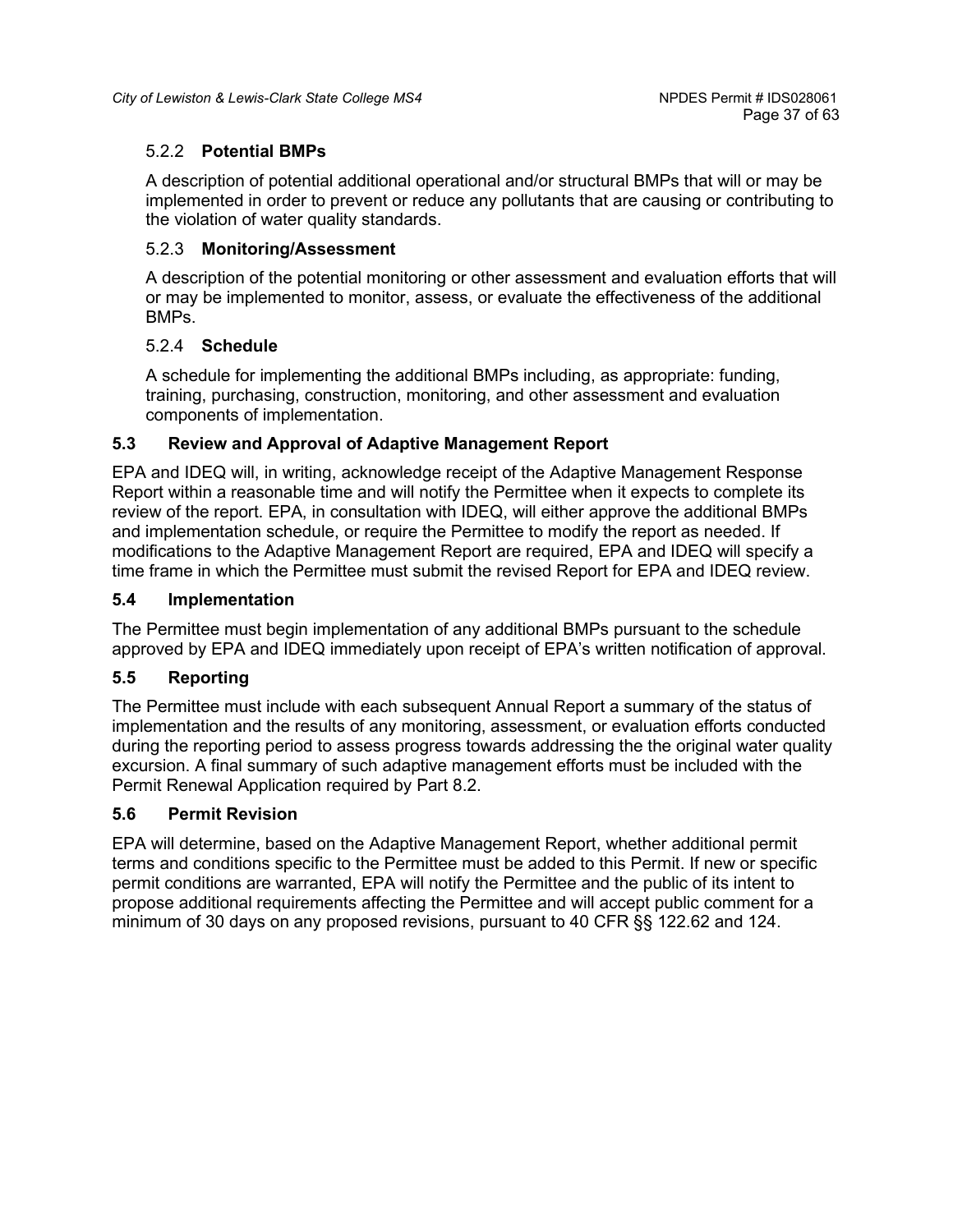#### 5.2.2 **Potential BMPs**

A description of potential additional operational and/or structural BMPs that will or may be implemented in order to prevent or reduce any pollutants that are causing or contributing to the violation of water quality standards.

#### 5.2.3 **Monitoring/Assessment**

A description of the potential monitoring or other assessment and evaluation efforts that will or may be implemented to monitor, assess, or evaluate the effectiveness of the additional BMPs.

#### 5.2.4 **Schedule**

A schedule for implementing the additional BMPs including, as appropriate: funding, training, purchasing, construction, monitoring, and other assessment and evaluation components of implementation.

### 5.3 Review and Approval of Adaptive Management Report

EPA and IDEQ will, in writing, acknowledge receipt of the Adaptive Management Response Report within a reasonable time and will notify the Permittee when it expects to complete its review of the report. EPA, in consultation with IDEQ, will either approve the additional BMPs and implementation schedule, or require the Permittee to modify the report as needed. If modifications to the Adaptive Management Report are required, EPA and IDEQ will specify a time frame in which the Permittee must submit the revised Report for EPA and IDEQ review.

### 5.4 Implementation

The Permittee must begin implementation of any additional BMPs pursuant to the schedule approved by EPA and IDEQ immediately upon receipt of EPA's written notification of approval.

### 5.5 Reporting

The Permittee must include with each subsequent Annual Report a summary of the status of implementation and the results of any monitoring, assessment, or evaluation efforts conducted during the reporting period to assess progress towards addressing the the original water quality excursion. A final summary of such adaptive management efforts must be included with the Permit Renewal Application required by Part 8.2.

### 5.6 Permit Revision

EPA will determine, based on the Adaptive Management Report, whether additional permit terms and conditions specific to the Permittee must be added to this Permit. If new or specific permit conditions are warranted, EPA will notify the Permittee and the public of its intent to propose additional requirements affecting the Permittee and will accept public comment for a minimum of 30 days on any proposed revisions, pursuant to 40 CFR §§ 122.62 and 124.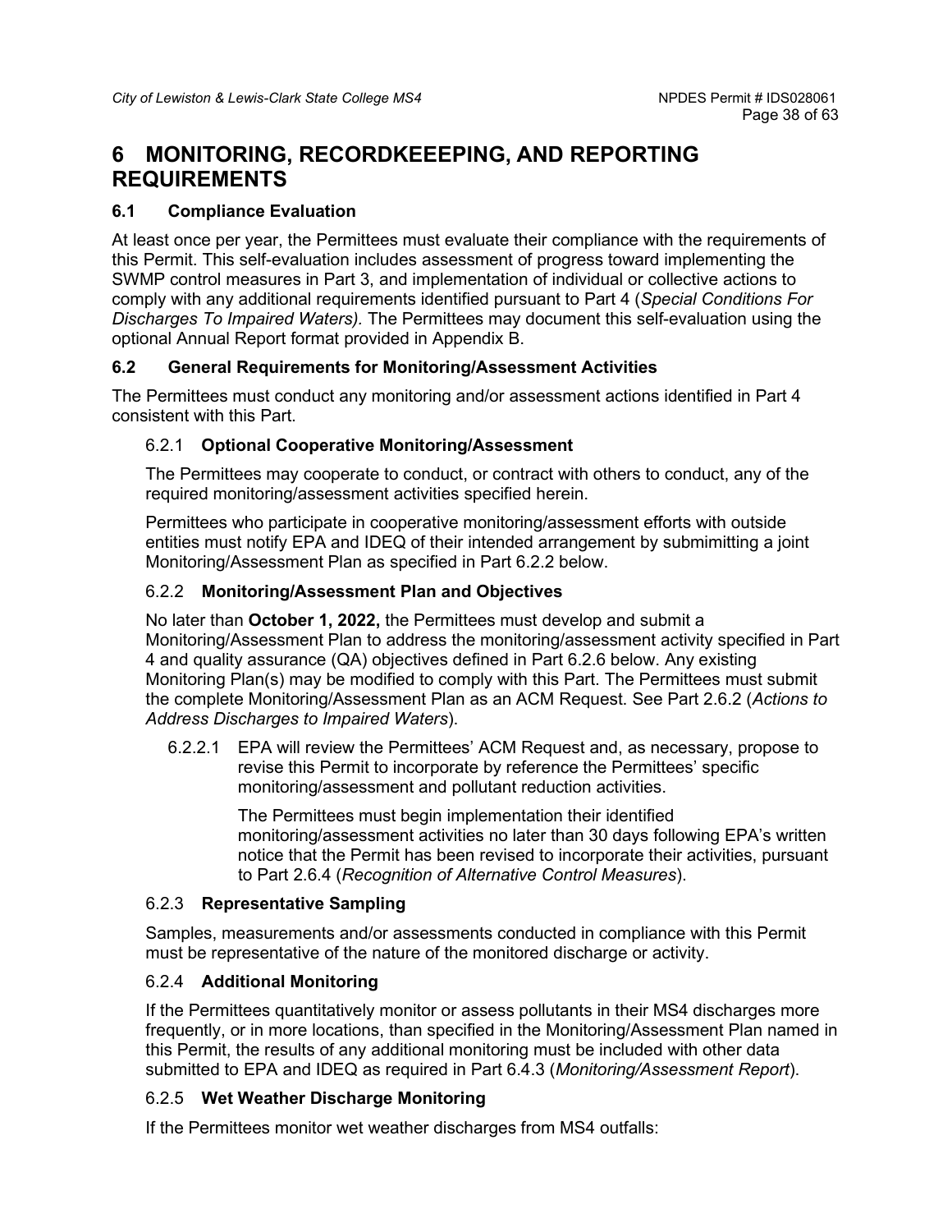# 6 MONITORING, RECORDKEEEPING, AND REPORTING REQUIREMENTS

## 6.1 Compliance Evaluation

At least once per year, the Permittees must evaluate their compliance with the requirements of this Permit. This self-evaluation includes assessment of progress toward implementing the SWMP control measures in Part 3, and implementation of individual or collective actions to comply with any additional requirements identified pursuant to Part 4 (*Special Conditions For Discharges To Impaired Waters).* The Permittees may document this self-evaluation using the optional Annual Report format provided in Appendix B.

## 6.2 General Requirements for Monitoring/Assessment Activities

The Permittees must conduct any monitoring and/or assessment actions identified in Part 4 consistent with this Part.

### 6.2.1 Optional Cooperative Monitoring/Assessment

The Permittees may cooperate to conduct, or contract with others to conduct, any of the required monitoring/assessment activities specified herein.

Permittees who participate in cooperative monitoring/assessment efforts with outside entities must notify EPA and IDEQ of their intended arrangement by submimitting a joint Monitoring/Assessment Plan as specified in Part 6.2.2 below.

### 6.2.2 Monitoring/Assessment Plan and Objectives

No later than **October 1, 2022,** the Permittees must develop and submit a Monitoring/Assessment Plan to address the monitoring/assessment activity specified in Part 4 and quality assurance (QA) objectives defined in Part 6.2.6 below. Any existing Monitoring Plan(s) may be modified to comply with this Part. The Permittees must submit the complete Monitoring/Assessment Plan as an ACM Request. See Part 2.6.2 (*Actions to Address Discharges to Impaired Waters*).

6.2.2.1 EPA will review the Permittees' ACM Request and, as necessary, propose to revise this Permit to incorporate by reference the Permittees' specific monitoring/assessment and pollutant reduction activities.

The Permittees must begin implementation their identified monitoring/assessment activities no later than 30 days following EPA's written notice that the Permit has been revised to incorporate their activities, pursuant to Part 2.6.4 (*Recognition of Alternative Control Measures*).

### 6.2.3 Representative Sampling

Samples, measurements and/or assessments conducted in compliance with this Permit must be representative of the nature of the monitored discharge or activity.

### 6.2.4 Additional Monitoring

If the Permittees quantitatively monitor or assess pollutants in their MS4 discharges more frequently, or in more locations, than specified in the Monitoring/Assessment Plan named in this Permit, the results of any additional monitoring must be included with other data submitted to EPA and IDEQ as required in Part 6.4.3 (*Monitoring/Assessment Report*).

### 6.2.5 Wet Weather Discharge Monitoring

If the Permittees monitor wet weather discharges from MS4 outfalls: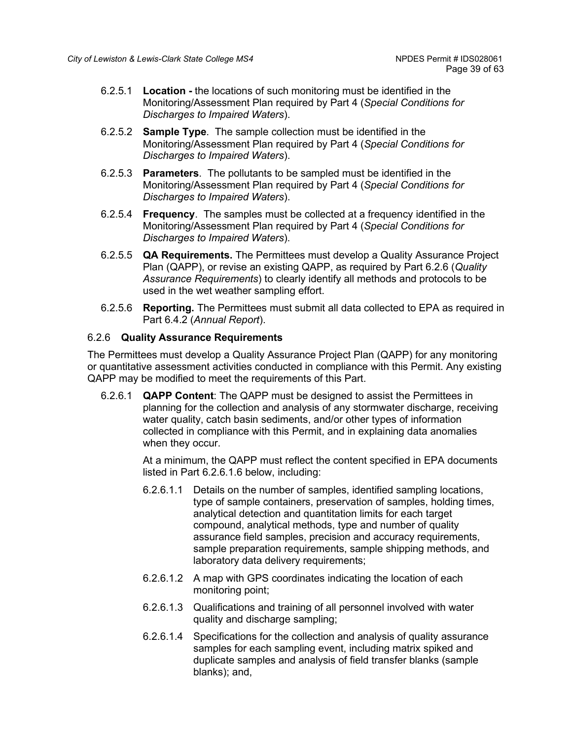6.2.5.1 **Location -** the locations of such monitoring must be identified in the Monitoring/Assessment Plan required by Part 4 (*Special Conditions for Discharges to Impaired Waters*).

6.2.5.2 **Sample Type**. The sample collection must be identified in the Monitoring/Assessment Plan required by Part 4 (*Special Conditions for Discharges to Impaired Waters*).

6.2.5.3 **Parameters**. The pollutants to be sampled must be identified in the Monitoring/Assessment Plan required by Part 4 (*Special Conditions for Discharges to Impaired Waters*).

6.2.5.4 **Frequency**. The samples must be collected at a frequency identified in the Monitoring/Assessment Plan required by Part 4 (*Special Conditions for Discharges to Impaired Waters*).

6.2.5.5 **QA Requirements.** The Permittees must develop a Quality Assurance Project Plan (QAPP), or revise an existing QAPP, as required by Part 6.2.6 (*Quality Assurance Requirements*) to clearly identify all methods and protocols to be used in the wet weather sampling effort.

6.2.5.6 **Reporting.** The Permittees must submit all data collected to EPA as required in Part 6.4.2 (*Annual Report*).

### 6.2.6 Quality Assurance Requirements

The Permittees must develop a Quality Assurance Project Plan (QAPP) for any monitoring or quantitative assessment activities conducted in compliance with this Permit. Any existing QAPP may be modified to meet the requirements of this Part.

6.2.6.1 **QAPP Content**: The QAPP must be designed to assist the Permittees in planning for the collection and analysis of any stormwater discharge, receiving water quality, catch basin sediments, and/or other types of information collected in compliance with this Permit, and in explaining data anomalies when they occur.

At a minimum, the QAPP must reflect the content specified in EPA documents listed in Part 6.2.6.1.6 below, including:

6.2.6.1.1 Details on the number of samples, identified sampling locations, type of sample containers, preservation of samples, holding times, analytical detection and quantitation limits for each target compound, analytical methods, type and number of quality assurance field samples, precision and accuracy requirements, sample preparation requirements, sample shipping methods, and laboratory data delivery requirements;

6.2.6.1.2 A map with GPS coordinates indicating the location of each monitoring point;

6.2.6.1.3 Qualifications and training of all personnel involved with water quality and discharge sampling;

6.2.6.1.4 Specifications for the collection and analysis of quality assurance samples for each sampling event, including matrix spiked and duplicate samples and analysis of field transfer blanks (sample blanks); and,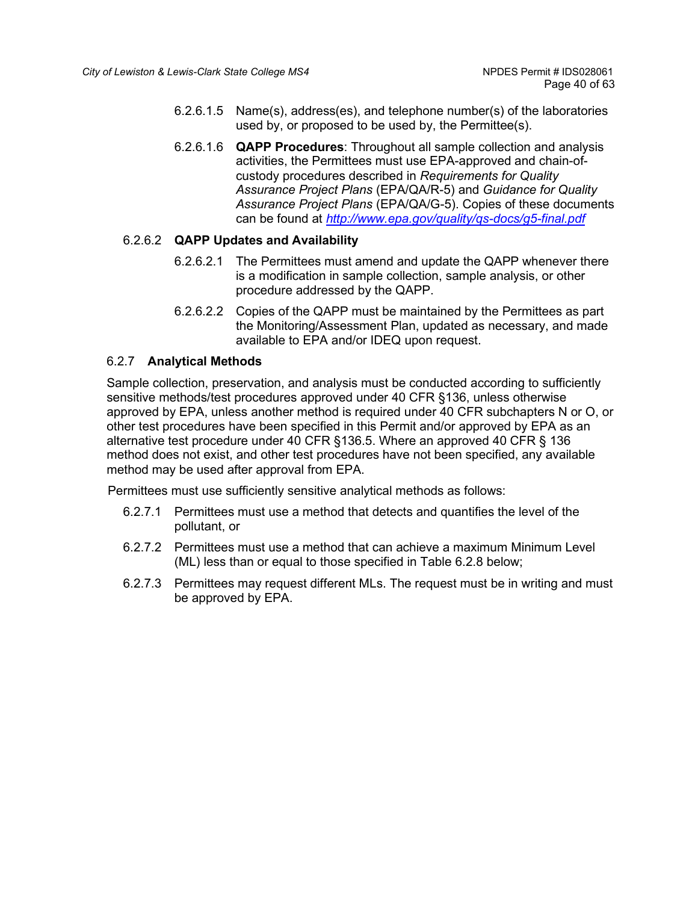6.2.6.1.5 Name(s), address(es), and telephone number(s) of the laboratories used by, or proposed to be used by, the Permittee(s).

6.2.6.1.6 **QAPP Procedures**: Throughout all sample collection and analysis activities, the Permittees must use EPA-approved and chain-of-custody procedures described in *Requirements for Quality Assurance Project Plans* (EPA/QA/R-5) and *Guidance for Quality Assurance Project Plans* (EPA/QA/G-5). Copies of these documents can be found at *http://www.epa.gov/quality/qs-docs/g5-final.pdf*

### 6.2.6.2 QAPP Updates and Availability

6.2.6.2.1 The Permittees must amend and update the QAPP whenever there is a modification in sample collection, sample analysis, or other procedure addressed by the QAPP.

6.2.6.2.2 Copies of the QAPP must be maintained by the Permittees as part the Monitoring/Assessment Plan, updated as necessary, and made available to EPA and/or IDEQ upon request.

## 6.2.7 Analytical Methods

Sample collection, preservation, and analysis must be conducted according to sufficiently sensitive methods/test procedures approved under 40 CFR §136, unless otherwise approved by EPA, unless another method is required under 40 CFR subchapters N or O, or other test procedures have been specified in this Permit and/or approved by EPA as an alternative test procedure under 40 CFR §136.5. Where an approved 40 CFR § 136 method does not exist, and other test procedures have not been specified, any available method may be used after approval from EPA.

Permittees must use sufficiently sensitive analytical methods as follows:

6.2.7.1 Permittees must use a method that detects and quantifies the level of the pollutant, or

6.2.7.2 Permittees must use a method that can achieve a maximum Minimum Level (ML) less than or equal to those specified in Table 6.2.8 below;

6.2.7.3 Permittees may request different MLs. The request must be in writing and must be approved by EPA.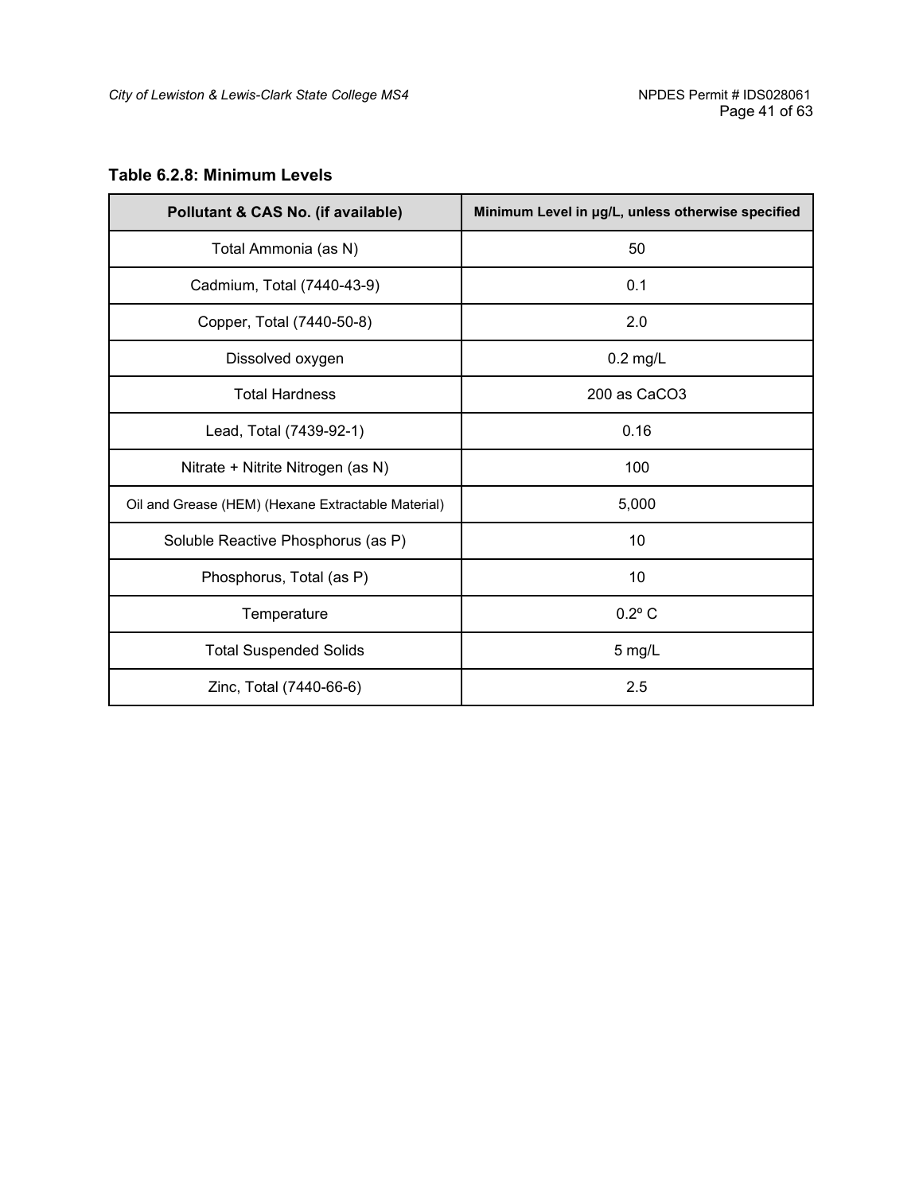**Table 6.2.8: Minimum Levels**

| Pollutant & CAS No. (if available) | Minimum Level in µg/L, unless otherwise specified |
|---|---|
| Total Ammonia (as N) | 50 |
| Cadmium, Total (7440-43-9) | 0.1 |
| Copper, Total (7440-50-8) | 2.0 |
| Dissolved oxygen | 0.2 mg/L |
| Total Hardness | 200 as $CaCO_3$ |
| Lead, Total (7439-92-1) | 0.16 |
| Nitrate + Nitrite Nitrogen (as N) | 100 |
| Oil and Grease (HEM) (Hexane Extractable Material) | 5,000 |
| Soluble Reactive Phosphorus (as P) | 10 |
| Phosphorus, Total (as P) | 10 |
| Temperature | 0.2º C |
| Total Suspended Solids | 5 mg/L |
| Zinc, Total (7440-66-6) | 2.5 |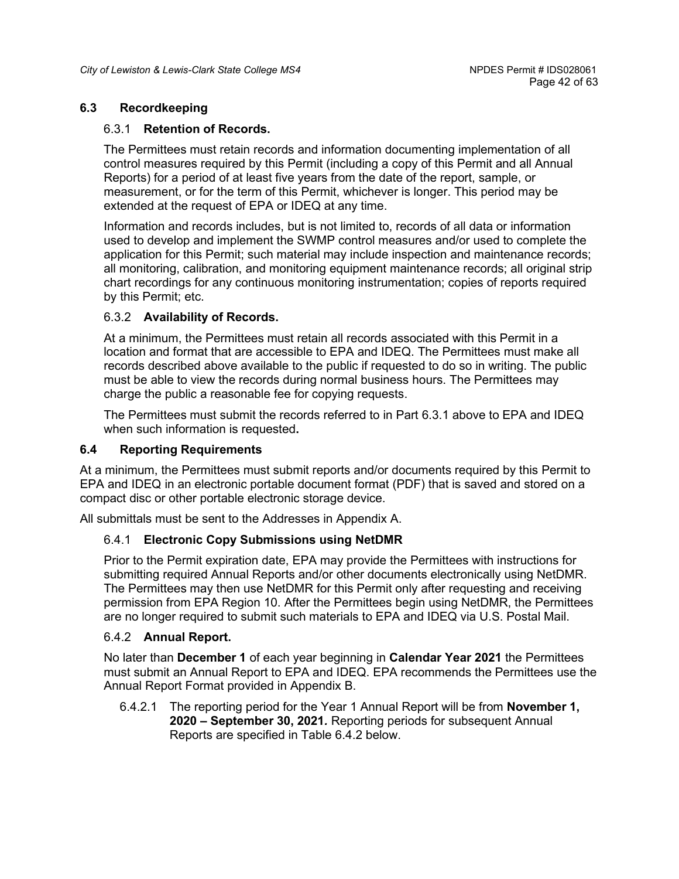## 6.3 Recordkeeping

### 6.3.1 **Retention of Records.**

The Permittees must retain records and information documenting implementation of all control measures required by this Permit (including a copy of this Permit and all Annual Reports) for a period of at least five years from the date of the report, sample, or measurement, or for the term of this Permit, whichever is longer. This period may be extended at the request of EPA or IDEQ at any time.

Information and records includes, but is not limited to, records of all data or information used to develop and implement the SWMP control measures and/or used to complete the application for this Permit; such material may include inspection and maintenance records; all monitoring, calibration, and monitoring equipment maintenance records; all original strip chart recordings for any continuous monitoring instrumentation; copies of reports required by this Permit; etc.

### 6.3.2 **Availability of Records.**

At a minimum, the Permittees must retain all records associated with this Permit in a location and format that are accessible to EPA and IDEQ. The Permittees must make all records described above available to the public if requested to do so in writing. The public must be able to view the records during normal business hours. The Permittees may charge the public a reasonable fee for copying requests.

The Permittees must submit the records referred to in Part 6.3.1 above to EPA and IDEQ when such information is requested**.**

## 6.4 Reporting Requirements

At a minimum, the Permittees must submit reports and/or documents required by this Permit to EPA and IDEQ in an electronic portable document format (PDF) that is saved and stored on a compact disc or other portable electronic storage device.

All submittals must be sent to the Addresses in Appendix A.

### 6.4.1 **Electronic Copy Submissions using NetDMR**

Prior to the Permit expiration date, EPA may provide the Permittees with instructions for submitting required Annual Reports and/or other documents electronically using NetDMR. The Permittees may then use NetDMR for this Permit only after requesting and receiving permission from EPA Region 10. After the Permittees begin using NetDMR, the Permittees are no longer required to submit such materials to EPA and IDEQ via U.S. Postal Mail.

### 6.4.2 **Annual Report.**

No later than **December 1** of each year beginning in **Calendar Year 2021** the Permittees must submit an Annual Report to EPA and IDEQ. EPA recommends the Permittees use the Annual Report Format provided in Appendix B.

6.4.2.1 The reporting period for the Year 1 Annual Report will be from **November 1, 2020 – September 30, 2021.** Reporting periods for subsequent Annual Reports are specified in Table 6.4.2 below.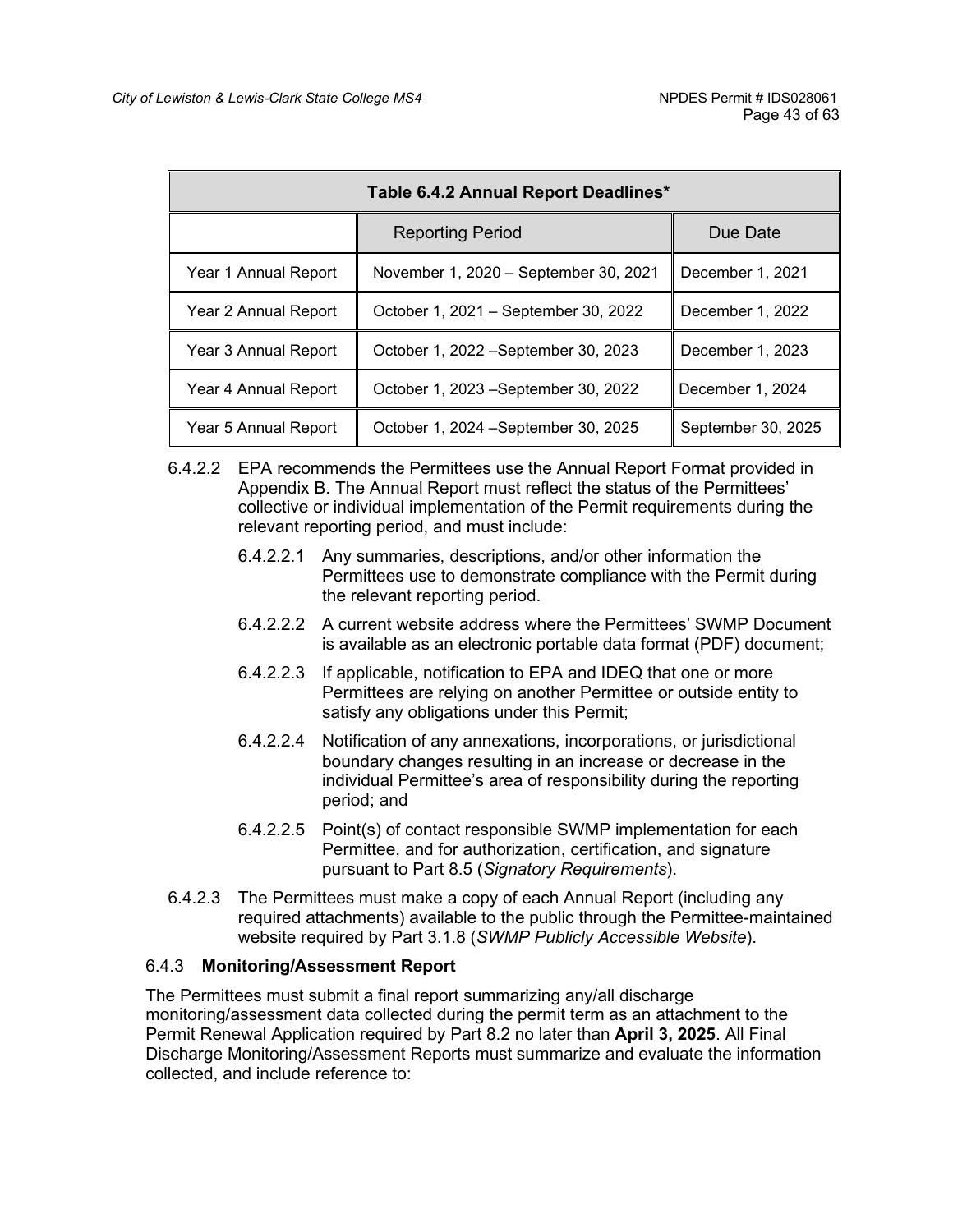| Table 6.4.2 Annual Report Deadlines* | | |
|---|---|---|
| | Reporting Period | Due Date |
| Year 1 Annual Report | November 1, 2020 – September 30, 2021 | December 1, 2021 |
| Year 2 Annual Report | October 1, 2021 – September 30, 2022 | December 1, 2022 |
| Year 3 Annual Report | October 1, 2022 –September 30, 2023 | December 1, 2023 |
| Year 4 Annual Report | October 1, 2023 –September 30, 2022 | December 1, 2024 |
| Year 5 Annual Report | October 1, 2024 –September 30, 2025 | September 30, 2025 |

6.4.2.2 EPA recommends the Permittees use the Annual Report Format provided in Appendix B. The Annual Report must reflect the status of the Permittees' collective or individual implementation of the Permit requirements during the relevant reporting period, and must include:

6.4.2.2.1 Any summaries, descriptions, and/or other information the Permittees use to demonstrate compliance with the Permit during the relevant reporting period.

6.4.2.2.2 A current website address where the Permittees' SWMP Document is available as an electronic portable data format (PDF) document;

6.4.2.2.3 If applicable, notification to EPA and IDEQ that one or more Permittees are relying on another Permittee or outside entity to satisfy any obligations under this Permit;

6.4.2.2.4 Notification of any annexations, incorporations, or jurisdictional boundary changes resulting in an increase or decrease in the individual Permittee's area of responsibility during the reporting period; and

6.4.2.2.5 Point(s) of contact responsible SWMP implementation for each Permittee, and for authorization, certification, and signature pursuant to Part 8.5 (*Signatory Requirements*).

6.4.2.3 The Permittees must make a copy of each Annual Report (including any required attachments) available to the public through the Permittee-maintained website required by Part 3.1.8 (*SWMP Publicly Accessible Website*).

### 6.4.3 **Monitoring/Assessment Report**

The Permittees must submit a final report summarizing any/all discharge monitoring/assessment data collected during the permit term as an attachment to the Permit Renewal Application required by Part 8.2 no later than **April 3, 2025**. All Final Discharge Monitoring/Assessment Reports must summarize and evaluate the information collected, and include reference to: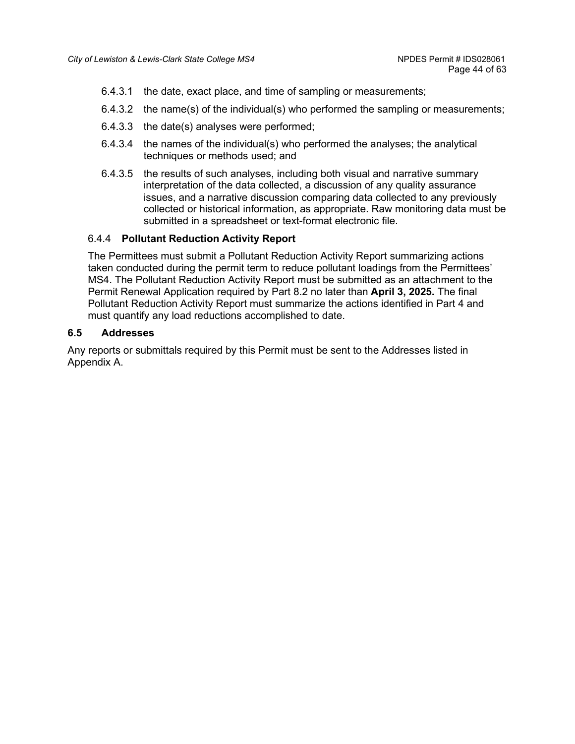6.4.3.1 the date, exact place, and time of sampling or measurements;

6.4.3.2 the name(s) of the individual(s) who performed the sampling or measurements;

6.4.3.3 the date(s) analyses were performed;

6.4.3.4 the names of the individual(s) who performed the analyses; the analytical techniques or methods used; and

6.4.3.5 the results of such analyses, including both visual and narrative summary interpretation of the data collected, a discussion of any quality assurance issues, and a narrative discussion comparing data collected to any previously collected or historical information, as appropriate. Raw monitoring data must be submitted in a spreadsheet or text-format electronic file.

#### 6.4.4 **Pollutant Reduction Activity Report**

The Permittees must submit a Pollutant Reduction Activity Report summarizing actions taken conducted during the permit term to reduce pollutant loadings from the Permittees' MS4. The Pollutant Reduction Activity Report must be submitted as an attachment to the Permit Renewal Application required by Part 8.2 no later than **April 3, 2025.** The final Pollutant Reduction Activity Report must summarize the actions identified in Part 4 and must quantify any load reductions accomplished to date.

### 6.5 Addresses

Any reports or submittals required by this Permit must be sent to the Addresses listed in Appendix A.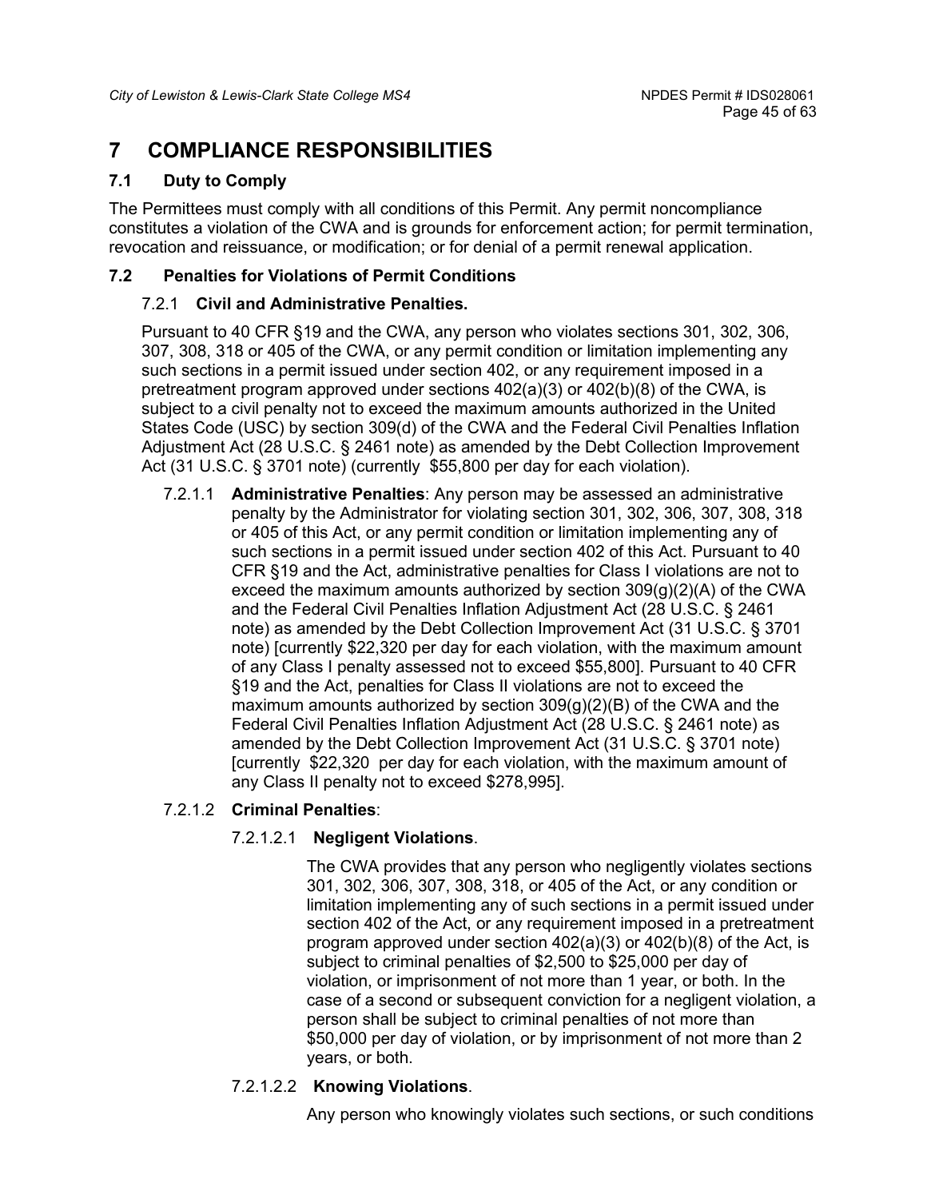# 7 COMPLIANCE RESPONSIBILITIES

## 7.1 Duty to Comply

The Permittees must comply with all conditions of this Permit. Any permit noncompliance constitutes a violation of the CWA and is grounds for enforcement action; for permit termination, revocation and reissuance, or modification; or for denial of a permit renewal application.

## 7.2 Penalties for Violations of Permit Conditions

### 7.2.1 **Civil and Administrative Penalties.**

Pursuant to 40 CFR §19 and the CWA, any person who violates sections 301, 302, 306, 307, 308, 318 or 405 of the CWA, or any permit condition or limitation implementing any such sections in a permit issued under section 402, or any requirement imposed in a pretreatment program approved under sections 402(a)(3) or 402(b)(8) of the CWA, is subject to a civil penalty not to exceed the maximum amounts authorized in the United States Code (USC) by section 309(d) of the CWA and the Federal Civil Penalties Inflation Adjustment Act (28 U.S.C. § 2461 note) as amended by the Debt Collection Improvement Act (31 U.S.C. § 3701 note) (currently $55,800 per day for each violation).

7.2.1.1 **Administrative Penalties**: Any person may be assessed an administrative penalty by the Administrator for violating section 301, 302, 306, 307, 308, 318 or 405 of this Act, or any permit condition or limitation implementing any of such sections in a permit issued under section 402 of this Act. Pursuant to 40 CFR §19 and the Act, administrative penalties for Class I violations are not to exceed the maximum amounts authorized by section 309(g)(2)(A) of the CWA and the Federal Civil Penalties Inflation Adjustment Act (28 U.S.C. § 2461 note) as amended by the Debt Collection Improvement Act (31 U.S.C. § 3701 note) [currently $22,320 per day for each violation, with the maximum amount of any Class I penalty assessed not to exceed $55,800]. Pursuant to 40 CFR §19 and the Act, penalties for Class II violations are not to exceed the maximum amounts authorized by section 309(g)(2)(B) of the CWA and the Federal Civil Penalties Inflation Adjustment Act (28 U.S.C. § 2461 note) as amended by the Debt Collection Improvement Act (31 U.S.C. § 3701 note) [currently $22,320 per day for each violation, with the maximum amount of any Class II penalty not to exceed $278,995].

7.2.1.2 **Criminal Penalties**:

7.2.1.2.1 **Negligent Violations**.

The CWA provides that any person who negligently violates sections 301, 302, 306, 307, 308, 318, or 405 of the Act, or any condition or limitation implementing any of such sections in a permit issued under section 402 of the Act, or any requirement imposed in a pretreatment program approved under section 402(a)(3) or 402(b)(8) of the Act, is subject to criminal penalties of $2,500 to $25,000 per day of violation, or imprisonment of not more than 1 year, or both. In the case of a second or subsequent conviction for a negligent violation, a person shall be subject to criminal penalties of not more than $50,000 per day of violation, or by imprisonment of not more than 2 years, or both.

7.2.1.2.2 **Knowing Violations**.

Any person who knowingly violates such sections, or such conditions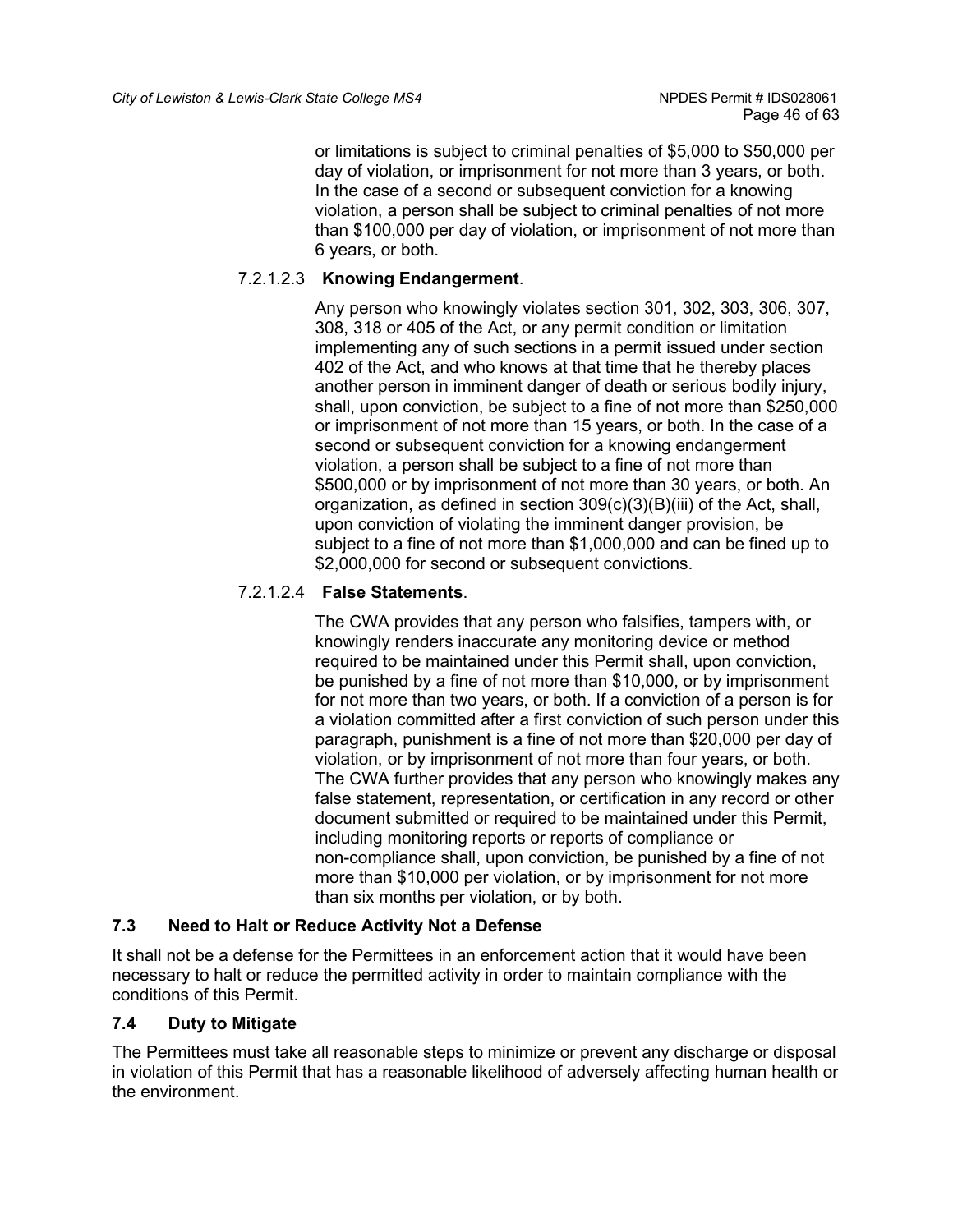or limitations is subject to criminal penalties of $5,000 to $50,000 per day of violation, or imprisonment for not more than 3 years, or both. In the case of a second or subsequent conviction for a knowing violation, a person shall be subject to criminal penalties of not more than $100,000 per day of violation, or imprisonment of not more than 6 years, or both.

7.2.1.2.3 **Knowing Endangerment**.

Any person who knowingly violates section 301, 302, 303, 306, 307, 308, 318 or 405 of the Act, or any permit condition or limitation implementing any of such sections in a permit issued under section 402 of the Act, and who knows at that time that he thereby places another person in imminent danger of death or serious bodily injury, shall, upon conviction, be subject to a fine of not more than $250,000 or imprisonment of not more than 15 years, or both. In the case of a second or subsequent conviction for a knowing endangerment violation, a person shall be subject to a fine of not more than $500,000 or by imprisonment of not more than 30 years, or both. An organization, as defined in section 309(c)(3)(B)(iii) of the Act, shall, upon conviction of violating the imminent danger provision, be subject to a fine of not more than $1,000,000 and can be fined up to $2,000,000 for second or subsequent convictions.

7.2.1.2.4 **False Statements**.

The CWA provides that any person who falsifies, tampers with, or knowingly renders inaccurate any monitoring device or method required to be maintained under this Permit shall, upon conviction, be punished by a fine of not more than $10,000, or by imprisonment for not more than two years, or both. If a conviction of a person is for a violation committed after a first conviction of such person under this paragraph, punishment is a fine of not more than $20,000 per day of violation, or by imprisonment of not more than four years, or both. The CWA further provides that any person who knowingly makes any false statement, representation, or certification in any record or other document submitted or required to be maintained under this Permit, including monitoring reports or reports of compliance or non-compliance shall, upon conviction, be punished by a fine of not more than $10,000 per violation, or by imprisonment for not more than six months per violation, or by both.

### 7.3 Need to Halt or Reduce Activity Not a Defense

It shall not be a defense for the Permittees in an enforcement action that it would have been necessary to halt or reduce the permitted activity in order to maintain compliance with the conditions of this Permit.

### 7.4 Duty to Mitigate

The Permittees must take all reasonable steps to minimize or prevent any discharge or disposal in violation of this Permit that has a reasonable likelihood of adversely affecting human health or the environment.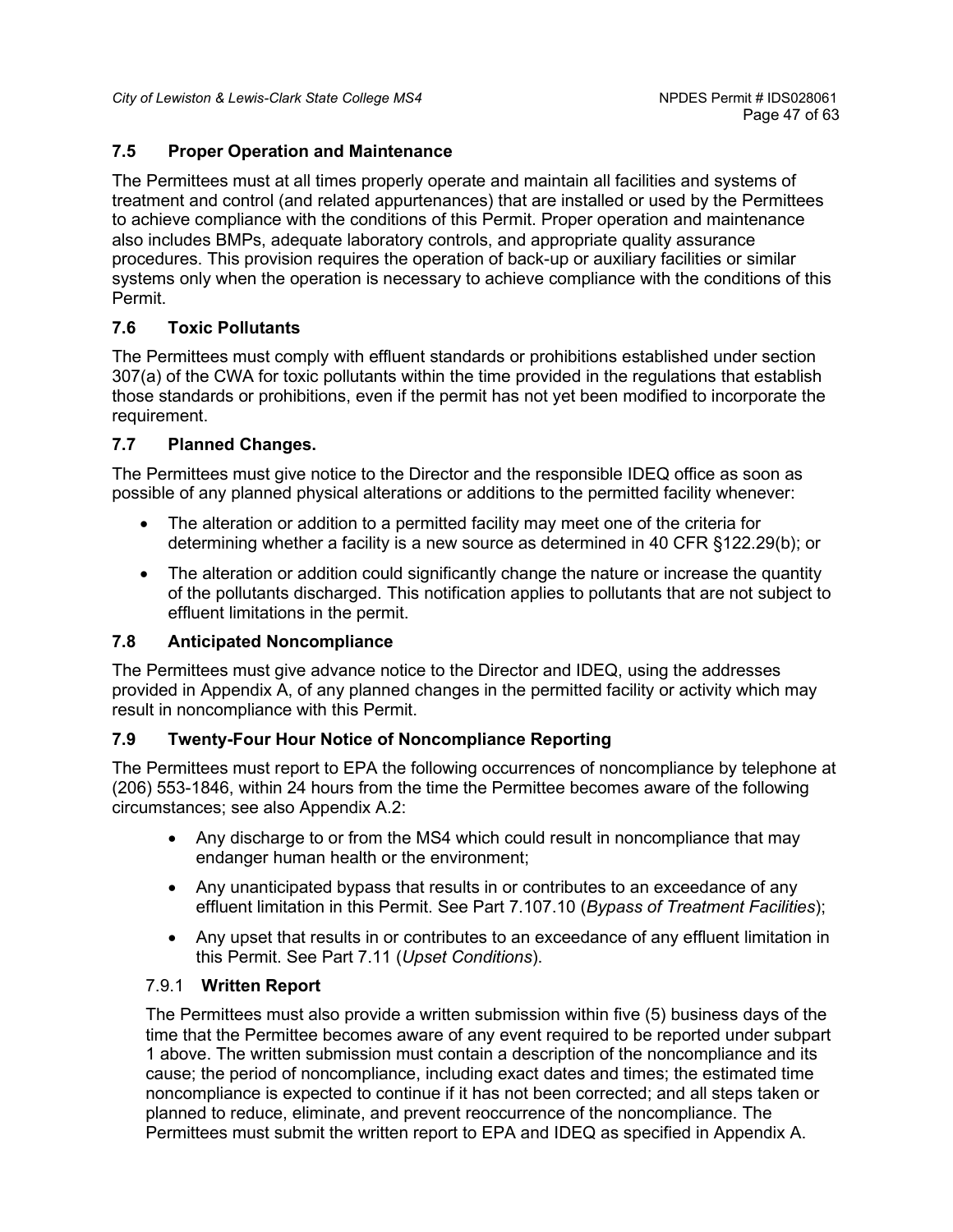### 7.5 Proper Operation and Maintenance

The Permittees must at all times properly operate and maintain all facilities and systems of treatment and control (and related appurtenances) that are installed or used by the Permittees to achieve compliance with the conditions of this Permit. Proper operation and maintenance also includes BMPs, adequate laboratory controls, and appropriate quality assurance procedures. This provision requires the operation of back-up or auxiliary facilities or similar systems only when the operation is necessary to achieve compliance with the conditions of this Permit.

### 7.6 Toxic Pollutants

The Permittees must comply with effluent standards or prohibitions established under section 307(a) of the CWA for toxic pollutants within the time provided in the regulations that establish those standards or prohibitions, even if the permit has not yet been modified to incorporate the requirement.

### 7.7 Planned Changes.

The Permittees must give notice to the Director and the responsible IDEQ office as soon as possible of any planned physical alterations or additions to the permitted facility whenever:

- The alteration or addition to a permitted facility may meet one of the criteria for determining whether a facility is a new source as determined in 40 CFR §122.29(b); or
- The alteration or addition could significantly change the nature or increase the quantity of the pollutants discharged. This notification applies to pollutants that are not subject to effluent limitations in the permit.

### 7.8 Anticipated Noncompliance

The Permittees must give advance notice to the Director and IDEQ, using the addresses provided in Appendix A, of any planned changes in the permitted facility or activity which may result in noncompliance with this Permit.

### 7.9 Twenty-Four Hour Notice of Noncompliance Reporting

The Permittees must report to EPA the following occurrences of noncompliance by telephone at (206) 553-1846, within 24 hours from the time the Permittee becomes aware of the following circumstances; see also Appendix A.2:

- Any discharge to or from the MS4 which could result in noncompliance that may endanger human health or the environment;
- Any unanticipated bypass that results in or contributes to an exceedance of any effluent limitation in this Permit. See Part 7.107.10 (*Bypass of Treatment Facilities*);
- Any upset that results in or contributes to an exceedance of any effluent limitation in this Permit. See Part 7.11 (*Upset Conditions*).

#### 7.9.1 **Written Report**

The Permittees must also provide a written submission within five (5) business days of the time that the Permittee becomes aware of any event required to be reported under subpart 1 above. The written submission must contain a description of the noncompliance and its cause; the period of noncompliance, including exact dates and times; the estimated time noncompliance is expected to continue if it has not been corrected; and all steps taken or planned to reduce, eliminate, and prevent reoccurrence of the noncompliance. The Permittees must submit the written report to EPA and IDEQ as specified in Appendix A.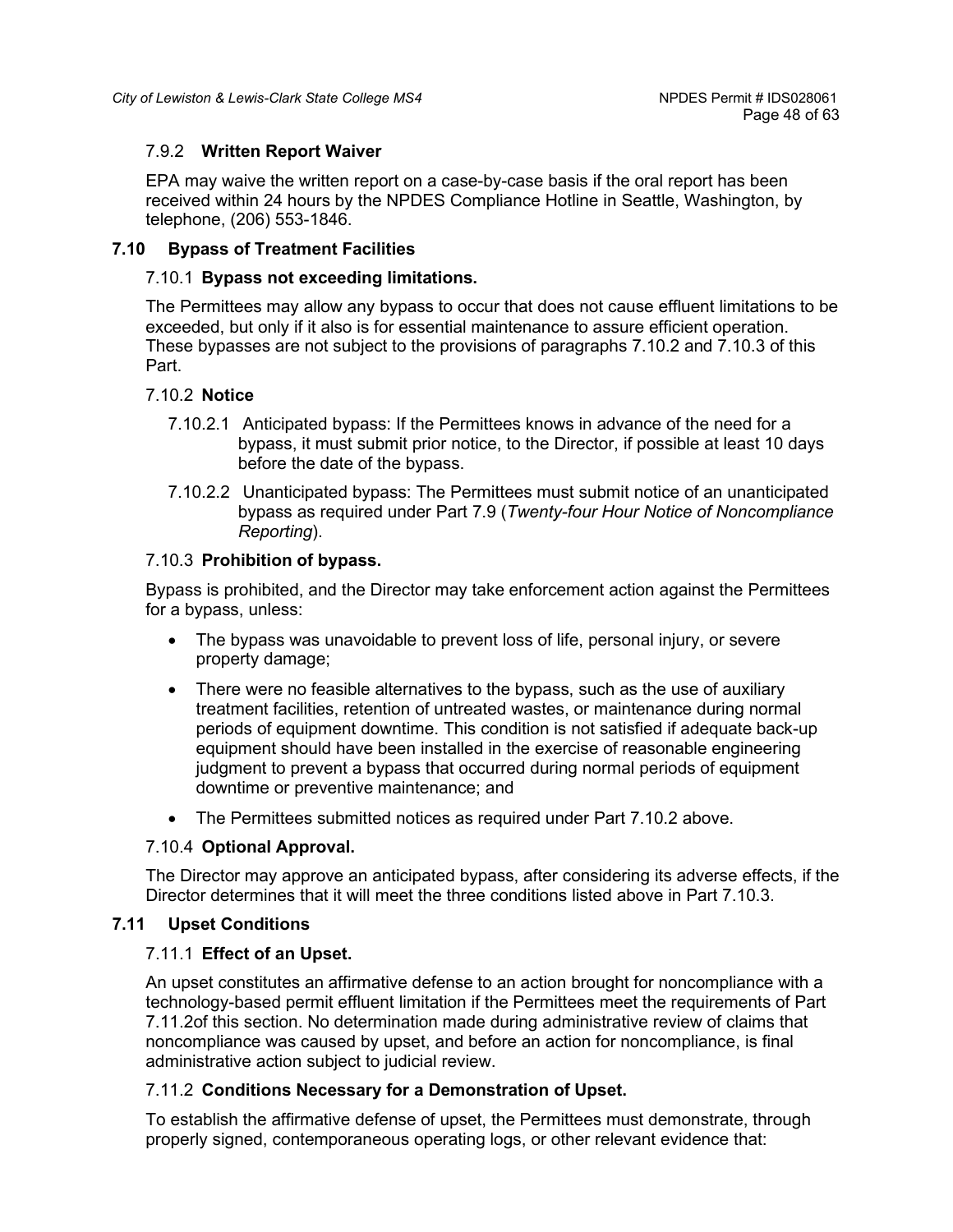#### 7.9.2 Written Report Waiver

EPA may waive the written report on a case-by-case basis if the oral report has been received within 24 hours by the NPDES Compliance Hotline in Seattle, Washington, by telephone, (206) 553-1846.

### 7.10 Bypass of Treatment Facilities

#### 7.10.1 Bypass not exceeding limitations.

The Permittees may allow any bypass to occur that does not cause effluent limitations to be exceeded, but only if it also is for essential maintenance to assure efficient operation. These bypasses are not subject to the provisions of paragraphs 7.10.2 and 7.10.3 of this Part.

#### 7.10.2 Notice

7.10.2.1 Anticipated bypass: If the Permittees knows in advance of the need for a bypass, it must submit prior notice, to the Director, if possible at least 10 days before the date of the bypass.

7.10.2.2 Unanticipated bypass: The Permittees must submit notice of an unanticipated bypass as required under Part 7.9 (*Twenty-four Hour Notice of Noncompliance Reporting*).

#### 7.10.3 Prohibition of bypass.

Bypass is prohibited, and the Director may take enforcement action against the Permittees for a bypass, unless:

- The bypass was unavoidable to prevent loss of life, personal injury, or severe property damage;
- There were no feasible alternatives to the bypass, such as the use of auxiliary treatment facilities, retention of untreated wastes, or maintenance during normal periods of equipment downtime. This condition is not satisfied if adequate back-up equipment should have been installed in the exercise of reasonable engineering judgment to prevent a bypass that occurred during normal periods of equipment downtime or preventive maintenance; and
- The Permittees submitted notices as required under Part 7.10.2 above.

#### 7.10.4 Optional Approval.

The Director may approve an anticipated bypass, after considering its adverse effects, if the Director determines that it will meet the three conditions listed above in Part 7.10.3.

### 7.11 Upset Conditions

#### 7.11.1 Effect of an Upset.

An upset constitutes an affirmative defense to an action brought for noncompliance with a technology-based permit effluent limitation if the Permittees meet the requirements of Part 7.11.2of this section. No determination made during administrative review of claims that noncompliance was caused by upset, and before an action for noncompliance, is final administrative action subject to judicial review.

#### 7.11.2 Conditions Necessary for a Demonstration of Upset.

To establish the affirmative defense of upset, the Permittees must demonstrate, through properly signed, contemporaneous operating logs, or other relevant evidence that: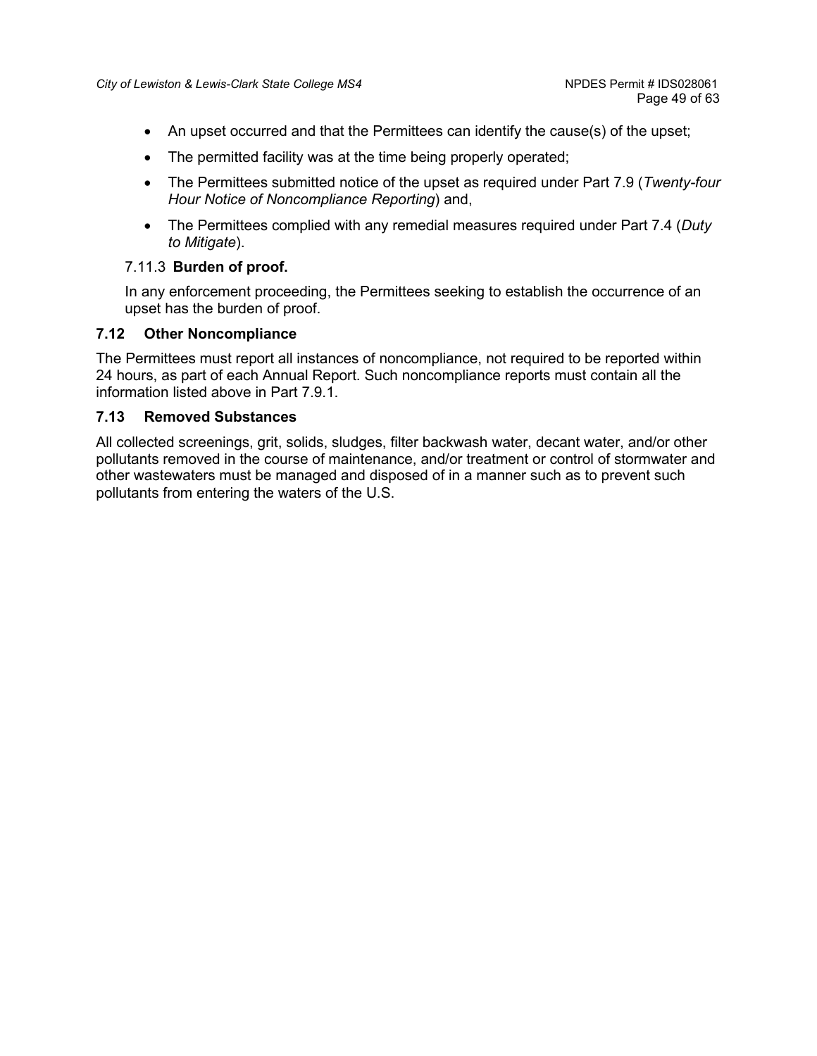- An upset occurred and that the Permittees can identify the cause(s) of the upset;
- The permitted facility was at the time being properly operated;
- The Permittees submitted notice of the upset as required under Part 7.9 (*Twenty-four Hour Notice of Noncompliance Reporting*) and,
- The Permittees complied with any remedial measures required under Part 7.4 (*Duty to Mitigate*).

#### 7.11.3 **Burden of proof.**

In any enforcement proceeding, the Permittees seeking to establish the occurrence of an upset has the burden of proof.

### 7.12 Other Noncompliance

The Permittees must report all instances of noncompliance, not required to be reported within 24 hours, as part of each Annual Report. Such noncompliance reports must contain all the information listed above in Part 7.9.1.

### 7.13 Removed Substances

All collected screenings, grit, solids, sludges, filter backwash water, decant water, and/or other pollutants removed in the course of maintenance, and/or treatment or control of stormwater and other wastewaters must be managed and disposed of in a manner such as to prevent such pollutants from entering the waters of the U.S.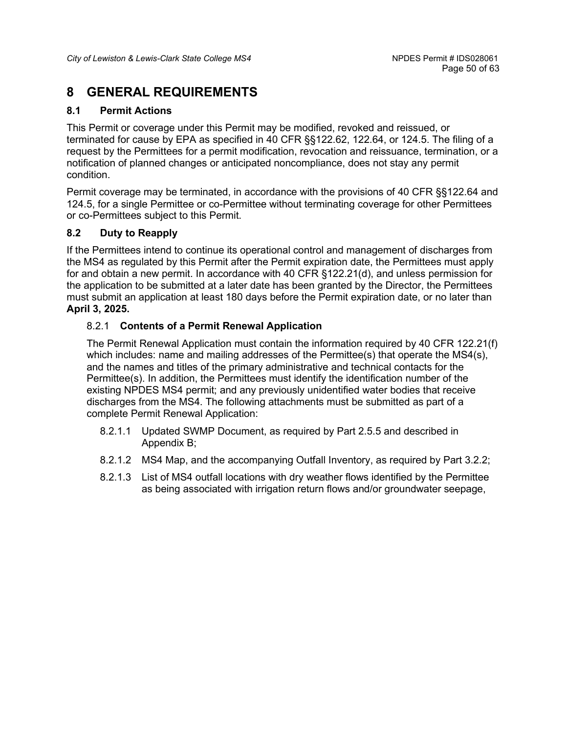# 8 GENERAL REQUIREMENTS

## 8.1 Permit Actions

This Permit or coverage under this Permit may be modified, revoked and reissued, or terminated for cause by EPA as specified in 40 CFR §§122.62, 122.64, or 124.5. The filing of a request by the Permittees for a permit modification, revocation and reissuance, termination, or a notification of planned changes or anticipated noncompliance, does not stay any permit condition.

Permit coverage may be terminated, in accordance with the provisions of 40 CFR §§122.64 and 124.5, for a single Permittee or co-Permittee without terminating coverage for other Permittees or co-Permittees subject to this Permit.

## 8.2 Duty to Reapply

If the Permittees intend to continue its operational control and management of discharges from the MS4 as regulated by this Permit after the Permit expiration date, the Permittees must apply for and obtain a new permit. In accordance with 40 CFR §122.21(d), and unless permission for the application to be submitted at a later date has been granted by the Director, the Permittees must submit an application at least 180 days before the Permit expiration date, or no later than **April 3, 2025.**

### 8.2.1 Contents of a Permit Renewal Application

The Permit Renewal Application must contain the information required by 40 CFR 122.21(f) which includes: name and mailing addresses of the Permittee(s) that operate the MS4(s), and the names and titles of the primary administrative and technical contacts for the Permittee(s). In addition, the Permittees must identify the identification number of the existing NPDES MS4 permit; and any previously unidentified water bodies that receive discharges from the MS4. The following attachments must be submitted as part of a complete Permit Renewal Application:

- 8.2.1.1 Updated SWMP Document, as required by Part 2.5.5 and described in Appendix B;
- 8.2.1.2 MS4 Map, and the accompanying Outfall Inventory, as required by Part 3.2.2;
- 8.2.1.3 List of MS4 outfall locations with dry weather flows identified by the Permittee as being associated with irrigation return flows and/or groundwater seepage,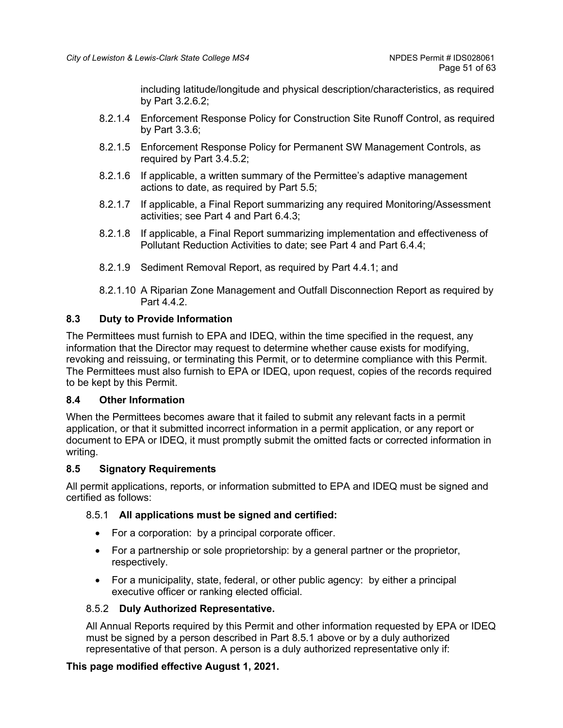including latitude/longitude and physical description/characteristics, as required by Part 3.2.6.2;

8.2.1.4 Enforcement Response Policy for Construction Site Runoff Control, as required by Part 3.3.6;

8.2.1.5 Enforcement Response Policy for Permanent SW Management Controls, as required by Part 3.4.5.2;

8.2.1.6 If applicable, a written summary of the Permittee's adaptive management actions to date, as required by Part 5.5;

8.2.1.7 If applicable, a Final Report summarizing any required Monitoring/Assessment activities; see Part 4 and Part 6.4.3;

8.2.1.8 If applicable, a Final Report summarizing implementation and effectiveness of Pollutant Reduction Activities to date; see Part 4 and Part 6.4.4;

8.2.1.9 Sediment Removal Report, as required by Part 4.4.1; and

8.2.1.10 A Riparian Zone Management and Outfall Disconnection Report as required by Part 4.4.2.

## 8.3 Duty to Provide Information

The Permittees must furnish to EPA and IDEQ, within the time specified in the request, any information that the Director may request to determine whether cause exists for modifying, revoking and reissuing, or terminating this Permit, or to determine compliance with this Permit. The Permittees must also furnish to EPA or IDEQ, upon request, copies of the records required to be kept by this Permit.

## 8.4 Other Information

When the Permittees becomes aware that it failed to submit any relevant facts in a permit application, or that it submitted incorrect information in a permit application, or any report or document to EPA or IDEQ, it must promptly submit the omitted facts or corrected information in writing.

## 8.5 Signatory Requirements

All permit applications, reports, or information submitted to EPA and IDEQ must be signed and certified as follows:

### 8.5.1 All applications must be signed and certified:

- For a corporation: by a principal corporate officer.
- For a partnership or sole proprietorship: by a general partner or the proprietor, respectively.
- For a municipality, state, federal, or other public agency: by either a principal executive officer or ranking elected official.

### 8.5.2 Duly Authorized Representative.

All Annual Reports required by this Permit and other information requested by EPA or IDEQ must be signed by a person described in Part 8.5.1 above or by a duly authorized representative of that person. A person is a duly authorized representative only if:

**This page modified effective August 1, 2021.**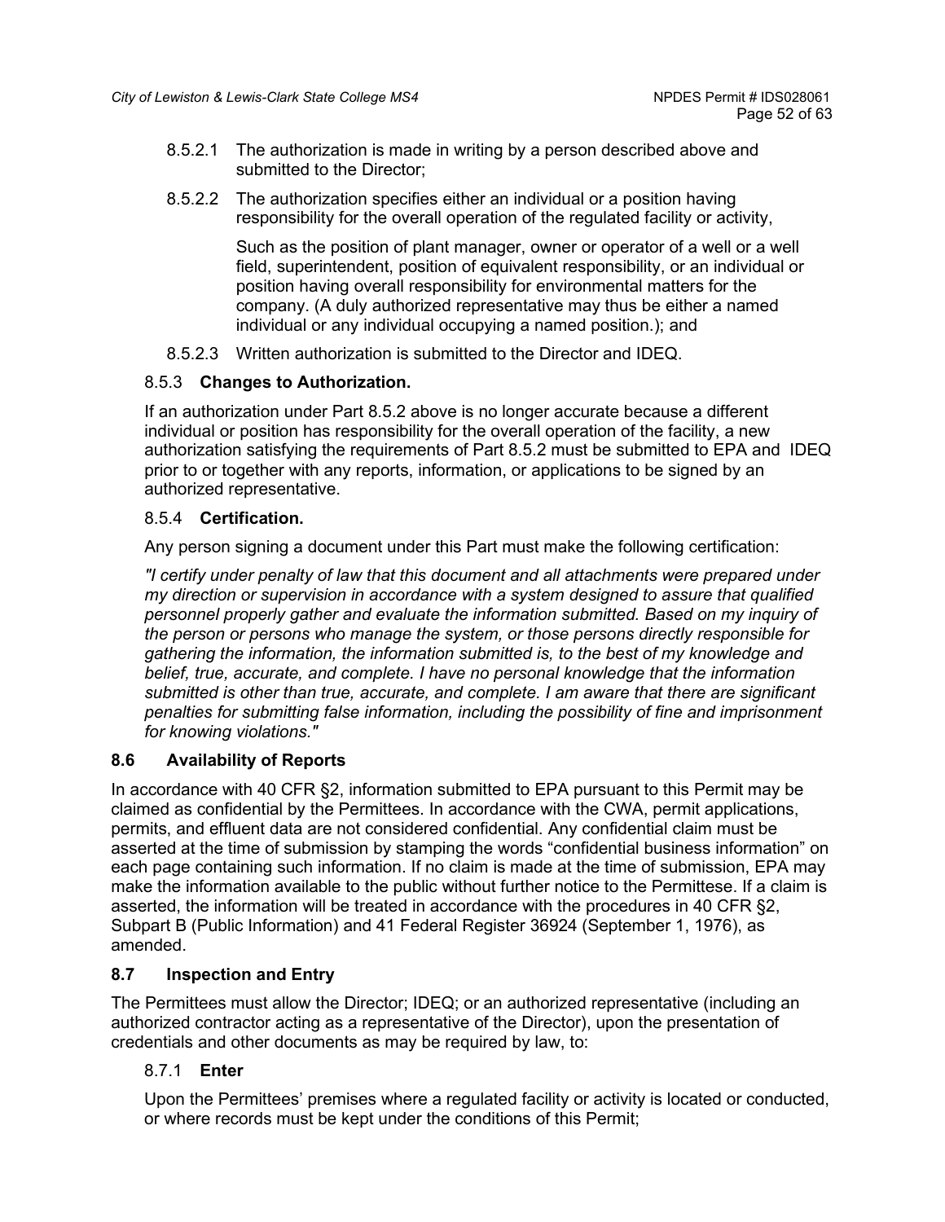8.5.2.1 The authorization is made in writing by a person described above and submitted to the Director;

8.5.2.2 The authorization specifies either an individual or a position having responsibility for the overall operation of the regulated facility or activity,

Such as the position of plant manager, owner or operator of a well or a well field, superintendent, position of equivalent responsibility, or an individual or position having overall responsibility for environmental matters for the company. (A duly authorized representative may thus be either a named individual or any individual occupying a named position.); and

8.5.2.3 Written authorization is submitted to the Director and IDEQ.

### 8.5.3 **Changes to Authorization.**

If an authorization under Part 8.5.2 above is no longer accurate because a different individual or position has responsibility for the overall operation of the facility, a new authorization satisfying the requirements of Part 8.5.2 must be submitted to EPA and IDEQ prior to or together with any reports, information, or applications to be signed by an authorized representative.

### 8.5.4 **Certification.**

Any person signing a document under this Part must make the following certification:

*"I certify under penalty of law that this document and all attachments were prepared under my direction or supervision in accordance with a system designed to assure that qualified personnel properly gather and evaluate the information submitted. Based on my inquiry of the person or persons who manage the system, or those persons directly responsible for gathering the information, the information submitted is, to the best of my knowledge and belief, true, accurate, and complete. I have no personal knowledge that the information submitted is other than true, accurate, and complete. I am aware that there are significant penalties for submitting false information, including the possibility of fine and imprisonment for knowing violations."*

## 8.6 Availability of Reports

In accordance with 40 CFR §2, information submitted to EPA pursuant to this Permit may be claimed as confidential by the Permittees. In accordance with the CWA, permit applications, permits, and effluent data are not considered confidential. Any confidential claim must be asserted at the time of submission by stamping the words "confidential business information" on each page containing such information. If no claim is made at the time of submission, EPA may make the information available to the public without further notice to the Permittese. If a claim is asserted, the information will be treated in accordance with the procedures in 40 CFR §2, Subpart B (Public Information) and 41 Federal Register 36924 (September 1, 1976), as amended.

## 8.7 Inspection and Entry

The Permittees must allow the Director; IDEQ; or an authorized representative (including an authorized contractor acting as a representative of the Director), upon the presentation of credentials and other documents as may be required by law, to:

### 8.7.1 **Enter**

Upon the Permittees' premises where a regulated facility or activity is located or conducted, or where records must be kept under the conditions of this Permit;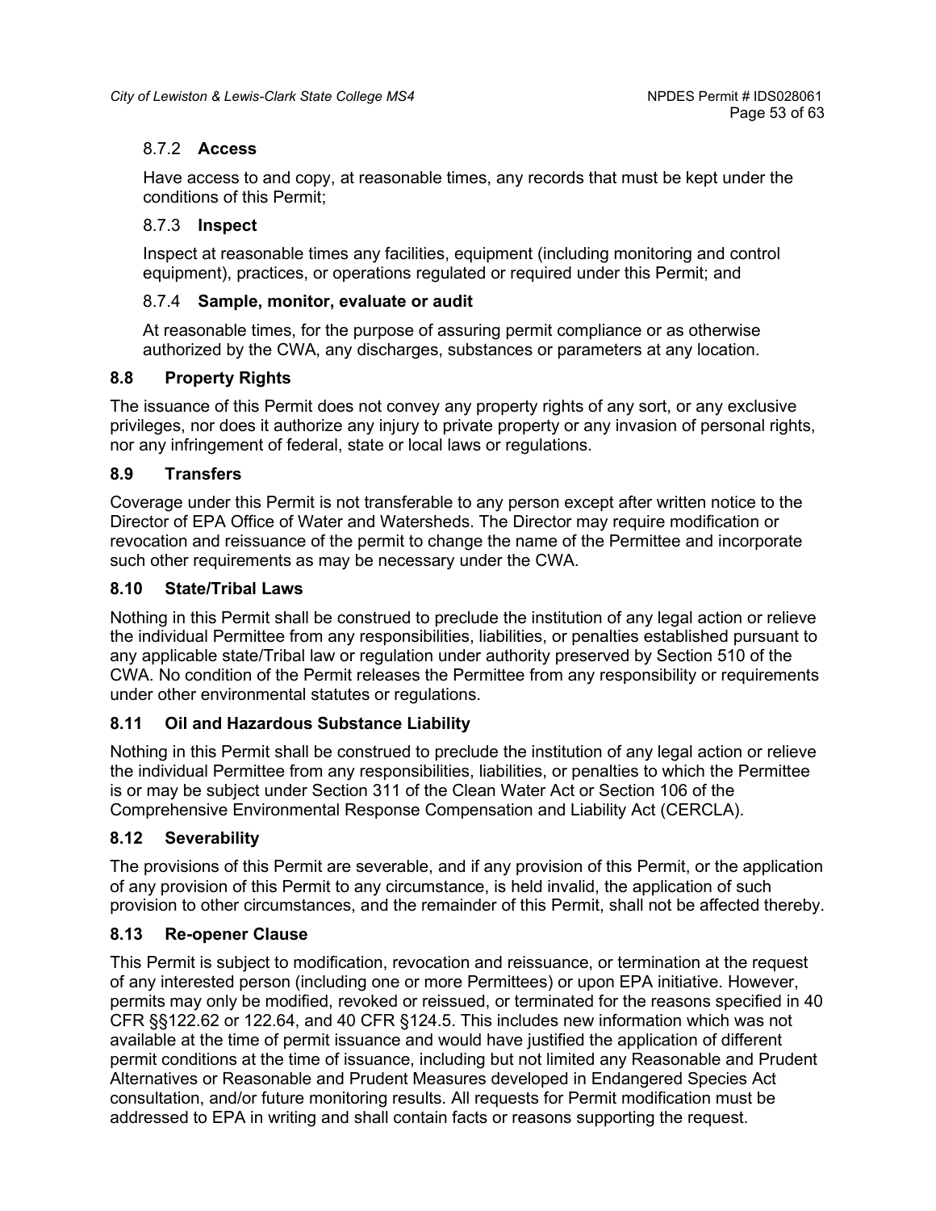#### 8.7.2 Access

Have access to and copy, at reasonable times, any records that must be kept under the conditions of this Permit;

#### 8.7.3 Inspect

Inspect at reasonable times any facilities, equipment (including monitoring and control equipment), practices, or operations regulated or required under this Permit; and

#### 8.7.4 Sample, monitor, evaluate or audit

At reasonable times, for the purpose of assuring permit compliance or as otherwise authorized by the CWA, any discharges, substances or parameters at any location.

### 8.8 Property Rights

The issuance of this Permit does not convey any property rights of any sort, or any exclusive privileges, nor does it authorize any injury to private property or any invasion of personal rights, nor any infringement of federal, state or local laws or regulations.

### 8.9 Transfers

Coverage under this Permit is not transferable to any person except after written notice to the Director of EPA Office of Water and Watersheds. The Director may require modification or revocation and reissuance of the permit to change the name of the Permittee and incorporate such other requirements as may be necessary under the CWA.

### 8.10 State/Tribal Laws

Nothing in this Permit shall be construed to preclude the institution of any legal action or relieve the individual Permittee from any responsibilities, liabilities, or penalties established pursuant to any applicable state/Tribal law or regulation under authority preserved by Section 510 of the CWA. No condition of the Permit releases the Permittee from any responsibility or requirements under other environmental statutes or regulations.

### 8.11 Oil and Hazardous Substance Liability

Nothing in this Permit shall be construed to preclude the institution of any legal action or relieve the individual Permittee from any responsibilities, liabilities, or penalties to which the Permittee is or may be subject under Section 311 of the Clean Water Act or Section 106 of the Comprehensive Environmental Response Compensation and Liability Act (CERCLA).

### 8.12 Severability

The provisions of this Permit are severable, and if any provision of this Permit, or the application of any provision of this Permit to any circumstance, is held invalid, the application of such provision to other circumstances, and the remainder of this Permit, shall not be affected thereby.

### 8.13 Re-opener Clause

This Permit is subject to modification, revocation and reissuance, or termination at the request of any interested person (including one or more Permittees) or upon EPA initiative. However, permits may only be modified, revoked or reissued, or terminated for the reasons specified in 40 CFR §§122.62 or 122.64, and 40 CFR §124.5. This includes new information which was not available at the time of permit issuance and would have justified the application of different permit conditions at the time of issuance, including but not limited any Reasonable and Prudent Alternatives or Reasonable and Prudent Measures developed in Endangered Species Act consultation, and/or future monitoring results. All requests for Permit modification must be addressed to EPA in writing and shall contain facts or reasons supporting the request.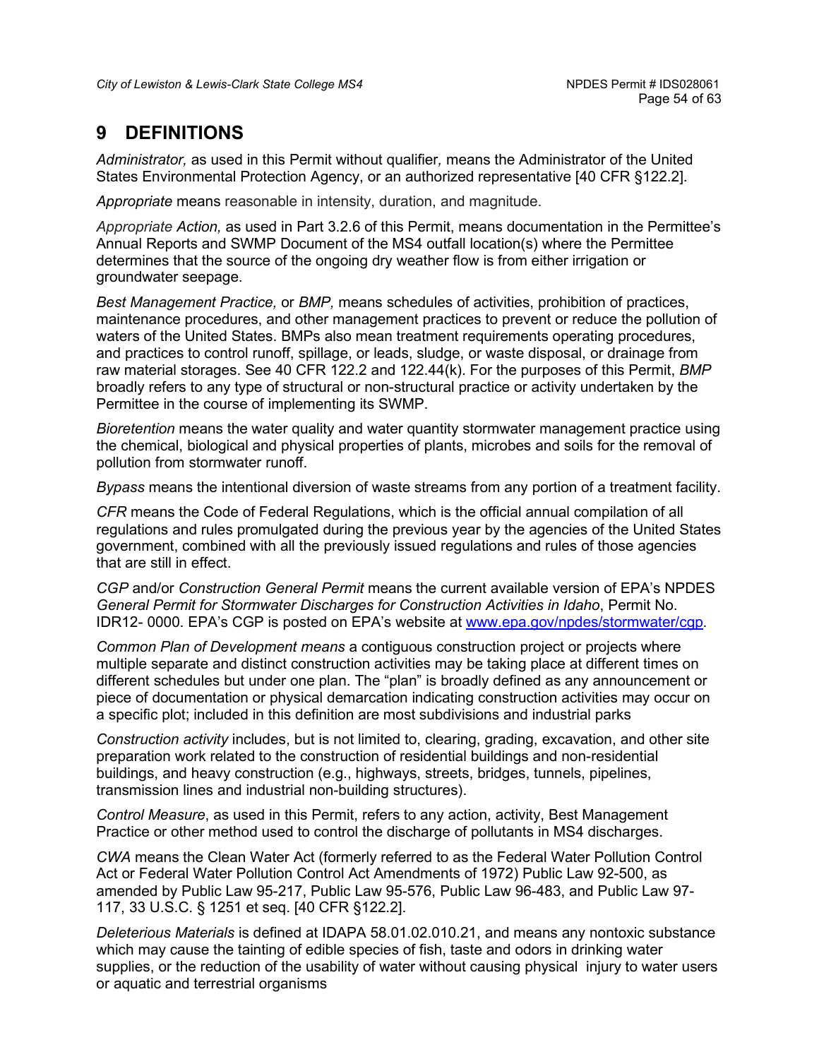# 9 DEFINITIONS

*Administrator,* as used in this Permit without qualifier*,* means the Administrator of the United States Environmental Protection Agency, or an authorized representative [40 CFR §122.2].

*Appropriate* means reasonable in intensity, duration, and magnitude.

*Appropriate Action,* as used in Part 3.2.6 of this Permit, means documentation in the Permittee's Annual Reports and SWMP Document of the MS4 outfall location(s) where the Permittee determines that the source of the ongoing dry weather flow is from either irrigation or groundwater seepage.

*Best Management Practice,* or *BMP,* means schedules of activities, prohibition of practices, maintenance procedures, and other management practices to prevent or reduce the pollution of waters of the United States. BMPs also mean treatment requirements operating procedures, and practices to control runoff, spillage, or leads, sludge, or waste disposal, or drainage from raw material storages. See 40 CFR 122.2 and 122.44(k). For the purposes of this Permit, *BMP* broadly refers to any type of structural or non-structural practice or activity undertaken by the Permittee in the course of implementing its SWMP.

*Bioretention* means the water quality and water quantity stormwater management practice using the chemical, biological and physical properties of plants, microbes and soils for the removal of pollution from stormwater runoff.

*Bypass* means the intentional diversion of waste streams from any portion of a treatment facility.

*CFR* means the Code of Federal Regulations, which is the official annual compilation of all regulations and rules promulgated during the previous year by the agencies of the United States government, combined with all the previously issued regulations and rules of those agencies that are still in effect.

*CGP* and/or *Construction General Permit* means the current available version of EPA's NPDES *General Permit for Stormwater Discharges for Construction Activities in Idaho*, Permit No. IDR12- 0000. EPA's CGP is posted on EPA's website at www.epa.gov/npdes/stormwater/cgp.

*Common Plan of Development means* a contiguous construction project or projects where multiple separate and distinct construction activities may be taking place at different times on different schedules but under one plan. The "plan" is broadly defined as any announcement or piece of documentation or physical demarcation indicating construction activities may occur on a specific plot; included in this definition are most subdivisions and industrial parks

*Construction activity* includes, but is not limited to, clearing, grading, excavation, and other site preparation work related to the construction of residential buildings and non-residential buildings, and heavy construction (e.g., highways, streets, bridges, tunnels, pipelines, transmission lines and industrial non-building structures).

*Control Measure*, as used in this Permit, refers to any action, activity, Best Management Practice or other method used to control the discharge of pollutants in MS4 discharges.

*CWA* means the Clean Water Act (formerly referred to as the Federal Water Pollution Control Act or Federal Water Pollution Control Act Amendments of 1972) Public Law 92-500, as amended by Public Law 95-217, Public Law 95-576, Public Law 96-483, and Public Law 97-117, 33 U.S.C. § 1251 et seq. [40 CFR §122.2].

*Deleterious Materials* is defined at IDAPA 58.01.02.010.21, and means any nontoxic substance which may cause the tainting of edible species of fish, taste and odors in drinking water supplies, or the reduction of the usability of water without causing physical injury to water users or aquatic and terrestrial organisms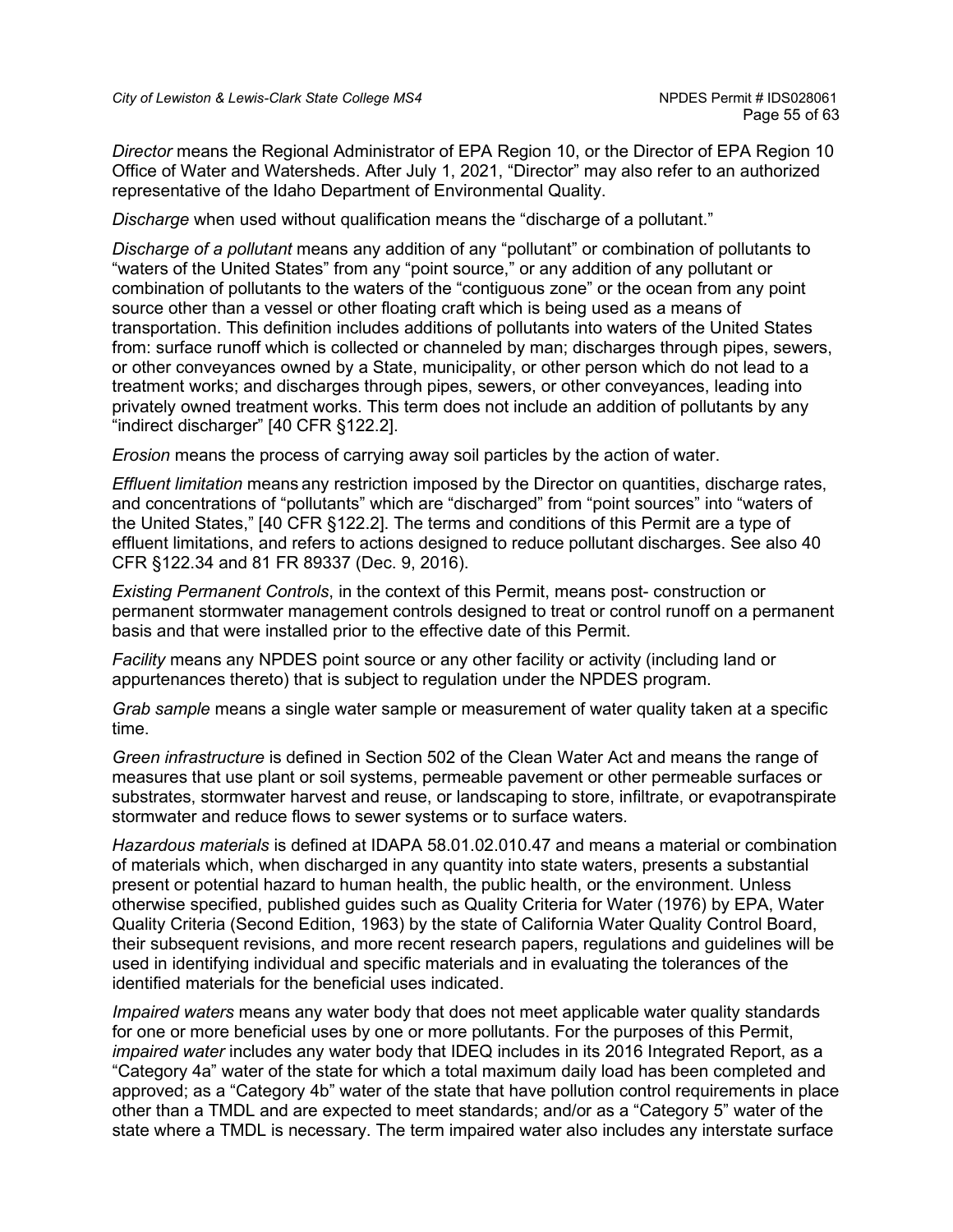*Director* means the Regional Administrator of EPA Region 10, or the Director of EPA Region 10 Office of Water and Watersheds. After July 1, 2021, "Director" may also refer to an authorized representative of the Idaho Department of Environmental Quality.

*Discharge* when used without qualification means the "discharge of a pollutant."

*Discharge of a pollutant* means any addition of any "pollutant" or combination of pollutants to "waters of the United States" from any "point source," or any addition of any pollutant or combination of pollutants to the waters of the "contiguous zone" or the ocean from any point source other than a vessel or other floating craft which is being used as a means of transportation. This definition includes additions of pollutants into waters of the United States from: surface runoff which is collected or channeled by man; discharges through pipes, sewers, or other conveyances owned by a State, municipality, or other person which do not lead to a treatment works; and discharges through pipes, sewers, or other conveyances, leading into privately owned treatment works. This term does not include an addition of pollutants by any "indirect discharger" [40 CFR §122.2].

*Erosion* means the process of carrying away soil particles by the action of water.

*Effluent limitation* means any restriction imposed by the Director on quantities, discharge rates, and concentrations of "pollutants" which are "discharged" from "point sources" into "waters of the United States," [40 CFR §122.2]. The terms and conditions of this Permit are a type of effluent limitations, and refers to actions designed to reduce pollutant discharges. See also 40 CFR §122.34 and 81 FR 89337 (Dec. 9, 2016).

*Existing Permanent Controls*, in the context of this Permit, means post- construction or permanent stormwater management controls designed to treat or control runoff on a permanent basis and that were installed prior to the effective date of this Permit.

*Facility* means any NPDES point source or any other facility or activity (including land or appurtenances thereto) that is subject to regulation under the NPDES program.

*Grab sample* means a single water sample or measurement of water quality taken at a specific time.

*Green infrastructure* is defined in Section 502 of the Clean Water Act and means the range of measures that use plant or soil systems, permeable pavement or other permeable surfaces or substrates, stormwater harvest and reuse, or landscaping to store, infiltrate, or evapotranspirate stormwater and reduce flows to sewer systems or to surface waters.

*Hazardous materials* is defined at IDAPA 58.01.02.010.47 and means a material or combination of materials which, when discharged in any quantity into state waters, presents a substantial present or potential hazard to human health, the public health, or the environment. Unless otherwise specified, published guides such as Quality Criteria for Water (1976) by EPA, Water Quality Criteria (Second Edition, 1963) by the state of California Water Quality Control Board, their subsequent revisions, and more recent research papers, regulations and guidelines will be used in identifying individual and specific materials and in evaluating the tolerances of the identified materials for the beneficial uses indicated.

*Impaired waters* means any water body that does not meet applicable water quality standards for one or more beneficial uses by one or more pollutants. For the purposes of this Permit, *impaired water* includes any water body that IDEQ includes in its 2016 Integrated Report, as a "Category 4a" water of the state for which a total maximum daily load has been completed and approved; as a "Category 4b" water of the state that have pollution control requirements in place other than a TMDL and are expected to meet standards; and/or as a "Category 5" water of the state where a TMDL is necessary. The term impaired water also includes any interstate surface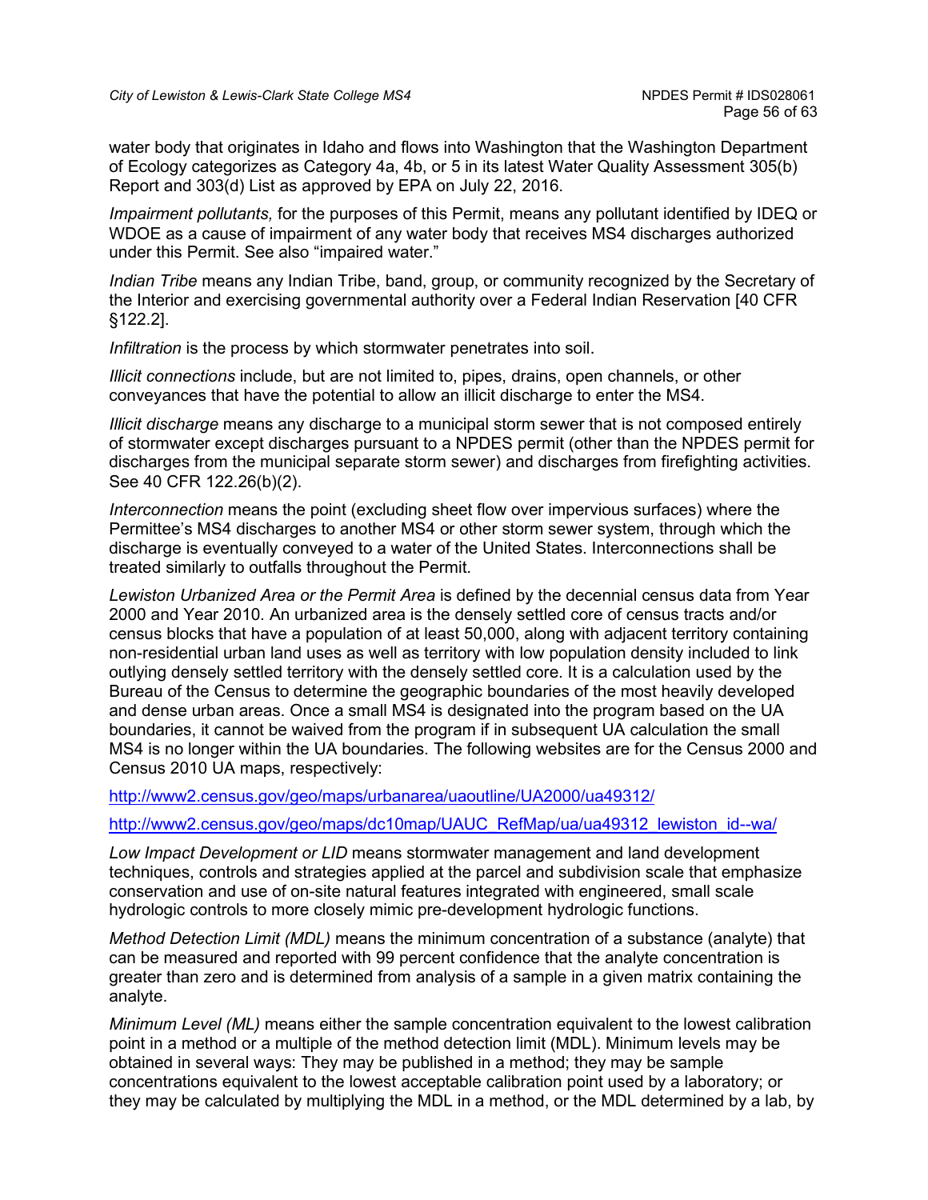water body that originates in Idaho and flows into Washington that the Washington Department of Ecology categorizes as Category 4a, 4b, or 5 in its latest Water Quality Assessment 305(b) Report and 303(d) List as approved by EPA on July 22, 2016.

*Impairment pollutants,* for the purposes of this Permit, means any pollutant identified by IDEQ or WDOE as a cause of impairment of any water body that receives MS4 discharges authorized under this Permit. See also "impaired water."

*Indian Tribe* means any Indian Tribe, band, group, or community recognized by the Secretary of the Interior and exercising governmental authority over a Federal Indian Reservation [40 CFR §122.2].

*Infiltration* is the process by which stormwater penetrates into soil.

*Illicit connections* include, but are not limited to, pipes, drains, open channels, or other conveyances that have the potential to allow an illicit discharge to enter the MS4.

*Illicit discharge* means any discharge to a municipal storm sewer that is not composed entirely of stormwater except discharges pursuant to a NPDES permit (other than the NPDES permit for discharges from the municipal separate storm sewer) and discharges from firefighting activities. See 40 CFR 122.26(b)(2).

*Interconnection* means the point (excluding sheet flow over impervious surfaces) where the Permittee's MS4 discharges to another MS4 or other storm sewer system, through which the discharge is eventually conveyed to a water of the United States. Interconnections shall be treated similarly to outfalls throughout the Permit.

*Lewiston Urbanized Area or the Permit Area* is defined by the decennial census data from Year 2000 and Year 2010. An urbanized area is the densely settled core of census tracts and/or census blocks that have a population of at least 50,000, along with adjacent territory containing non-residential urban land uses as well as territory with low population density included to link outlying densely settled territory with the densely settled core. It is a calculation used by the Bureau of the Census to determine the geographic boundaries of the most heavily developed and dense urban areas. Once a small MS4 is designated into the program based on the UA boundaries, it cannot be waived from the program if in subsequent UA calculation the small MS4 is no longer within the UA boundaries. The following websites are for the Census 2000 and Census 2010 UA maps, respectively:

http://www2.census.gov/geo/maps/urbanarea/uaoutline/UA2000/ua49312/

http://www2.census.gov/geo/maps/dc10map/UAUC_RefMap/ua/ua49312_lewiston_id--wa/

*Low Impact Development or LID* means stormwater management and land development techniques, controls and strategies applied at the parcel and subdivision scale that emphasize conservation and use of on-site natural features integrated with engineered, small scale hydrologic controls to more closely mimic pre-development hydrologic functions.

*Method Detection Limit (MDL)* means the minimum concentration of a substance (analyte) that can be measured and reported with 99 percent confidence that the analyte concentration is greater than zero and is determined from analysis of a sample in a given matrix containing the analyte.

*Minimum Level (ML)* means either the sample concentration equivalent to the lowest calibration point in a method or a multiple of the method detection limit (MDL). Minimum levels may be obtained in several ways: They may be published in a method; they may be sample concentrations equivalent to the lowest acceptable calibration point used by a laboratory; or they may be calculated by multiplying the MDL in a method, or the MDL determined by a lab, by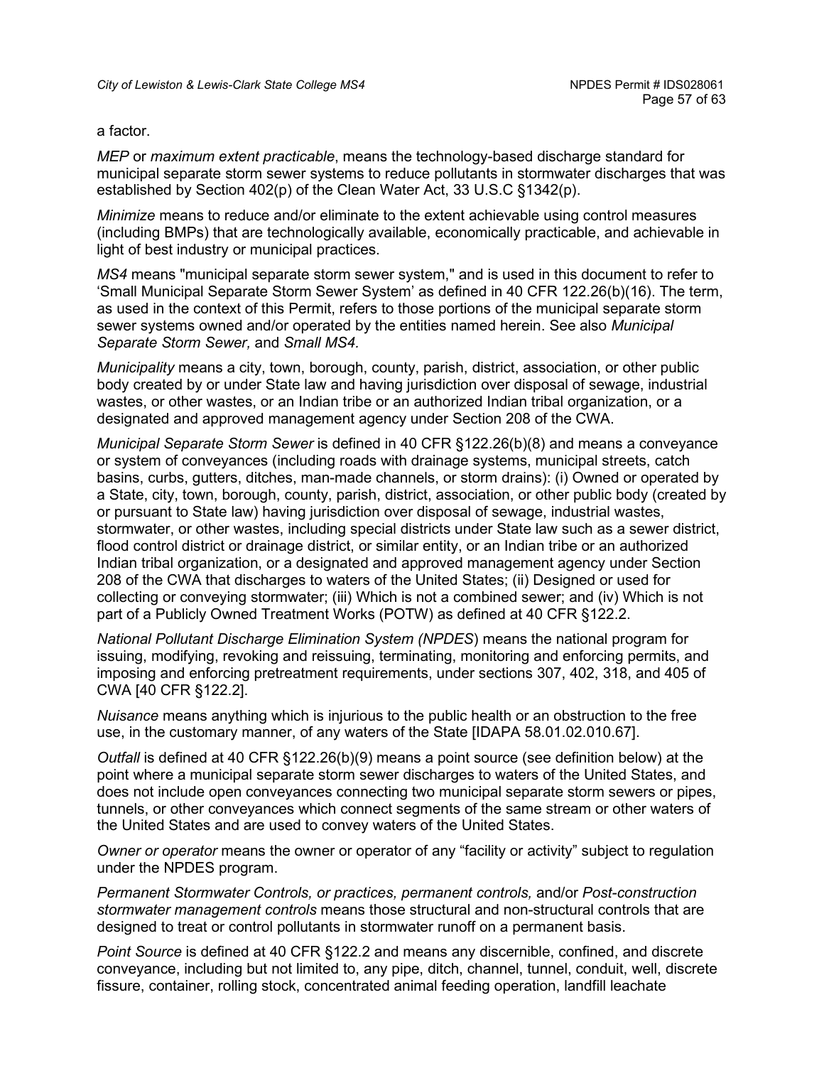a factor.

*MEP* or *maximum extent practicable*, means the technology-based discharge standard for municipal separate storm sewer systems to reduce pollutants in stormwater discharges that was established by Section 402(p) of the Clean Water Act, 33 U.S.C §1342(p).

*Minimize* means to reduce and/or eliminate to the extent achievable using control measures (including BMPs) that are technologically available, economically practicable, and achievable in light of best industry or municipal practices.

*MS4* means "municipal separate storm sewer system," and is used in this document to refer to 'Small Municipal Separate Storm Sewer System' as defined in 40 CFR 122.26(b)(16). The term, as used in the context of this Permit, refers to those portions of the municipal separate storm sewer systems owned and/or operated by the entities named herein. See also *Municipal Separate Storm Sewer,* and *Small MS4*.

*Municipality* means a city, town, borough, county, parish, district, association, or other public body created by or under State law and having jurisdiction over disposal of sewage, industrial wastes, or other wastes, or an Indian tribe or an authorized Indian tribal organization, or a designated and approved management agency under Section 208 of the CWA.

*Municipal Separate Storm Sewer* is defined in 40 CFR §122.26(b)(8) and means a conveyance or system of conveyances (including roads with drainage systems, municipal streets, catch basins, curbs, gutters, ditches, man-made channels, or storm drains): (i) Owned or operated by a State, city, town, borough, county, parish, district, association, or other public body (created by or pursuant to State law) having jurisdiction over disposal of sewage, industrial wastes, stormwater, or other wastes, including special districts under State law such as a sewer district, flood control district or drainage district, or similar entity, or an Indian tribe or an authorized Indian tribal organization, or a designated and approved management agency under Section 208 of the CWA that discharges to waters of the United States; (ii) Designed or used for collecting or conveying stormwater; (iii) Which is not a combined sewer; and (iv) Which is not part of a Publicly Owned Treatment Works (POTW) as defined at 40 CFR §122.2.

*National Pollutant Discharge Elimination System (NPDES*) means the national program for issuing, modifying, revoking and reissuing, terminating, monitoring and enforcing permits, and imposing and enforcing pretreatment requirements, under sections 307, 402, 318, and 405 of CWA [40 CFR §122.2].

*Nuisance* means anything which is injurious to the public health or an obstruction to the free use, in the customary manner, of any waters of the State [IDAPA 58.01.02.010.67].

*Outfall* is defined at 40 CFR §122.26(b)(9) means a point source (see definition below) at the point where a municipal separate storm sewer discharges to waters of the United States, and does not include open conveyances connecting two municipal separate storm sewers or pipes, tunnels, or other conveyances which connect segments of the same stream or other waters of the United States and are used to convey waters of the United States.

*Owner or operator* means the owner or operator of any "facility or activity" subject to regulation under the NPDES program.

*Permanent Stormwater Controls, or practices, permanent controls,* and/or *Post-construction stormwater management controls* means those structural and non-structural controls that are designed to treat or control pollutants in stormwater runoff on a permanent basis.

*Point Source* is defined at 40 CFR §122.2 and means any discernible, confined, and discrete conveyance, including but not limited to, any pipe, ditch, channel, tunnel, conduit, well, discrete fissure, container, rolling stock, concentrated animal feeding operation, landfill leachate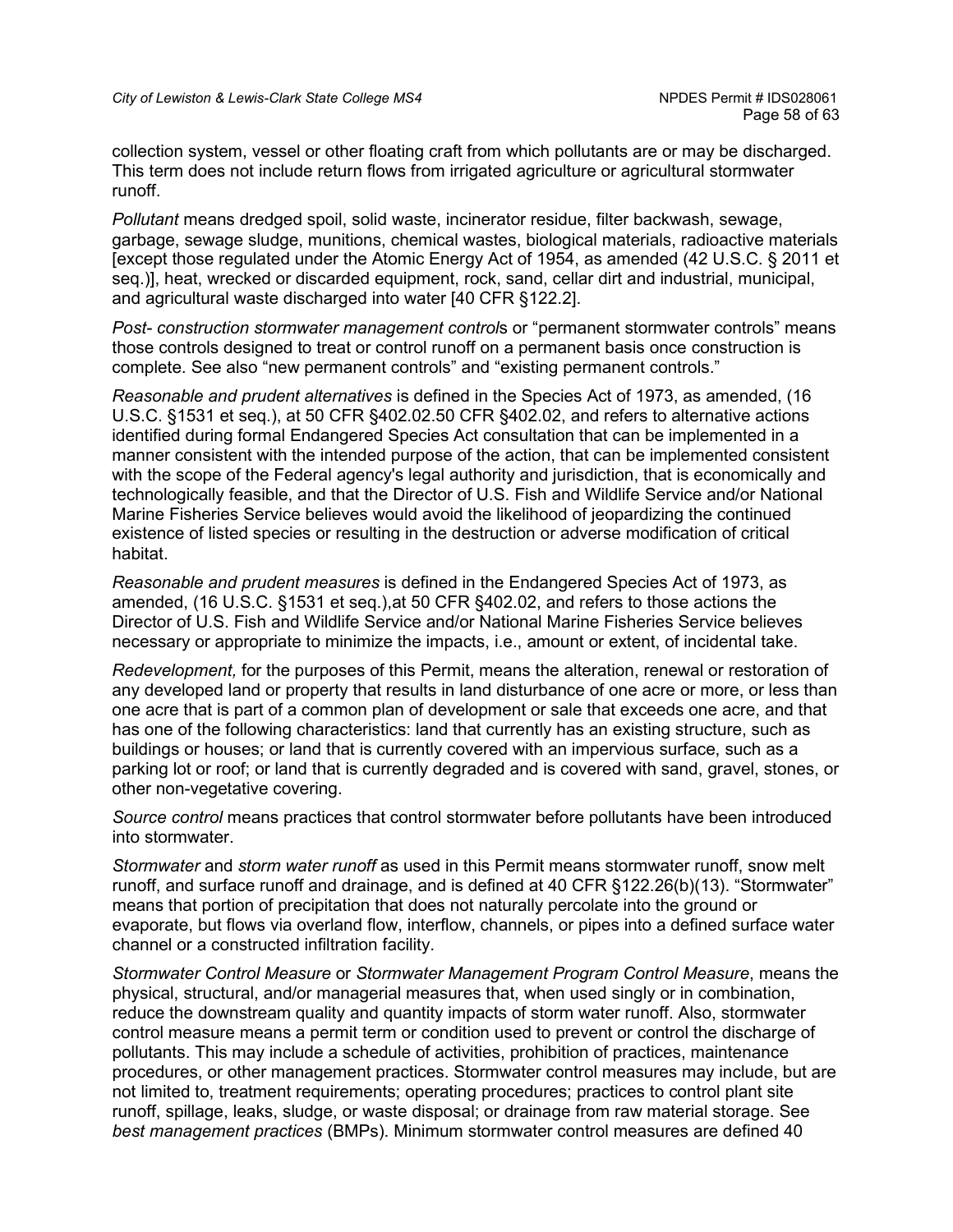collection system, vessel or other floating craft from which pollutants are or may be discharged. This term does not include return flows from irrigated agriculture or agricultural stormwater runoff.

*Pollutant* means dredged spoil, solid waste, incinerator residue, filter backwash, sewage, garbage, sewage sludge, munitions, chemical wastes, biological materials, radioactive materials [except those regulated under the Atomic Energy Act of 1954, as amended (42 U.S.C. § 2011 et seq.)], heat, wrecked or discarded equipment, rock, sand, cellar dirt and industrial, municipal, and agricultural waste discharged into water [40 CFR §122.2].

*Post- construction stormwater management control*s or "permanent stormwater controls" means those controls designed to treat or control runoff on a permanent basis once construction is complete. See also "new permanent controls" and "existing permanent controls."

*Reasonable and prudent alternatives* is defined in the Species Act of 1973, as amended, (16 U.S.C. §1531 et seq.), at 50 CFR §402.02.50 CFR §402.02, and refers to alternative actions identified during formal Endangered Species Act consultation that can be implemented in a manner consistent with the intended purpose of the action, that can be implemented consistent with the scope of the Federal agency's legal authority and jurisdiction, that is economically and technologically feasible, and that the Director of U.S. Fish and Wildlife Service and/or National Marine Fisheries Service believes would avoid the likelihood of jeopardizing the continued existence of listed species or resulting in the destruction or adverse modification of critical habitat.

*Reasonable and prudent measures* is defined in the Endangered Species Act of 1973, as amended, (16 U.S.C. §1531 et seq.),at 50 CFR §402.02, and refers to those actions the Director of U.S. Fish and Wildlife Service and/or National Marine Fisheries Service believes necessary or appropriate to minimize the impacts, i.e., amount or extent, of incidental take.

*Redevelopment,* for the purposes of this Permit, means the alteration, renewal or restoration of any developed land or property that results in land disturbance of one acre or more, or less than one acre that is part of a common plan of development or sale that exceeds one acre, and that has one of the following characteristics: land that currently has an existing structure, such as buildings or houses; or land that is currently covered with an impervious surface, such as a parking lot or roof; or land that is currently degraded and is covered with sand, gravel, stones, or other non-vegetative covering.

*Source control* means practices that control stormwater before pollutants have been introduced into stormwater.

*Stormwater* and *storm water runoff* as used in this Permit means stormwater runoff, snow melt runoff, and surface runoff and drainage, and is defined at 40 CFR §122.26(b)(13). "Stormwater" means that portion of precipitation that does not naturally percolate into the ground or evaporate, but flows via overland flow, interflow, channels, or pipes into a defined surface water channel or a constructed infiltration facility.

*Stormwater Control Measure* or *Stormwater Management Program Control Measure*, means the physical, structural, and/or managerial measures that, when used singly or in combination, reduce the downstream quality and quantity impacts of storm water runoff. Also, stormwater control measure means a permit term or condition used to prevent or control the discharge of pollutants. This may include a schedule of activities, prohibition of practices, maintenance procedures, or other management practices. Stormwater control measures may include, but are not limited to, treatment requirements; operating procedures; practices to control plant site runoff, spillage, leaks, sludge, or waste disposal; or drainage from raw material storage. See *best management practices* (BMPs). Minimum stormwater control measures are defined 40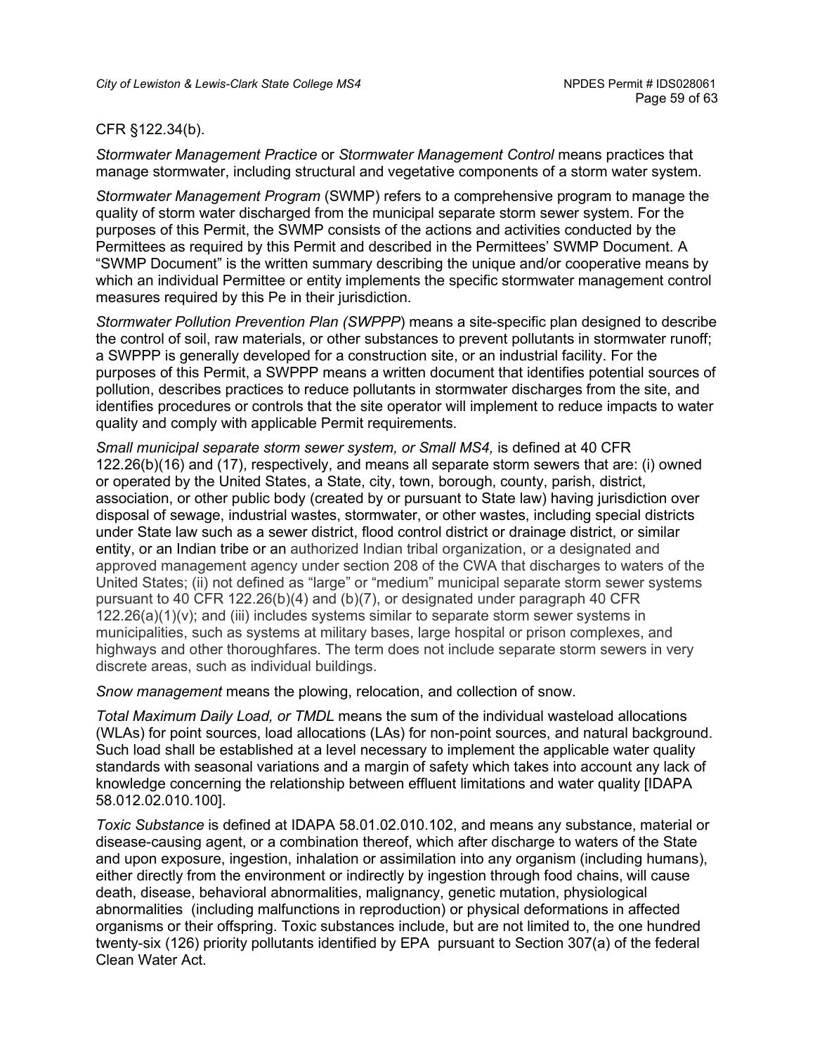CFR §122.34(b).

*Stormwater Management Practice* or *Stormwater Management Control* means practices that manage stormwater, including structural and vegetative components of a storm water system.

*Stormwater Management Program* (SWMP) refers to a comprehensive program to manage the quality of storm water discharged from the municipal separate storm sewer system. For the purposes of this Permit, the SWMP consists of the actions and activities conducted by the Permittees as required by this Permit and described in the Permittees' SWMP Document. A "SWMP Document" is the written summary describing the unique and/or cooperative means by which an individual Permittee or entity implements the specific stormwater management control measures required by this Pe in their jurisdiction.

*Stormwater Pollution Prevention Plan (SWPPP*) means a site-specific plan designed to describe the control of soil, raw materials, or other substances to prevent pollutants in stormwater runoff; a SWPPP is generally developed for a construction site, or an industrial facility. For the purposes of this Permit, a SWPPP means a written document that identifies potential sources of pollution, describes practices to reduce pollutants in stormwater discharges from the site, and identifies procedures or controls that the site operator will implement to reduce impacts to water quality and comply with applicable Permit requirements.

*Small municipal separate storm sewer system, or Small MS4,* is defined at 40 CFR 122.26(b)(16) and (17), respectively, and means all separate storm sewers that are: (i) owned or operated by the United States, a State, city, town, borough, county, parish, district, association, or other public body (created by or pursuant to State law) having jurisdiction over disposal of sewage, industrial wastes, stormwater, or other wastes, including special districts under State law such as a sewer district, flood control district or drainage district, or similar entity, or an Indian tribe or an authorized Indian tribal organization, or a designated and approved management agency under section 208 of the CWA that discharges to waters of the United States; (ii) not defined as "large" or "medium" municipal separate storm sewer systems pursuant to 40 CFR 122.26(b)(4) and (b)(7), or designated under paragraph 40 CFR 122.26(a)(1)(v); and (iii) includes systems similar to separate storm sewer systems in municipalities, such as systems at military bases, large hospital or prison complexes, and highways and other thoroughfares. The term does not include separate storm sewers in very discrete areas, such as individual buildings.

*Snow management* means the plowing, relocation, and collection of snow.

*Total Maximum Daily Load, or TMDL* means the sum of the individual wasteload allocations (WLAs) for point sources, load allocations (LAs) for non-point sources, and natural background. Such load shall be established at a level necessary to implement the applicable water quality standards with seasonal variations and a margin of safety which takes into account any lack of knowledge concerning the relationship between effluent limitations and water quality [IDAPA 58.012.02.010.100].

*Toxic Substance* is defined at IDAPA 58.01.02.010.102, and means any substance, material or disease-causing agent, or a combination thereof, which after discharge to waters of the State and upon exposure, ingestion, inhalation or assimilation into any organism (including humans), either directly from the environment or indirectly by ingestion through food chains, will cause death, disease, behavioral abnormalities, malignancy, genetic mutation, physiological abnormalities (including malfunctions in reproduction) or physical deformations in affected organisms or their offspring. Toxic substances include, but are not limited to, the one hundred twenty-six (126) priority pollutants identified by EPA pursuant to Section 307(a) of the federal Clean Water Act.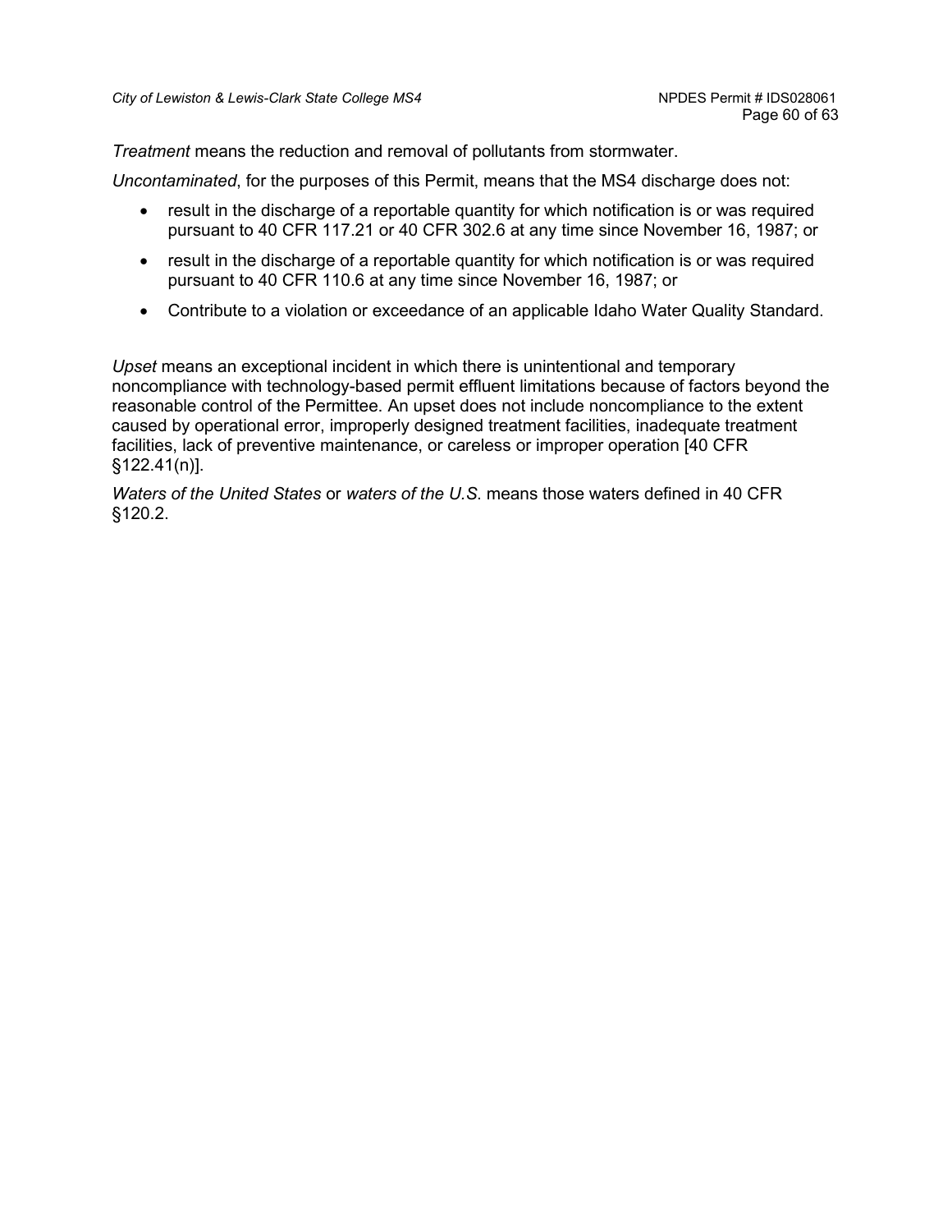*Treatment* means the reduction and removal of pollutants from stormwater.

*Uncontaminated*, for the purposes of this Permit, means that the MS4 discharge does not:

- result in the discharge of a reportable quantity for which notification is or was required pursuant to 40 CFR 117.21 or 40 CFR 302.6 at any time since November 16, 1987; or
- result in the discharge of a reportable quantity for which notification is or was required pursuant to 40 CFR 110.6 at any time since November 16, 1987; or
- Contribute to a violation or exceedance of an applicable Idaho Water Quality Standard.

*Upset* means an exceptional incident in which there is unintentional and temporary noncompliance with technology-based permit effluent limitations because of factors beyond the reasonable control of the Permittee. An upset does not include noncompliance to the extent caused by operational error, improperly designed treatment facilities, inadequate treatment facilities, lack of preventive maintenance, or careless or improper operation [40 CFR §122.41(n)].

*Waters of the United States* or *waters of the U.S*. means those waters defined in 40 CFR §120.2.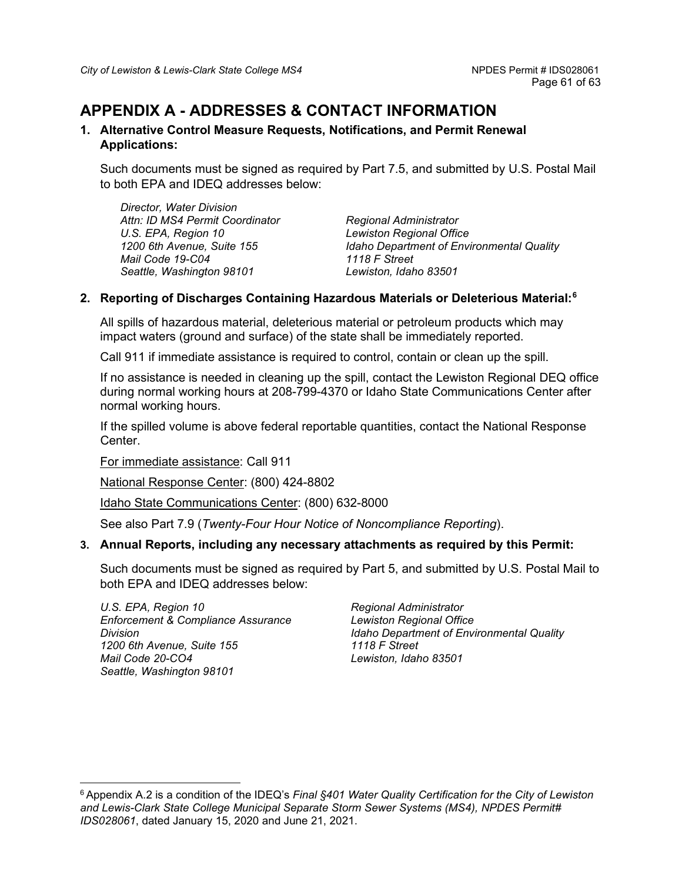# APPENDIX A - ADDRESSES & CONTACT INFORMATION

**1. Alternative Control Measure Requests, Notifications, and Permit Renewal Applications:**

Such documents must be signed as required by Part 7.5, and submitted by U.S. Postal Mail to both EPA and IDEQ addresses below:

*Director, Water Division*
*Attn: ID MS4 Permit Coordinator*
*U.S. EPA, Region 10*
*1200 6th Avenue, Suite 155*
*Mail Code 19-C04*
*Seattle, Washington 98101*

*Regional Administrator*
*Lewiston Regional Office*
*Idaho Department of Environmental Quality*
*1118 F Street*
*Lewiston, Idaho 83501*

**2. Reporting of Discharges Containing Hazardous Materials or Deleterious Material:[6]**

All spills of hazardous material, deleterious material or petroleum products which may impact waters (ground and surface) of the state shall be immediately reported.

Call 911 if immediate assistance is required to control, contain or clean up the spill.

If no assistance is needed in cleaning up the spill, contact the Lewiston Regional DEQ office during normal working hours at 208-799-4370 or Idaho State Communications Center after normal working hours.

If the spilled volume is above federal reportable quantities, contact the National Response Center.

<u>For immediate assistance</u>: Call 911

<u>National Response Center</u>: (800) 424-8802

<u>Idaho State Communications Center</u>: (800) 632-8000

See also Part 7.9 (*Twenty-Four Hour Notice of Noncompliance Reporting*).

**3. Annual Reports, including any necessary attachments as required by this Permit:**

Such documents must be signed as required by Part 5, and submitted by U.S. Postal Mail to both EPA and IDEQ addresses below:

*U.S. EPA, Region 10*
*Enforcement & Compliance Assurance Division*
*1200 6th Avenue, Suite 155*
*Mail Code 20-CO4*
*Seattle, Washington 98101*

*Regional Administrator*
*Lewiston Regional Office*
*Idaho Department of Environmental Quality*
*1118 F Street*
*Lewiston, Idaho 83501*

---

[6] Appendix A.2 is a condition of the IDEQ's *Final §401 Water Quality Certification for the City of Lewiston and Lewis-Clark State College Municipal Separate Storm Sewer Systems (MS4), NPDES Permit# IDS028061*, dated January 15, 2020 and June 21, 2021.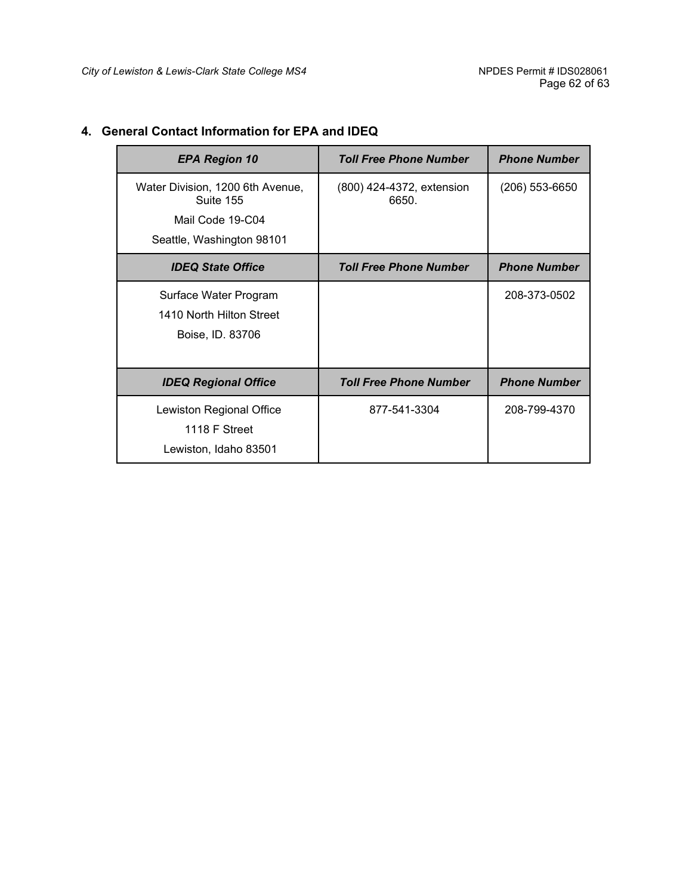## 4. General Contact Information for EPA and IDEQ

| ***EPA Region 10*** | ***Toll Free Phone Number*** | ***Phone Number*** |
|---|---|---|
| Water Division, 1200 6th Avenue, Suite 155<br>Mail Code 19-C04<br>Seattle, Washington 98101 | (800) 424-4372, extension 6650. | (206) 553-6650 |
| ***IDEQ State Office*** | ***Toll Free Phone Number*** | ***Phone Number*** |
| Surface Water Program<br>1410 North Hilton Street<br>Boise, ID. 83706 | | 208-373-0502 |
| ***IDEQ Regional Office*** | ***Toll Free Phone Number*** | ***Phone Number*** |
| Lewiston Regional Office<br>1118 F Street<br>Lewiston, Idaho 83501 | 877-541-3304 | 208-799-4370 |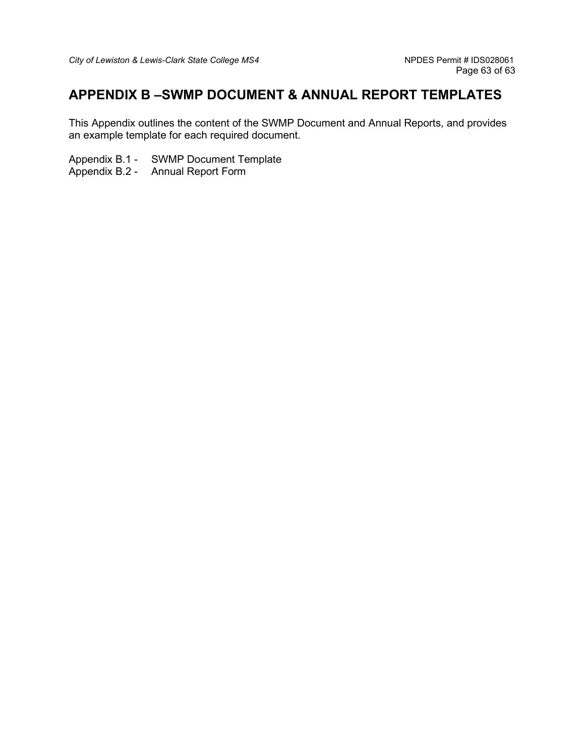# APPENDIX B –SWMP DOCUMENT & ANNUAL REPORT TEMPLATES

This Appendix outlines the content of the SWMP Document and Annual Reports, and provides an example template for each required document.

Appendix B.1 - SWMP Document Template
Appendix B.2 - Annual Report Form